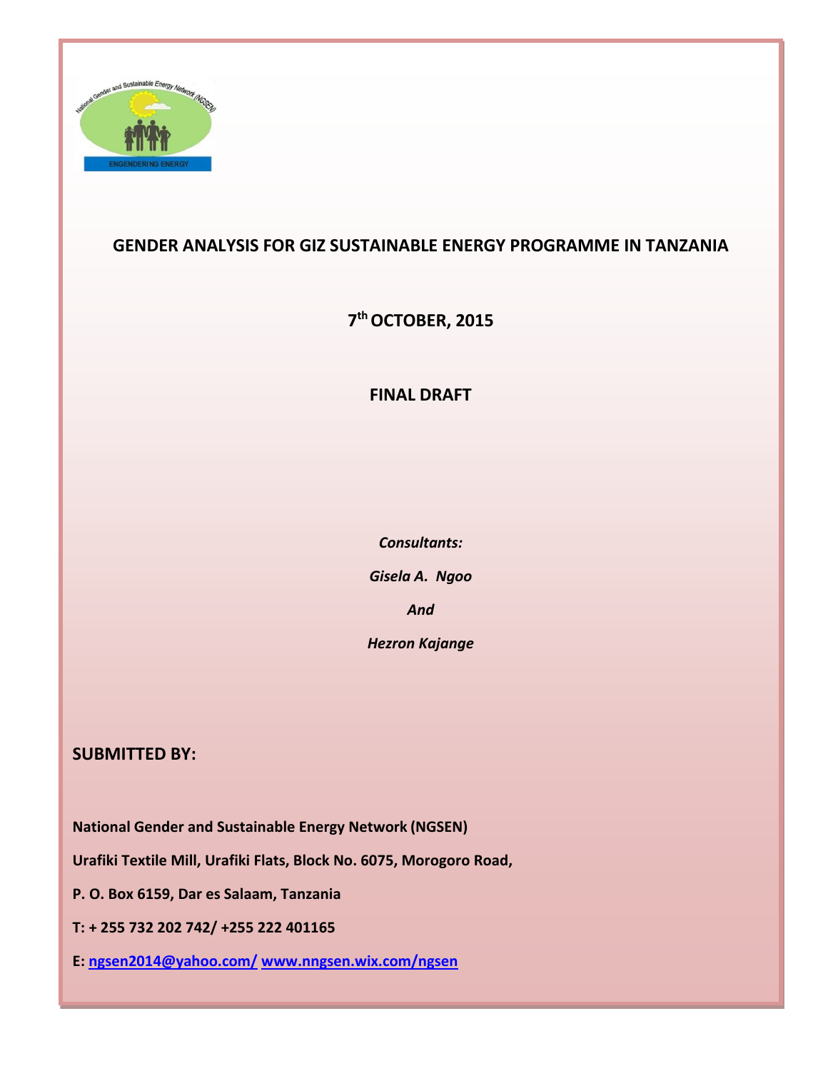# GENDER ANALYSIS FOR GIZ SUSTAINABLE ENERGY PROGRAMME IN TANZANIA

**7th OCTOBER, 2015**

**FINAL DRAFT**

***Consultants:***

***Gisela A. Ngoo***

***And***

***Hezron Kajange***

**SUBMITTED BY:**

**National Gender and Sustainable Energy Network (NGSEN)**

**Urafiki Textile Mill, Urafiki Flats, Block No. 6075, Morogoro Road,**

**P. O. Box 6159, Dar es Salaam, Tanzania**

**T: + 255 732 202 742/ +255 222 401165**

**E: ngsen2014@yahoo.com/ www.nngsen.wix.com/ngsen**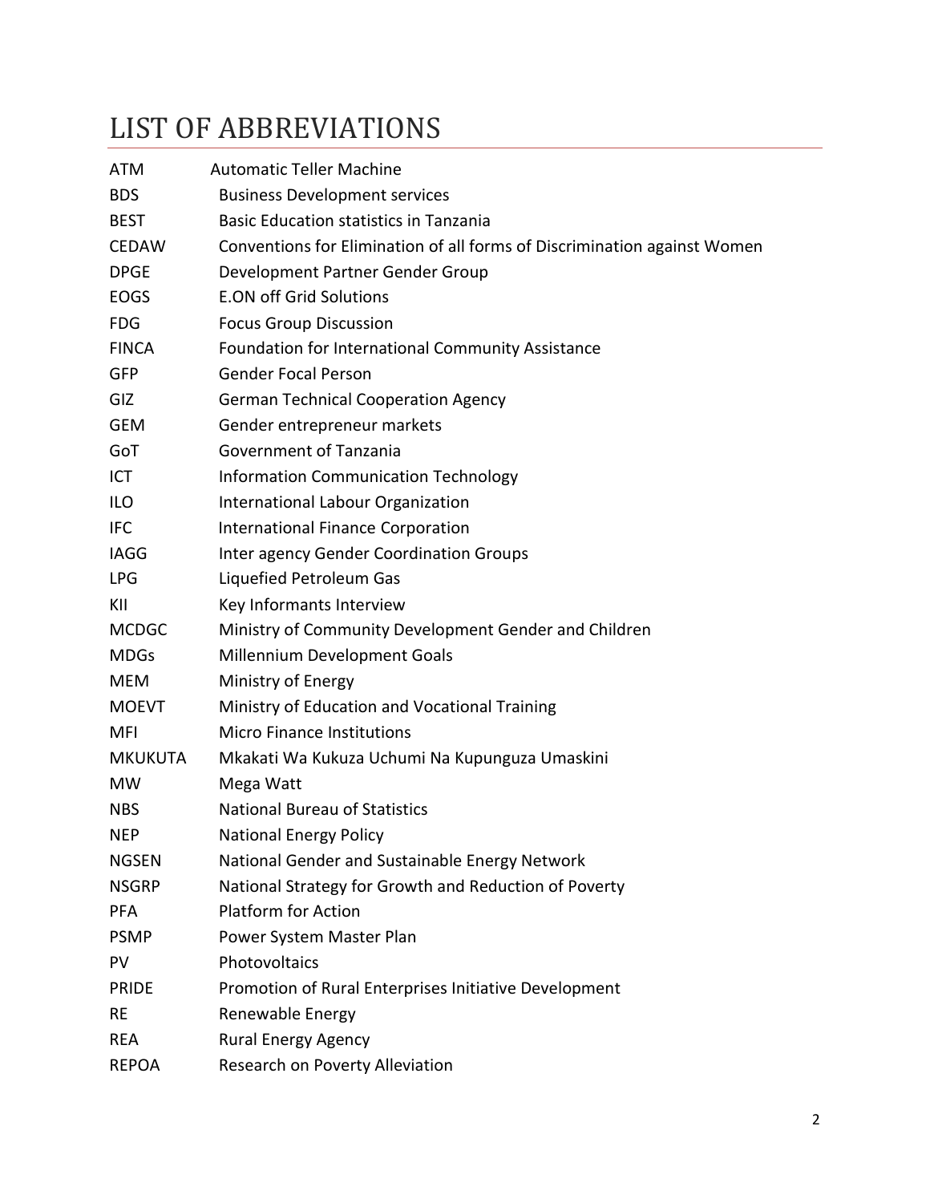# LIST OF ABBREVIATIONS

| | |
|---|---|
| ATM | Automatic Teller Machine |
| BDS | Business Development services |
| BEST | Basic Education statistics in Tanzania |
| CEDAW | Conventions for Elimination of all forms of Discrimination against Women |
| DPGE | Development Partner Gender Group |
| EOGS | E.ON off Grid Solutions |
| FDG | Focus Group Discussion |
| FINCA | Foundation for International Community Assistance |
| GFP | Gender Focal Person |
| GIZ | German Technical Cooperation Agency |
| GEM | Gender entrepreneur markets |
| GoT | Government of Tanzania |
| ICT | Information Communication Technology |
| ILO | International Labour Organization |
| IFC | International Finance Corporation |
| IAGG | Inter agency Gender Coordination Groups |
| LPG | Liquefied Petroleum Gas |
| KII | Key Informants Interview |
| MCDGC | Ministry of Community Development Gender and Children |
| MDGs | Millennium Development Goals |
| MEM | Ministry of Energy |
| MOEVT | Ministry of Education and Vocational Training |
| MFI | Micro Finance Institutions |
| MKUKUTA | Mkakati Wa Kukuza Uchumi Na Kupunguza Umaskini |
| MW | Mega Watt |
| NBS | National Bureau of Statistics |
| NEP | National Energy Policy |
| NGSEN | National Gender and Sustainable Energy Network |
| NSGRP | National Strategy for Growth and Reduction of Poverty |
| PFA | Platform for Action |
| PSMP | Power System Master Plan |
| PV | Photovoltaics |
| PRIDE | Promotion of Rural Enterprises Initiative Development |
| RE | Renewable Energy |
| REA | Rural Energy Agency |
| REPOA | Research on Poverty Alleviation |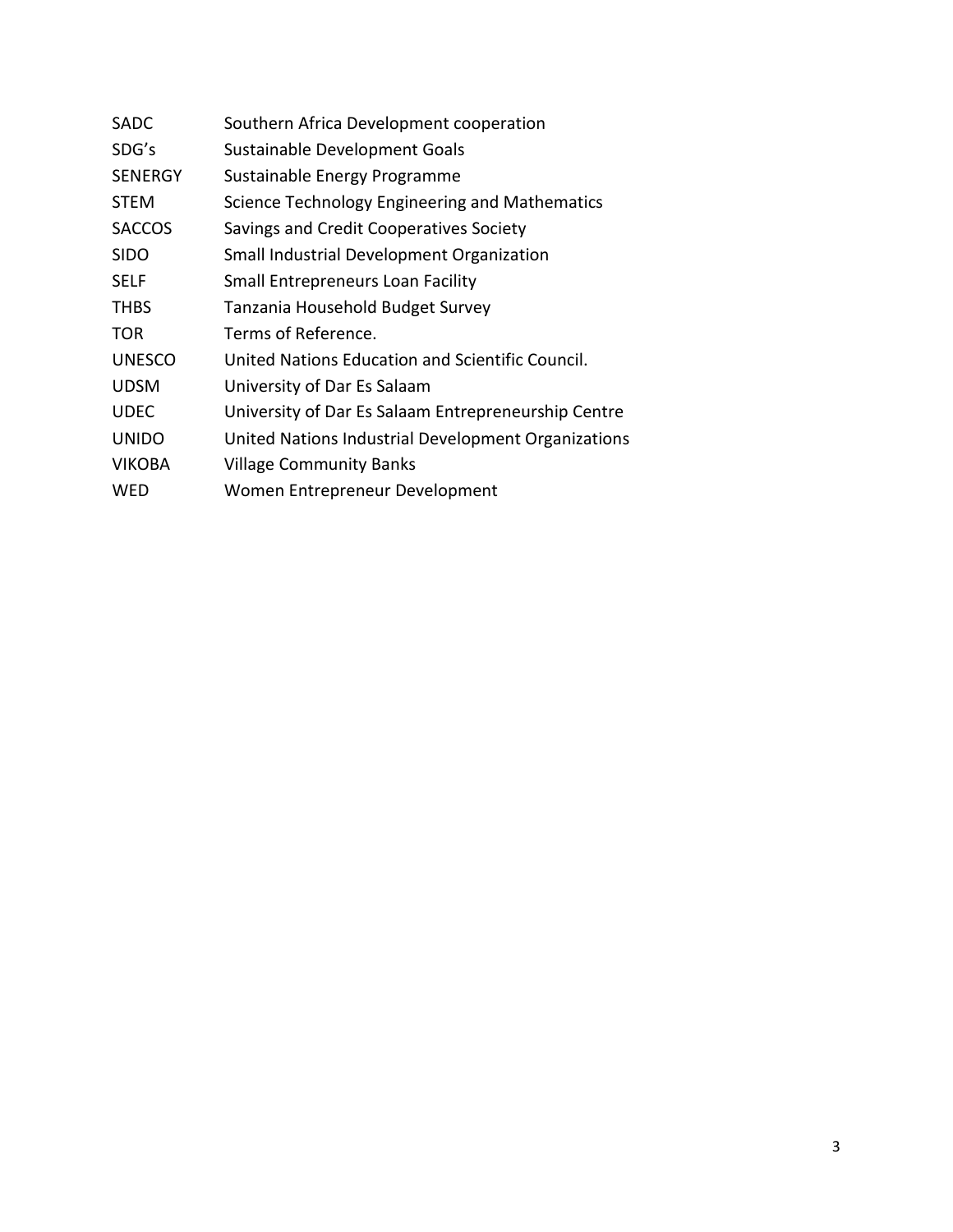| | |
|---|---|
| SADC | Southern Africa Development cooperation |
| SDG's | Sustainable Development Goals |
| SENERGY | Sustainable Energy Programme |
| STEM | Science Technology Engineering and Mathematics |
| SACCOS | Savings and Credit Cooperatives Society |
| SIDO | Small Industrial Development Organization |
| SELF | Small Entrepreneurs Loan Facility |
| THBS | Tanzania Household Budget Survey |
| TOR | Terms of Reference. |
| UNESCO | United Nations Education and Scientific Council. |
| UDSM | University of Dar Es Salaam |
| UDEC | University of Dar Es Salaam Entrepreneurship Centre |
| UNIDO | United Nations Industrial Development Organizations |
| VIKOBA | Village Community Banks |
| WED | Women Entrepreneur Development |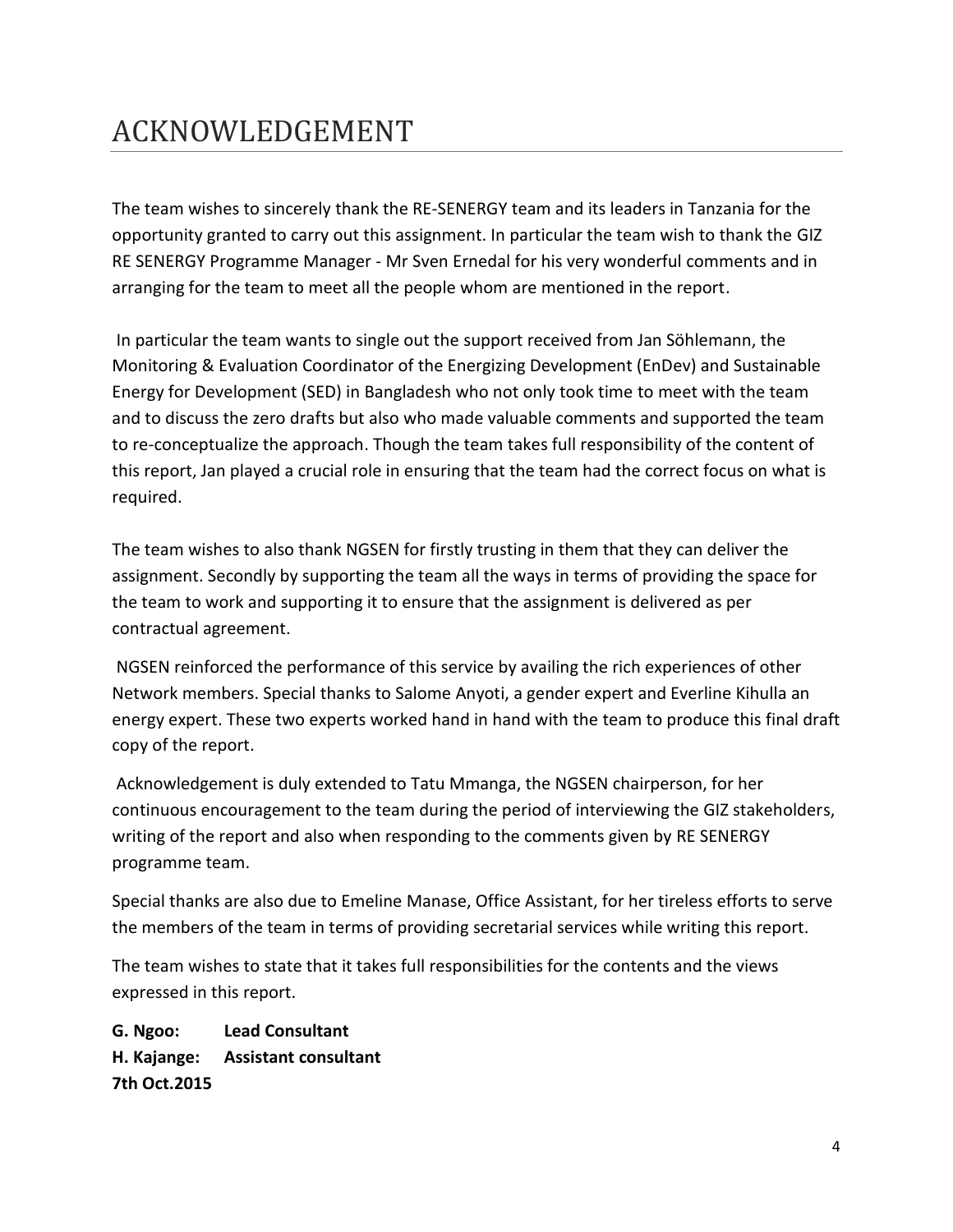# ACKNOWLEDGEMENT

The team wishes to sincerely thank the RE-SENERGY team and its leaders in Tanzania for the opportunity granted to carry out this assignment. In particular the team wish to thank the GIZ RE SENERGY Programme Manager - Mr Sven Ernedal for his very wonderful comments and in arranging for the team to meet all the people whom are mentioned in the report.

In particular the team wants to single out the support received from Jan Söhlemann, the Monitoring & Evaluation Coordinator of the Energizing Development (EnDev) and Sustainable Energy for Development (SED) in Bangladesh who not only took time to meet with the team and to discuss the zero drafts but also who made valuable comments and supported the team to re-conceptualize the approach. Though the team takes full responsibility of the content of this report, Jan played a crucial role in ensuring that the team had the correct focus on what is required.

The team wishes to also thank NGSEN for firstly trusting in them that they can deliver the assignment. Secondly by supporting the team all the ways in terms of providing the space for the team to work and supporting it to ensure that the assignment is delivered as per contractual agreement.

NGSEN reinforced the performance of this service by availing the rich experiences of other Network members. Special thanks to Salome Anyoti, a gender expert and Everline Kihulla an energy expert. These two experts worked hand in hand with the team to produce this final draft copy of the report.

Acknowledgement is duly extended to Tatu Mmanga, the NGSEN chairperson, for her continuous encouragement to the team during the period of interviewing the GIZ stakeholders, writing of the report and also when responding to the comments given by RE SENERGY programme team.

Special thanks are also due to Emeline Manase, Office Assistant, for her tireless efforts to serve the members of the team in terms of providing secretarial services while writing this report.

The team wishes to state that it takes full responsibilities for the contents and the views expressed in this report.

**G. Ngoo: Lead Consultant**  
**H. Kajange: Assistant consultant**  
**7th Oct.2015**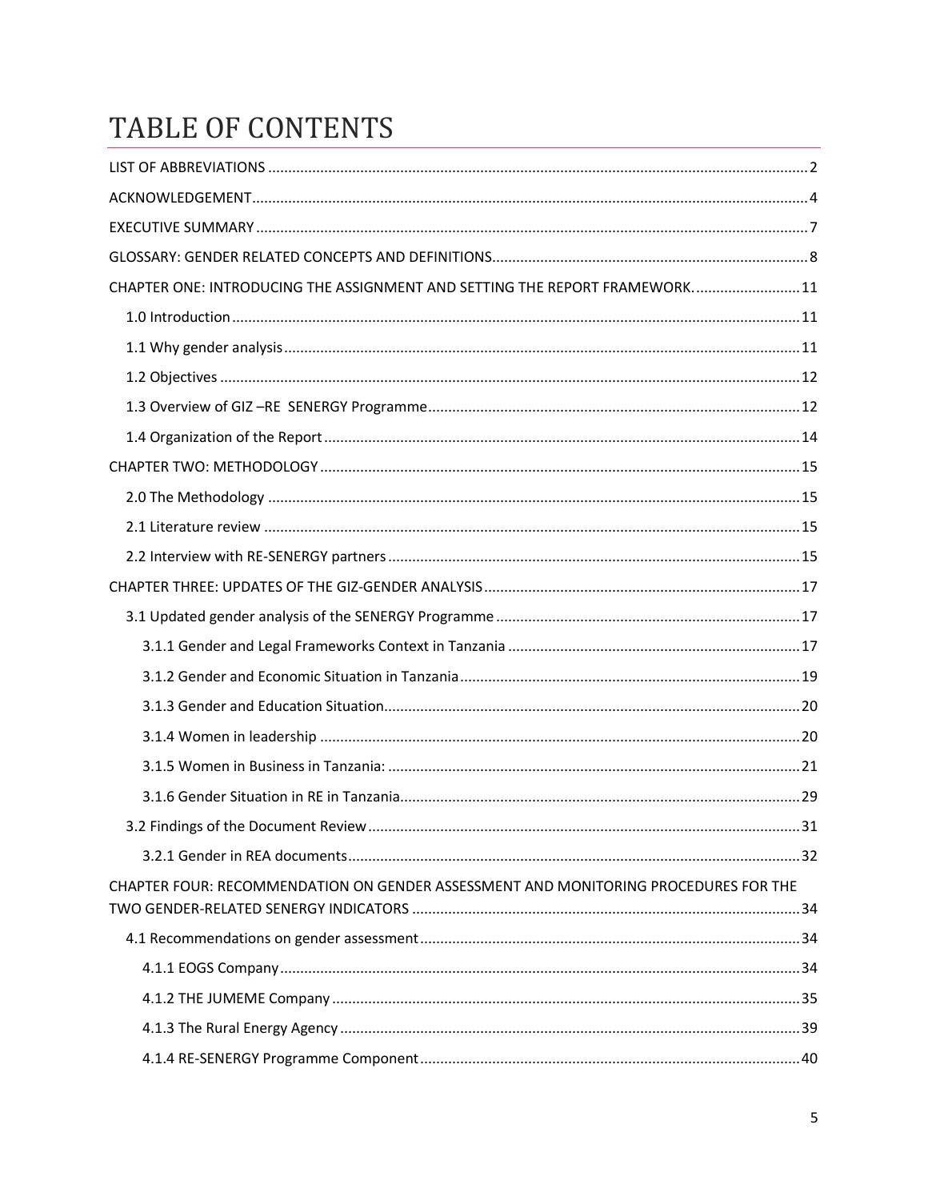# TABLE OF CONTENTS

LIST OF ABBREVIATIONS ..... 2

ACKNOWLEDGEMENT ..... 4

EXECUTIVE SUMMARY ..... 7

GLOSSARY: GENDER RELATED CONCEPTS AND DEFINITIONS ..... 8

CHAPTER ONE: INTRODUCING THE ASSIGNMENT AND SETTING THE REPORT FRAMEWORK. ..... 11

- 1.0 Introduction ..... 11
- 1.1 Why gender analysis ..... 11
- 1.2 Objectives ..... 12
- 1.3 Overview of GIZ –RE SENERGY Programme ..... 12
- 1.4 Organization of the Report ..... 14

CHAPTER TWO: METHODOLOGY ..... 15

- 2.0 The Methodology ..... 15
- 2.1 Literature review ..... 15
- 2.2 Interview with RE-SENERGY partners ..... 15

CHAPTER THREE: UPDATES OF THE GIZ-GENDER ANALYSIS ..... 17

- 3.1 Updated gender analysis of the SENERGY Programme ..... 17
  - 3.1.1 Gender and Legal Frameworks Context in Tanzania ..... 17
  - 3.1.2 Gender and Economic Situation in Tanzania ..... 19
  - 3.1.3 Gender and Education Situation ..... 20
  - 3.1.4 Women in leadership ..... 20
  - 3.1.5 Women in Business in Tanzania: ..... 21
  - 3.1.6 Gender Situation in RE in Tanzania ..... 29
- 3.2 Findings of the Document Review ..... 31
  - 3.2.1 Gender in REA documents ..... 32

CHAPTER FOUR: RECOMMENDATION ON GENDER ASSESSMENT AND MONITORING PROCEDURES FOR THE TWO GENDER-RELATED SENERGY INDICATORS ..... 34

- 4.1 Recommendations on gender assessment ..... 34
  - 4.1.1 EOGS Company ..... 34
  - 4.1.2 THE JUMEME Company ..... 35
  - 4.1.3 The Rural Energy Agency ..... 39
  - 4.1.4 RE-SENERGY Programme Component ..... 40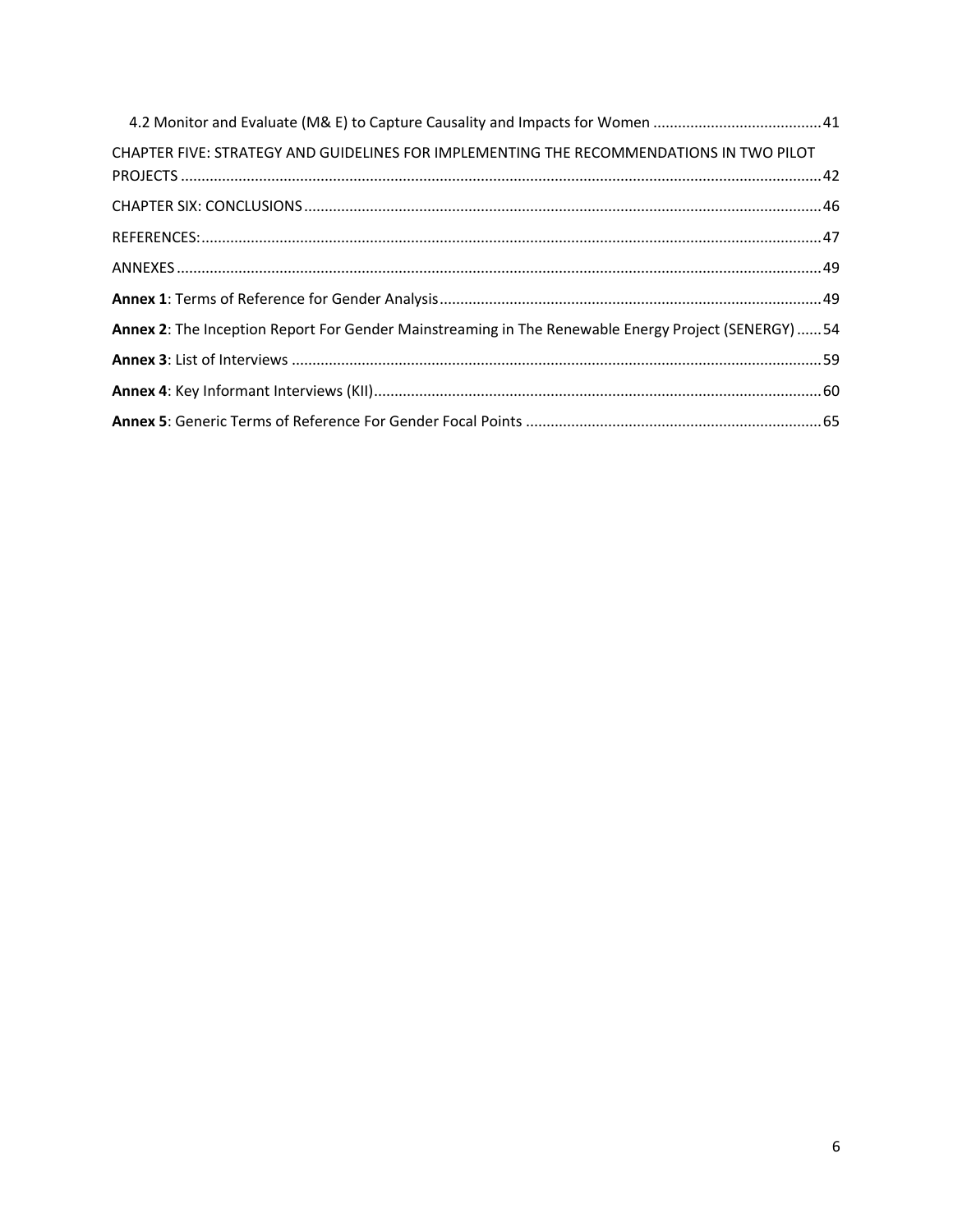4.2 Monitor and Evaluate (M& E) to Capture Causality and Impacts for Women ........................................ 41

CHAPTER FIVE: STRATEGY AND GUIDELINES FOR IMPLEMENTING THE RECOMMENDATIONS IN TWO PILOT PROJECTS ........................................ 42

CHAPTER SIX: CONCLUSIONS ........................................ 46

REFERENCES: ........................................ 47

ANNEXES ........................................ 49

**Annex 1**: Terms of Reference for Gender Analysis ........................................ 49

**Annex 2**: The Inception Report For Gender Mainstreaming in The Renewable Energy Project (SENERGY) ...... 54

**Annex 3**: List of Interviews ........................................ 59

**Annex 4**: Key Informant Interviews (KII) ........................................ 60

**Annex 5**: Generic Terms of Reference For Gender Focal Points ........................................ 65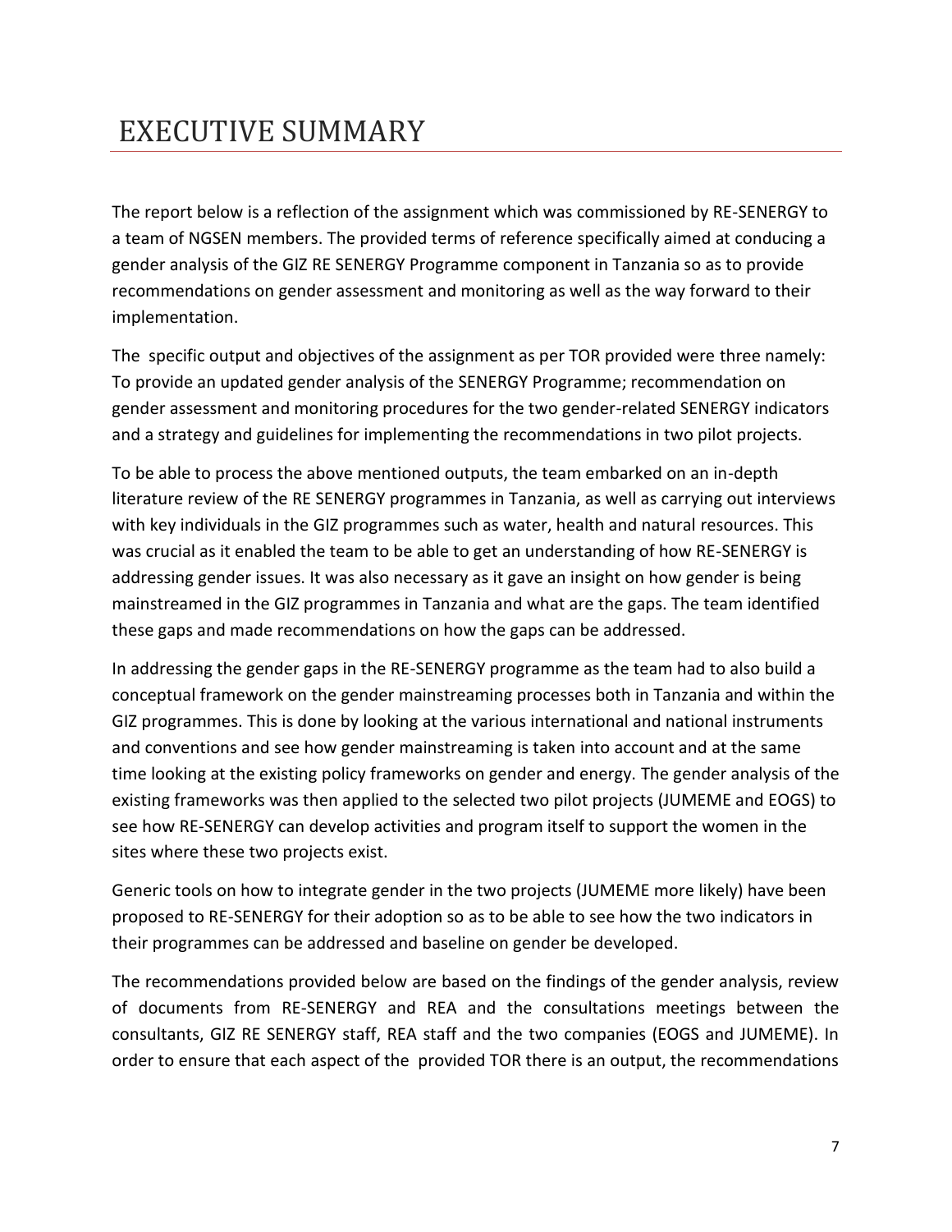# EXECUTIVE SUMMARY

The report below is a reflection of the assignment which was commissioned by RE-SENERGY to a team of NGSEN members. The provided terms of reference specifically aimed at conducing a gender analysis of the GIZ RE SENERGY Programme component in Tanzania so as to provide recommendations on gender assessment and monitoring as well as the way forward to their implementation.

The specific output and objectives of the assignment as per TOR provided were three namely: To provide an updated gender analysis of the SENERGY Programme; recommendation on gender assessment and monitoring procedures for the two gender-related SENERGY indicators and a strategy and guidelines for implementing the recommendations in two pilot projects.

To be able to process the above mentioned outputs, the team embarked on an in-depth literature review of the RE SENERGY programmes in Tanzania, as well as carrying out interviews with key individuals in the GIZ programmes such as water, health and natural resources. This was crucial as it enabled the team to be able to get an understanding of how RE-SENERGY is addressing gender issues. It was also necessary as it gave an insight on how gender is being mainstreamed in the GIZ programmes in Tanzania and what are the gaps. The team identified these gaps and made recommendations on how the gaps can be addressed.

In addressing the gender gaps in the RE-SENERGY programme as the team had to also build a conceptual framework on the gender mainstreaming processes both in Tanzania and within the GIZ programmes. This is done by looking at the various international and national instruments and conventions and see how gender mainstreaming is taken into account and at the same time looking at the existing policy frameworks on gender and energy. The gender analysis of the existing frameworks was then applied to the selected two pilot projects (JUMEME and EOGS) to see how RE-SENERGY can develop activities and program itself to support the women in the sites where these two projects exist.

Generic tools on how to integrate gender in the two projects (JUMEME more likely) have been proposed to RE-SENERGY for their adoption so as to be able to see how the two indicators in their programmes can be addressed and baseline on gender be developed.

The recommendations provided below are based on the findings of the gender analysis, review of documents from RE-SENERGY and REA and the consultations meetings between the consultants, GIZ RE SENERGY staff, REA staff and the two companies (EOGS and JUMEME). In order to ensure that each aspect of the provided TOR there is an output, the recommendations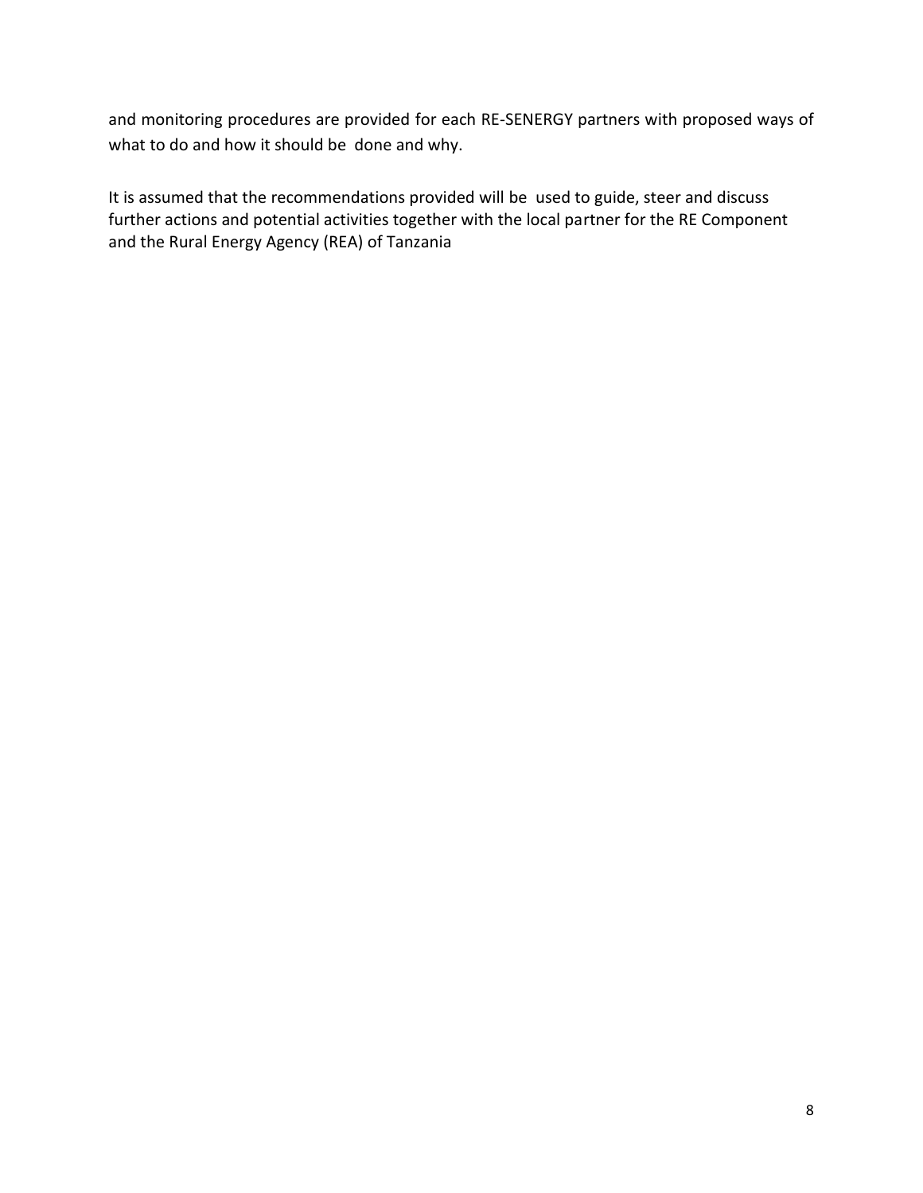and monitoring procedures are provided for each RE-SENERGY partners with proposed ways of what to do and how it should be done and why.

It is assumed that the recommendations provided will be used to guide, steer and discuss further actions and potential activities together with the local partner for the RE Component and the Rural Energy Agency (REA) of Tanzania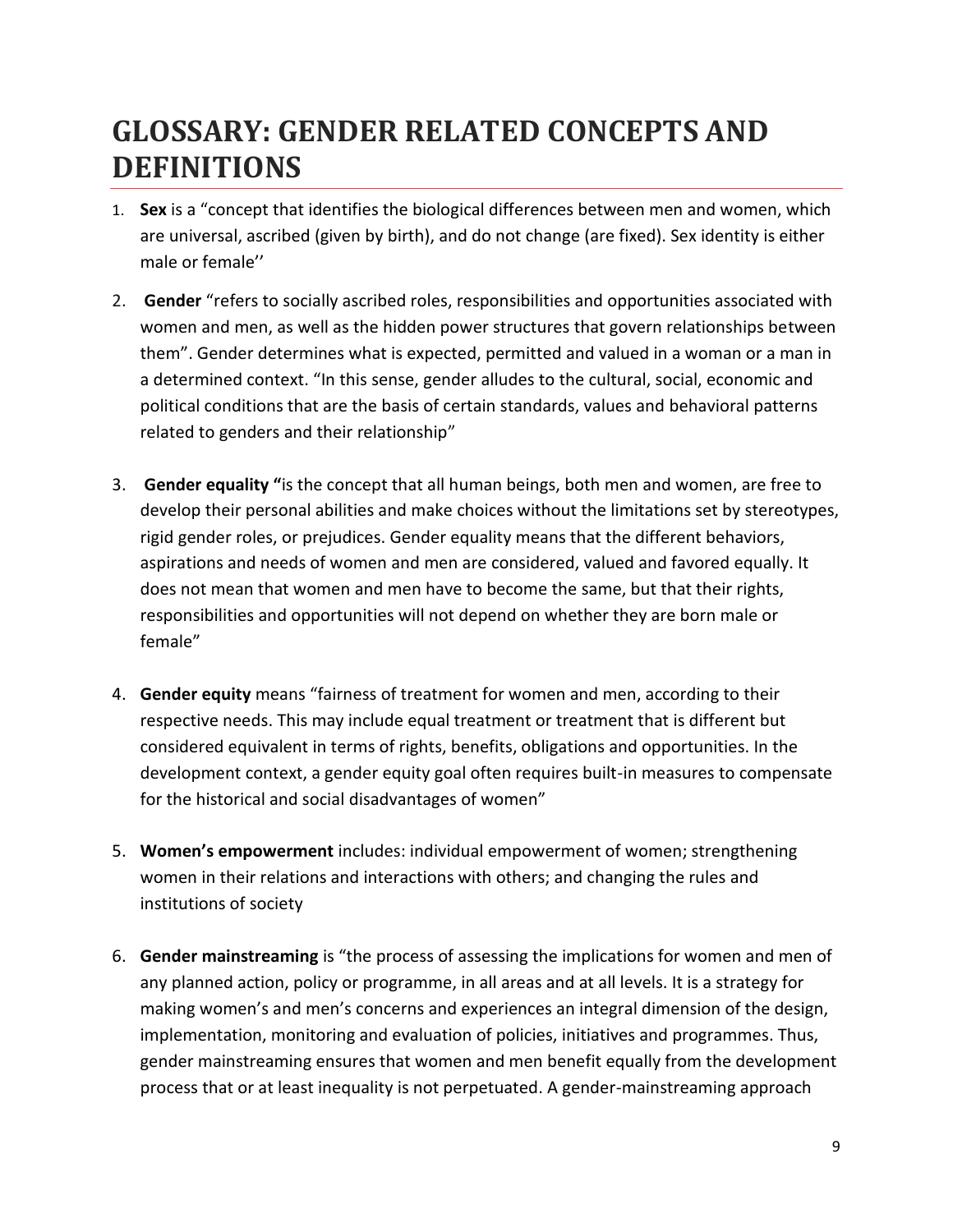# GLOSSARY: GENDER RELATED CONCEPTS AND DEFINITIONS

1. **Sex** is a "concept that identifies the biological differences between men and women, which are universal, ascribed (given by birth), and do not change (are fixed). Sex identity is either male or female''
2. **Gender** "refers to socially ascribed roles, responsibilities and opportunities associated with women and men, as well as the hidden power structures that govern relationships between them". Gender determines what is expected, permitted and valued in a woman or a man in a determined context. "In this sense, gender alludes to the cultural, social, economic and political conditions that are the basis of certain standards, values and behavioral patterns related to genders and their relationship"
3. **Gender equality "**is the concept that all human beings, both men and women, are free to develop their personal abilities and make choices without the limitations set by stereotypes, rigid gender roles, or prejudices. Gender equality means that the different behaviors, aspirations and needs of women and men are considered, valued and favored equally. It does not mean that women and men have to become the same, but that their rights, responsibilities and opportunities will not depend on whether they are born male or female"
4. **Gender equity** means "fairness of treatment for women and men, according to their respective needs. This may include equal treatment or treatment that is different but considered equivalent in terms of rights, benefits, obligations and opportunities. In the development context, a gender equity goal often requires built-in measures to compensate for the historical and social disadvantages of women"
5. **Women's empowerment** includes: individual empowerment of women; strengthening women in their relations and interactions with others; and changing the rules and institutions of society
6. **Gender mainstreaming** is "the process of assessing the implications for women and men of any planned action, policy or programme, in all areas and at all levels. It is a strategy for making women's and men's concerns and experiences an integral dimension of the design, implementation, monitoring and evaluation of policies, initiatives and programmes. Thus, gender mainstreaming ensures that women and men benefit equally from the development process that or at least inequality is not perpetuated. A gender-mainstreaming approach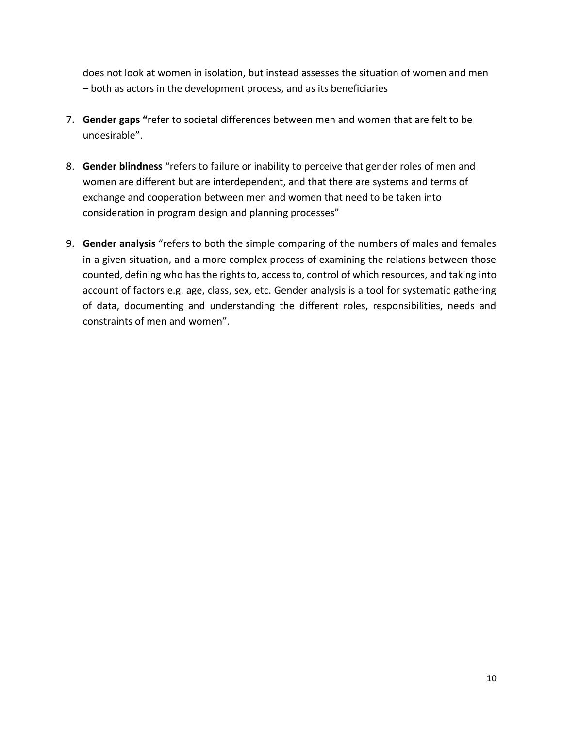does not look at women in isolation, but instead assesses the situation of women and men – both as actors in the development process, and as its beneficiaries

7. **Gender gaps "**refer to societal differences between men and women that are felt to be undesirable".

8. **Gender blindness** "refers to failure or inability to perceive that gender roles of men and women are different but are interdependent, and that there are systems and terms of exchange and cooperation between men and women that need to be taken into consideration in program design and planning processes"

9. **Gender analysis** "refers to both the simple comparing of the numbers of males and females in a given situation, and a more complex process of examining the relations between those counted, defining who has the rights to, access to, control of which resources, and taking into account of factors e.g. age, class, sex, etc. Gender analysis is a tool for systematic gathering of data, documenting and understanding the different roles, responsibilities, needs and constraints of men and women".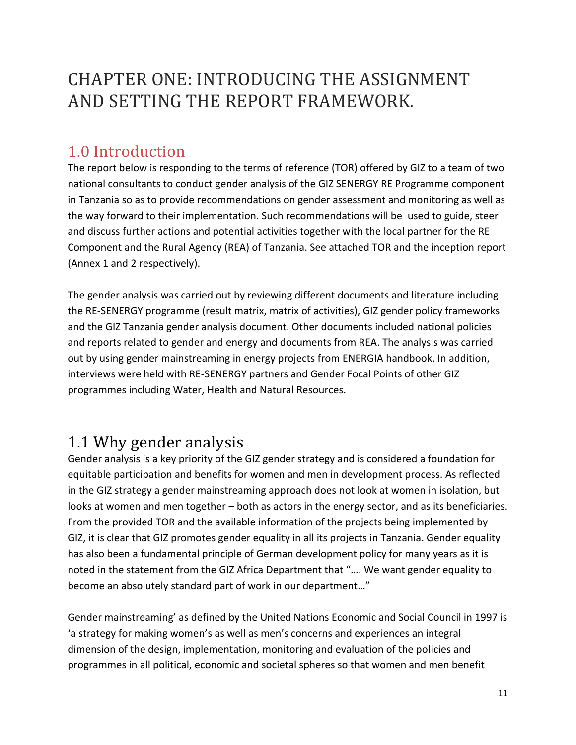# CHAPTER ONE: INTRODUCING THE ASSIGNMENT AND SETTING THE REPORT FRAMEWORK.

## 1.0 Introduction

The report below is responding to the terms of reference (TOR) offered by GIZ to a team of two national consultants to conduct gender analysis of the GIZ SENERGY RE Programme component in Tanzania so as to provide recommendations on gender assessment and monitoring as well as the way forward to their implementation. Such recommendations will be used to guide, steer and discuss further actions and potential activities together with the local partner for the RE Component and the Rural Agency (REA) of Tanzania. See attached TOR and the inception report (Annex 1 and 2 respectively).

The gender analysis was carried out by reviewing different documents and literature including the RE-SENERGY programme (result matrix, matrix of activities), GIZ gender policy frameworks and the GIZ Tanzania gender analysis document. Other documents included national policies and reports related to gender and energy and documents from REA. The analysis was carried out by using gender mainstreaming in energy projects from ENERGIA handbook. In addition, interviews were held with RE-SENERGY partners and Gender Focal Points of other GIZ programmes including Water, Health and Natural Resources.

## 1.1 Why gender analysis

Gender analysis is a key priority of the GIZ gender strategy and is considered a foundation for equitable participation and benefits for women and men in development process. As reflected in the GIZ strategy a gender mainstreaming approach does not look at women in isolation, but looks at women and men together – both as actors in the energy sector, and as its beneficiaries. From the provided TOR and the available information of the projects being implemented by GIZ, it is clear that GIZ promotes gender equality in all its projects in Tanzania. Gender equality has also been a fundamental principle of German development policy for many years as it is noted in the statement from the GIZ Africa Department that "…. We want gender equality to become an absolutely standard part of work in our department…"

Gender mainstreaming' as defined by the United Nations Economic and Social Council in 1997 is 'a strategy for making women's as well as men's concerns and experiences an integral dimension of the design, implementation, monitoring and evaluation of the policies and programmes in all political, economic and societal spheres so that women and men benefit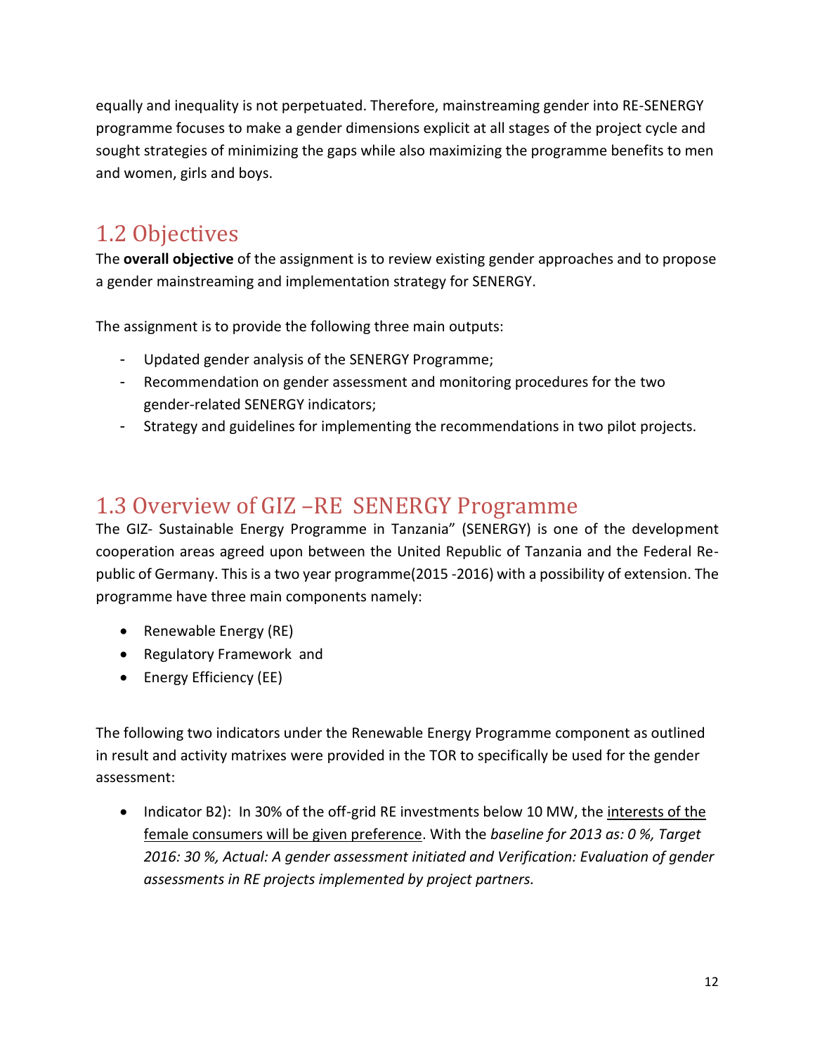equally and inequality is not perpetuated. Therefore, mainstreaming gender into RE-SENERGY programme focuses to make a gender dimensions explicit at all stages of the project cycle and sought strategies of minimizing the gaps while also maximizing the programme benefits to men and women, girls and boys.

## 1.2 Objectives

The **overall objective** of the assignment is to review existing gender approaches and to propose a gender mainstreaming and implementation strategy for SENERGY.

The assignment is to provide the following three main outputs:

- Updated gender analysis of the SENERGY Programme;
- Recommendation on gender assessment and monitoring procedures for the two gender-related SENERGY indicators;
- Strategy and guidelines for implementing the recommendations in two pilot projects.

## 1.3 Overview of GIZ –RE SENERGY Programme

The GIZ- Sustainable Energy Programme in Tanzania" (SENERGY) is one of the development cooperation areas agreed upon between the United Republic of Tanzania and the Federal Re-public of Germany. This is a two year programme(2015 -2016) with a possibility of extension. The programme have three main components namely:

- Renewable Energy (RE)
- Regulatory Framework and
- Energy Efficiency (EE)

The following two indicators under the Renewable Energy Programme component as outlined in result and activity matrixes were provided in the TOR to specifically be used for the gender assessment:

- Indicator B2): In 30% of the off-grid RE investments below 10 MW, the interests of the female consumers will be given preference. With the *baseline for 2013 as: 0 %, Target 2016: 30 %, Actual: A gender assessment initiated and Verification: Evaluation of gender assessments in RE projects implemented by project partners.*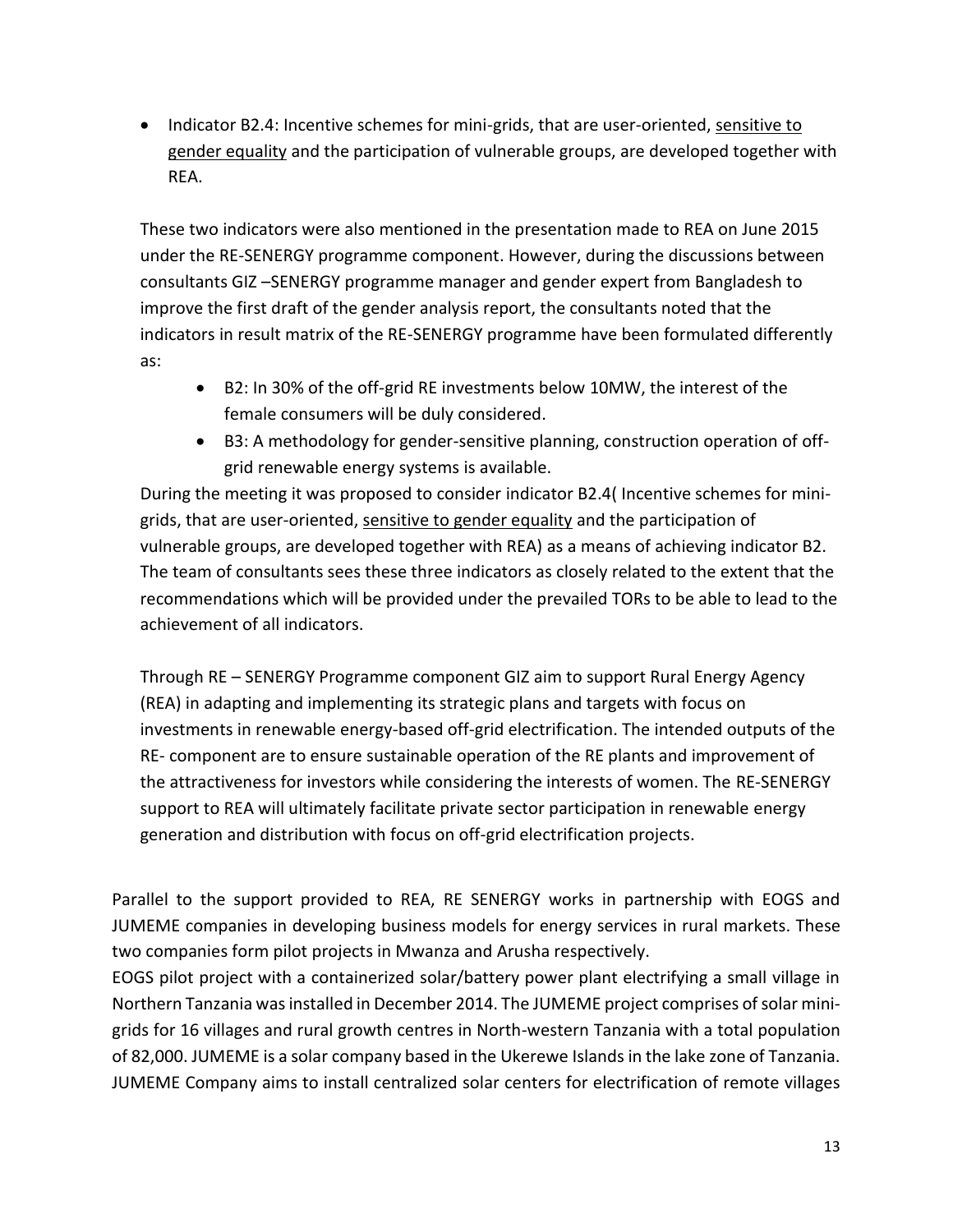- Indicator B2.4: Incentive schemes for mini-grids, that are user-oriented, <u>sensitive to gender equality</u> and the participation of vulnerable groups, are developed together with REA.

These two indicators were also mentioned in the presentation made to REA on June 2015 under the RE-SENERGY programme component. However, during the discussions between consultants GIZ –SENERGY programme manager and gender expert from Bangladesh to improve the first draft of the gender analysis report, the consultants noted that the indicators in result matrix of the RE-SENERGY programme have been formulated differently as:

- B2: In 30% of the off-grid RE investments below 10MW, the interest of the female consumers will be duly considered.
- B3: A methodology for gender-sensitive planning, construction operation of off-grid renewable energy systems is available.

During the meeting it was proposed to consider indicator B2.4( Incentive schemes for mini-grids, that are user-oriented, <u>sensitive to gender equality</u> and the participation of vulnerable groups, are developed together with REA) as a means of achieving indicator B2. The team of consultants sees these three indicators as closely related to the extent that the recommendations which will be provided under the prevailed TORs to be able to lead to the achievement of all indicators.

Through RE – SENERGY Programme component GIZ aim to support Rural Energy Agency (REA) in adapting and implementing its strategic plans and targets with focus on investments in renewable energy-based off-grid electrification. The intended outputs of the RE- component are to ensure sustainable operation of the RE plants and improvement of the attractiveness for investors while considering the interests of women. The RE-SENERGY support to REA will ultimately facilitate private sector participation in renewable energy generation and distribution with focus on off-grid electrification projects.

Parallel to the support provided to REA, RE SENERGY works in partnership with EOGS and JUMEME companies in developing business models for energy services in rural markets. These two companies form pilot projects in Mwanza and Arusha respectively.

EOGS pilot project with a containerized solar/battery power plant electrifying a small village in Northern Tanzania was installed in December 2014. The JUMEME project comprises of solar mini-grids for 16 villages and rural growth centres in North-western Tanzania with a total population of 82,000. JUMEME is a solar company based in the Ukerewe Islands in the lake zone of Tanzania. JUMEME Company aims to install centralized solar centers for electrification of remote villages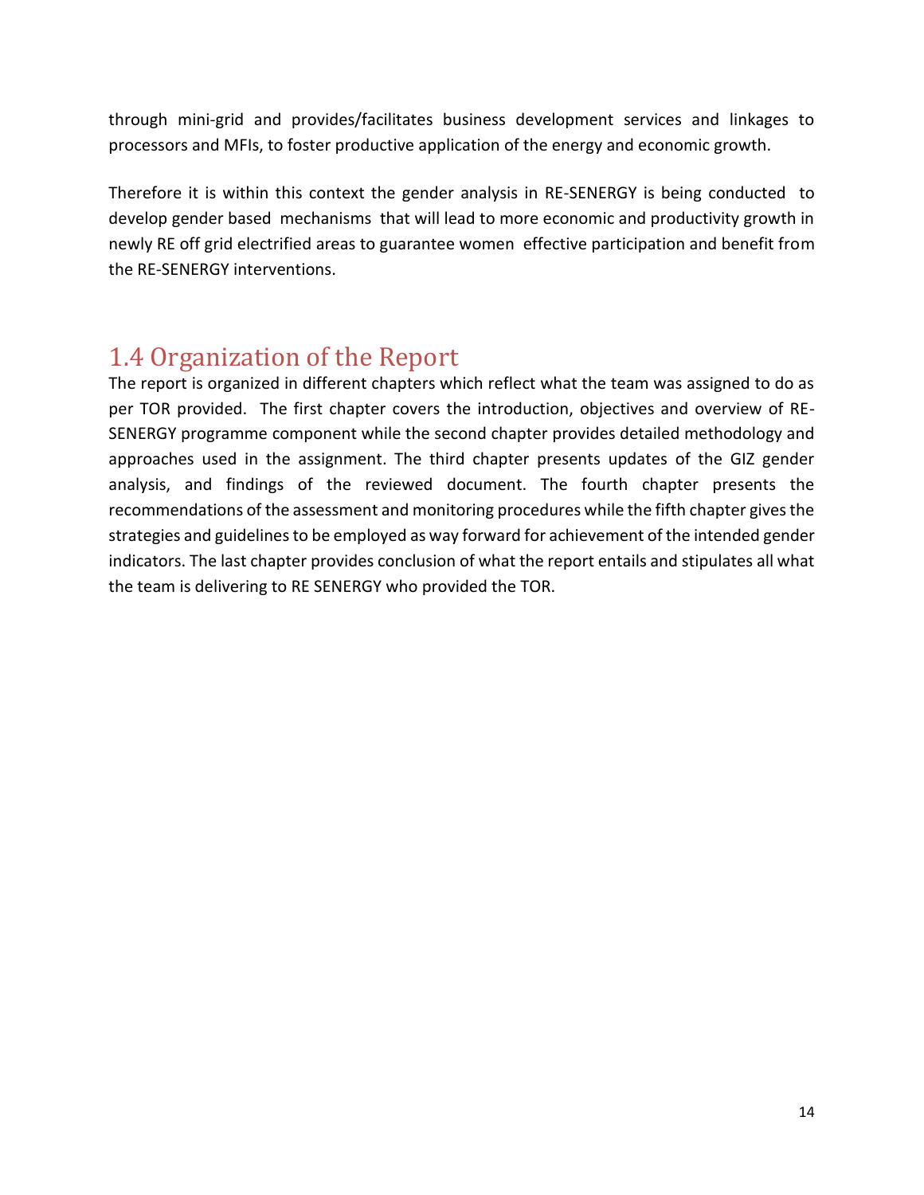through mini-grid and provides/facilitates business development services and linkages to processors and MFIs, to foster productive application of the energy and economic growth.

Therefore it is within this context the gender analysis in RE-SENERGY is being conducted to develop gender based mechanisms that will lead to more economic and productivity growth in newly RE off grid electrified areas to guarantee women effective participation and benefit from the RE-SENERGY interventions.

## 1.4 Organization of the Report

The report is organized in different chapters which reflect what the team was assigned to do as per TOR provided. The first chapter covers the introduction, objectives and overview of RE-SENERGY programme component while the second chapter provides detailed methodology and approaches used in the assignment. The third chapter presents updates of the GIZ gender analysis, and findings of the reviewed document. The fourth chapter presents the recommendations of the assessment and monitoring procedures while the fifth chapter gives the strategies and guidelines to be employed as way forward for achievement of the intended gender indicators. The last chapter provides conclusion of what the report entails and stipulates all what the team is delivering to RE SENERGY who provided the TOR.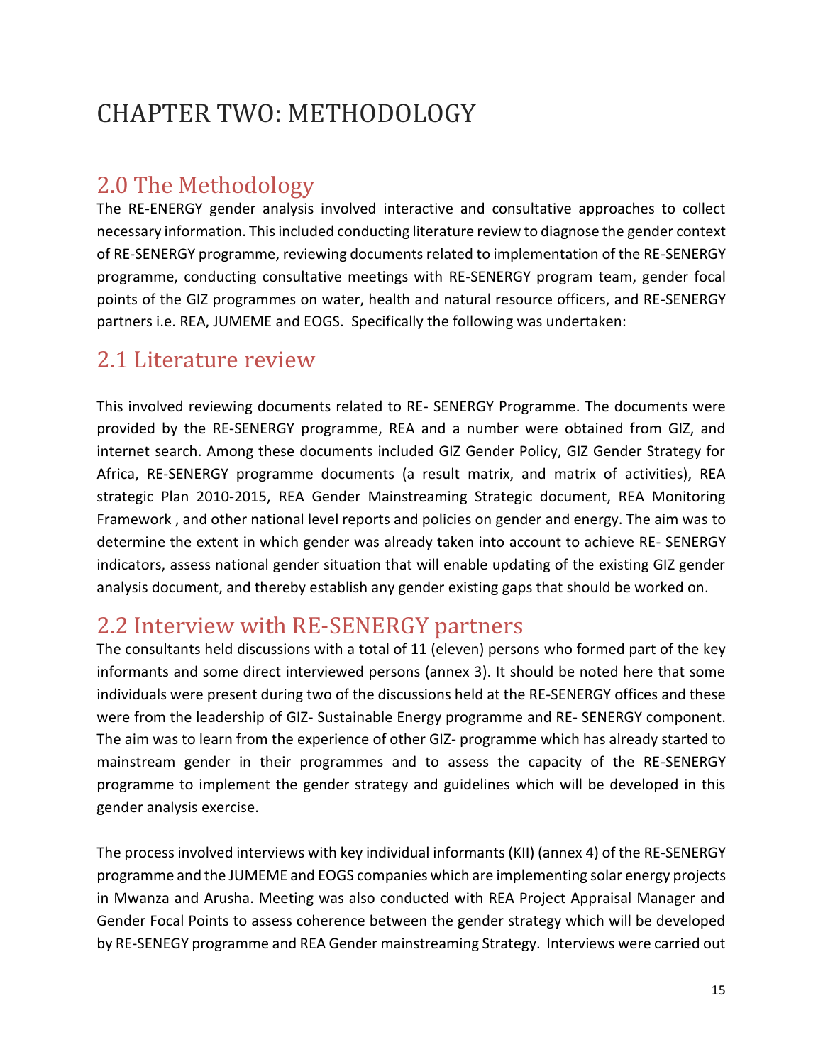# CHAPTER TWO: METHODOLOGY

## 2.0 The Methodology

The RE-ENERGY gender analysis involved interactive and consultative approaches to collect necessary information. This included conducting literature review to diagnose the gender context of RE-SENERGY programme, reviewing documents related to implementation of the RE-SENERGY programme, conducting consultative meetings with RE-SENERGY program team, gender focal points of the GIZ programmes on water, health and natural resource officers, and RE-SENERGY partners i.e. REA, JUMEME and EOGS. Specifically the following was undertaken:

## 2.1 Literature review

This involved reviewing documents related to RE- SENERGY Programme. The documents were provided by the RE-SENERGY programme, REA and a number were obtained from GIZ, and internet search. Among these documents included GIZ Gender Policy, GIZ Gender Strategy for Africa, RE-SENERGY programme documents (a result matrix, and matrix of activities), REA strategic Plan 2010-2015, REA Gender Mainstreaming Strategic document, REA Monitoring Framework , and other national level reports and policies on gender and energy. The aim was to determine the extent in which gender was already taken into account to achieve RE- SENERGY indicators, assess national gender situation that will enable updating of the existing GIZ gender analysis document, and thereby establish any gender existing gaps that should be worked on.

## 2.2 Interview with RE-SENERGY partners

The consultants held discussions with a total of 11 (eleven) persons who formed part of the key informants and some direct interviewed persons (annex 3). It should be noted here that some individuals were present during two of the discussions held at the RE-SENERGY offices and these were from the leadership of GIZ- Sustainable Energy programme and RE- SENERGY component. The aim was to learn from the experience of other GIZ- programme which has already started to mainstream gender in their programmes and to assess the capacity of the RE-SENERGY programme to implement the gender strategy and guidelines which will be developed in this gender analysis exercise.

The process involved interviews with key individual informants (KII) (annex 4) of the RE-SENERGY programme and the JUMEME and EOGS companies which are implementing solar energy projects in Mwanza and Arusha. Meeting was also conducted with REA Project Appraisal Manager and Gender Focal Points to assess coherence between the gender strategy which will be developed by RE-SENEGY programme and REA Gender mainstreaming Strategy. Interviews were carried out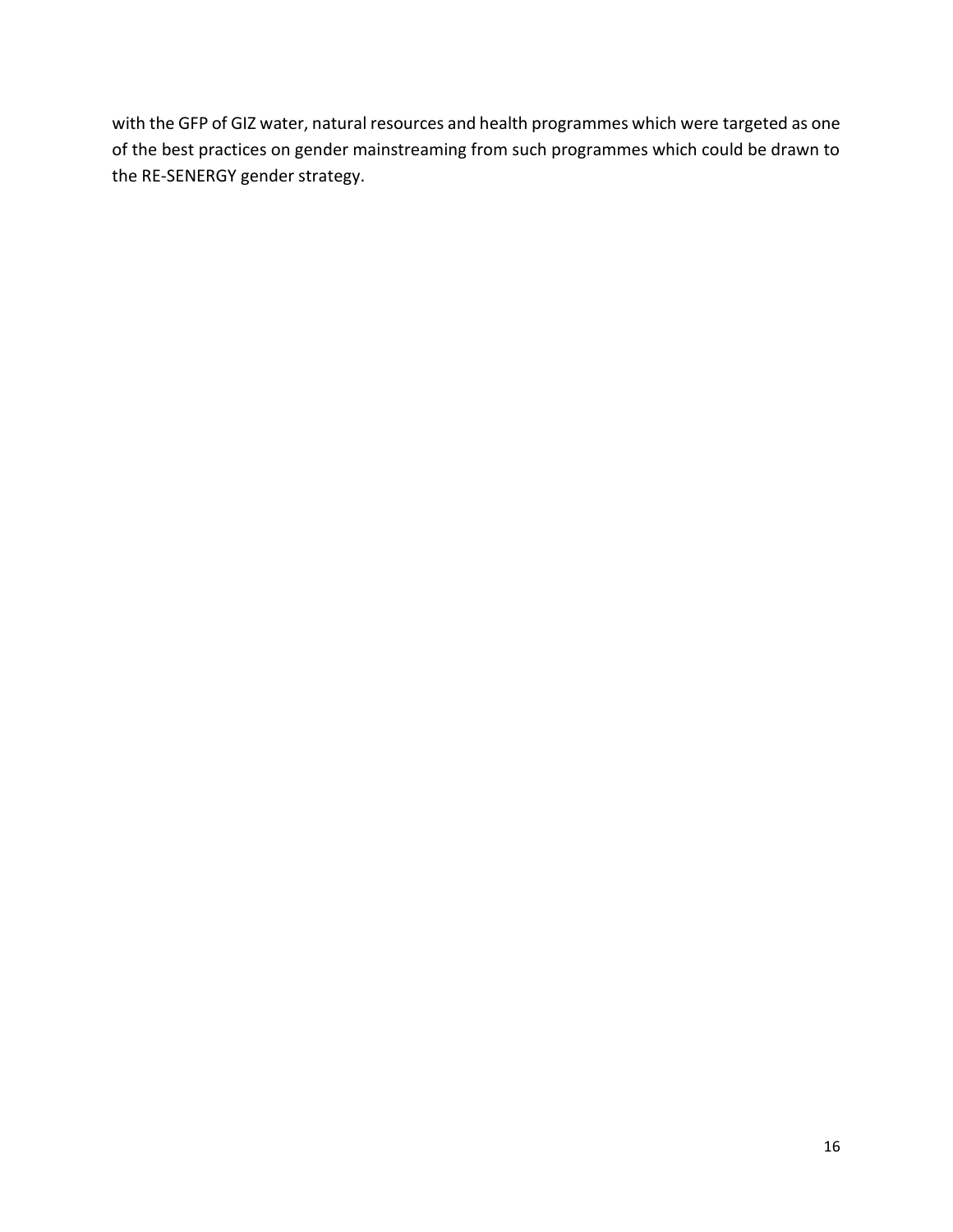with the GFP of GIZ water, natural resources and health programmes which were targeted as one of the best practices on gender mainstreaming from such programmes which could be drawn to the RE-SENERGY gender strategy.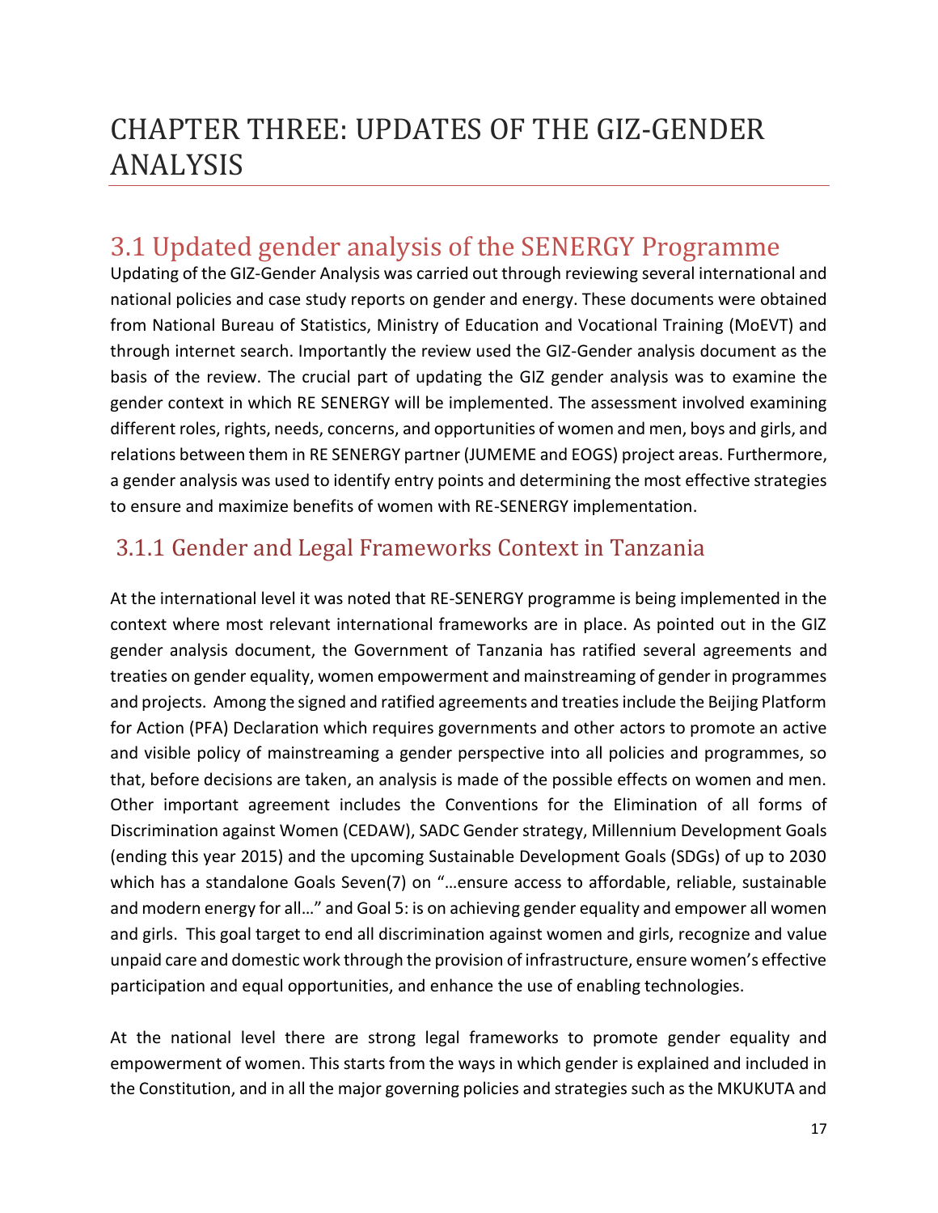# CHAPTER THREE: UPDATES OF THE GIZ-GENDER ANALYSIS

## 3.1 Updated gender analysis of the SENERGY Programme

Updating of the GIZ-Gender Analysis was carried out through reviewing several international and national policies and case study reports on gender and energy. These documents were obtained from National Bureau of Statistics, Ministry of Education and Vocational Training (MoEVT) and through internet search. Importantly the review used the GIZ-Gender analysis document as the basis of the review. The crucial part of updating the GIZ gender analysis was to examine the gender context in which RE SENERGY will be implemented. The assessment involved examining different roles, rights, needs, concerns, and opportunities of women and men, boys and girls, and relations between them in RE SENERGY partner (JUMEME and EOGS) project areas. Furthermore, a gender analysis was used to identify entry points and determining the most effective strategies to ensure and maximize benefits of women with RE-SENERGY implementation.

### 3.1.1 Gender and Legal Frameworks Context in Tanzania

At the international level it was noted that RE-SENERGY programme is being implemented in the context where most relevant international frameworks are in place. As pointed out in the GIZ gender analysis document, the Government of Tanzania has ratified several agreements and treaties on gender equality, women empowerment and mainstreaming of gender in programmes and projects. Among the signed and ratified agreements and treaties include the Beijing Platform for Action (PFA) Declaration which requires governments and other actors to promote an active and visible policy of mainstreaming a gender perspective into all policies and programmes, so that, before decisions are taken, an analysis is made of the possible effects on women and men. Other important agreement includes the Conventions for the Elimination of all forms of Discrimination against Women (CEDAW), SADC Gender strategy, Millennium Development Goals (ending this year 2015) and the upcoming Sustainable Development Goals (SDGs) of up to 2030 which has a standalone Goals Seven(7) on "…ensure access to affordable, reliable, sustainable and modern energy for all…" and Goal 5: is on achieving gender equality and empower all women and girls. This goal target to end all discrimination against women and girls, recognize and value unpaid care and domestic work through the provision of infrastructure, ensure women's effective participation and equal opportunities, and enhance the use of enabling technologies.

At the national level there are strong legal frameworks to promote gender equality and empowerment of women. This starts from the ways in which gender is explained and included in the Constitution, and in all the major governing policies and strategies such as the MKUKUTA and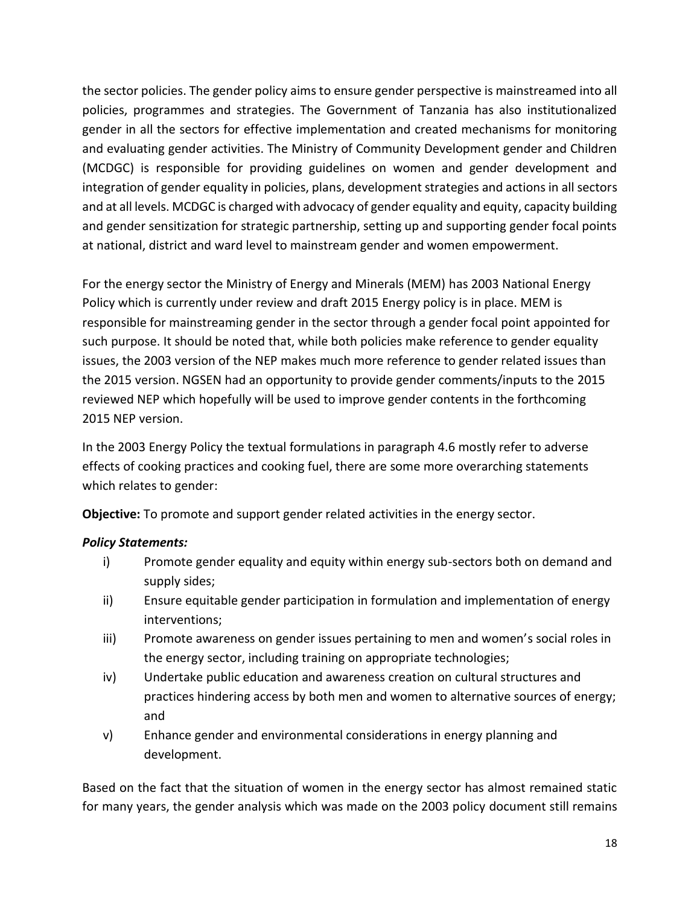the sector policies. The gender policy aims to ensure gender perspective is mainstreamed into all policies, programmes and strategies. The Government of Tanzania has also institutionalized gender in all the sectors for effective implementation and created mechanisms for monitoring and evaluating gender activities. The Ministry of Community Development gender and Children (MCDGC) is responsible for providing guidelines on women and gender development and integration of gender equality in policies, plans, development strategies and actions in all sectors and at all levels. MCDGC is charged with advocacy of gender equality and equity, capacity building and gender sensitization for strategic partnership, setting up and supporting gender focal points at national, district and ward level to mainstream gender and women empowerment.

For the energy sector the Ministry of Energy and Minerals (MEM) has 2003 National Energy Policy which is currently under review and draft 2015 Energy policy is in place. MEM is responsible for mainstreaming gender in the sector through a gender focal point appointed for such purpose. It should be noted that, while both policies make reference to gender equality issues, the 2003 version of the NEP makes much more reference to gender related issues than the 2015 version. NGSEN had an opportunity to provide gender comments/inputs to the 2015 reviewed NEP which hopefully will be used to improve gender contents in the forthcoming 2015 NEP version.

In the 2003 Energy Policy the textual formulations in paragraph 4.6 mostly refer to adverse effects of cooking practices and cooking fuel, there are some more overarching statements which relates to gender:

**Objective:** To promote and support gender related activities in the energy sector.

***Policy Statements:***

i) Promote gender equality and equity within energy sub-sectors both on demand and supply sides;
ii) Ensure equitable gender participation in formulation and implementation of energy interventions;
iii) Promote awareness on gender issues pertaining to men and women's social roles in the energy sector, including training on appropriate technologies;
iv) Undertake public education and awareness creation on cultural structures and practices hindering access by both men and women to alternative sources of energy; and
v) Enhance gender and environmental considerations in energy planning and development.

Based on the fact that the situation of women in the energy sector has almost remained static for many years, the gender analysis which was made on the 2003 policy document still remains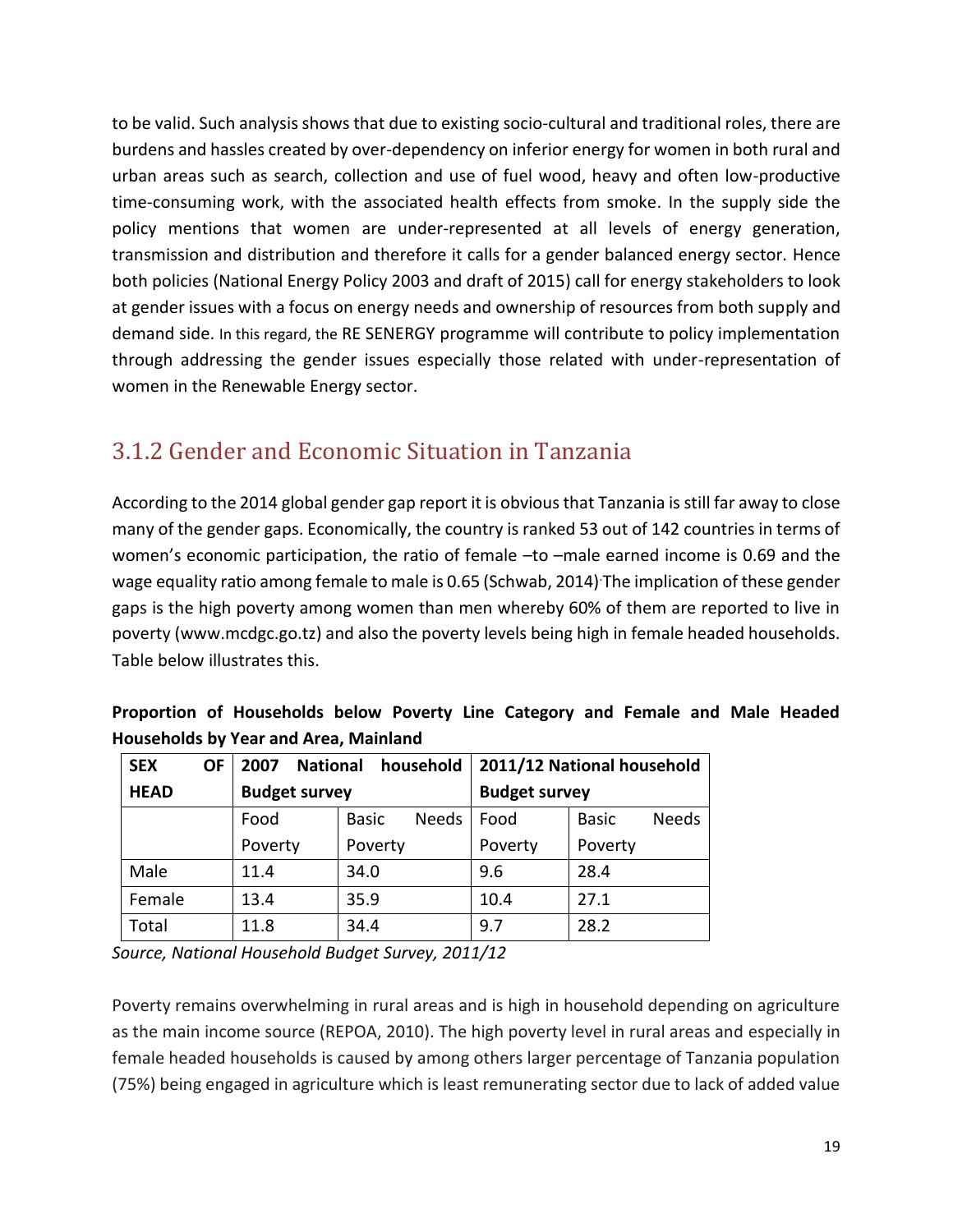to be valid. Such analysis shows that due to existing socio-cultural and traditional roles, there are burdens and hassles created by over-dependency on inferior energy for women in both rural and urban areas such as search, collection and use of fuel wood, heavy and often low-productive time-consuming work, with the associated health effects from smoke. In the supply side the policy mentions that women are under-represented at all levels of energy generation, transmission and distribution and therefore it calls for a gender balanced energy sector. Hence both policies (National Energy Policy 2003 and draft of 2015) call for energy stakeholders to look at gender issues with a focus on energy needs and ownership of resources from both supply and demand side. In this regard, the RE SENERGY programme will contribute to policy implementation through addressing the gender issues especially those related with under-representation of women in the Renewable Energy sector.

### 3.1.2 Gender and Economic Situation in Tanzania

According to the 2014 global gender gap report it is obvious that Tanzania is still far away to close many of the gender gaps. Economically, the country is ranked 53 out of 142 countries in terms of women's economic participation, the ratio of female –to –male earned income is 0.69 and the wage equality ratio among female to male is 0.65 (Schwab, 2014). The implication of these gender gaps is the high poverty among women than men whereby 60% of them are reported to live in poverty (www.mcdgc.go.tz) and also the poverty levels being high in female headed households. Table below illustrates this.

**Proportion of Households below Poverty Line Category and Female and Male Headed Households by Year and Area, Mainland**

| **SEX OF HEAD** | **2007 National household Budget survey** | | **2011/12 National household Budget survey** | |
|---|---|---|---|---|
| | Food Poverty | Basic Needs Poverty | Food Poverty | Basic Needs Poverty |
| Male | 11.4 | 34.0 | 9.6 | 28.4 |
| Female | 13.4 | 35.9 | 10.4 | 27.1 |
| Total | 11.8 | 34.4 | 9.7 | 28.2 |

*Source, National Household Budget Survey, 2011/12*

Poverty remains overwhelming in rural areas and is high in household depending on agriculture as the main income source (REPOA, 2010). The high poverty level in rural areas and especially in female headed households is caused by among others larger percentage of Tanzania population (75%) being engaged in agriculture which is least remunerating sector due to lack of added value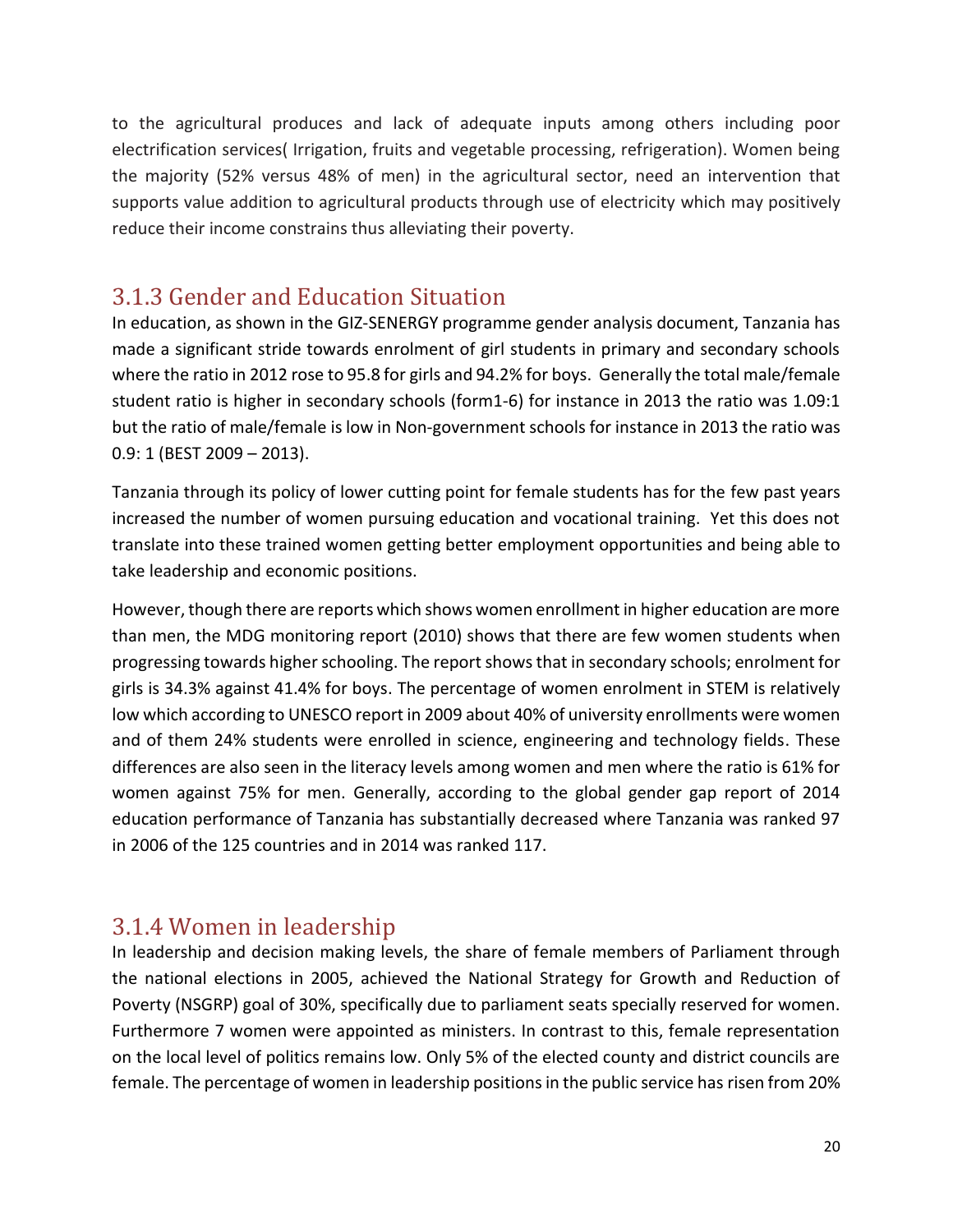to the agricultural produces and lack of adequate inputs among others including poor electrification services( Irrigation, fruits and vegetable processing, refrigeration). Women being the majority (52% versus 48% of men) in the agricultural sector, need an intervention that supports value addition to agricultural products through use of electricity which may positively reduce their income constrains thus alleviating their poverty.

### 3.1.3 Gender and Education Situation

In education, as shown in the GIZ-SENERGY programme gender analysis document, Tanzania has made a significant stride towards enrolment of girl students in primary and secondary schools where the ratio in 2012 rose to 95.8 for girls and 94.2% for boys. Generally the total male/female student ratio is higher in secondary schools (form1-6) for instance in 2013 the ratio was 1.09:1 but the ratio of male/female is low in Non-government schools for instance in 2013 the ratio was 0.9: 1 (BEST 2009 – 2013).

Tanzania through its policy of lower cutting point for female students has for the few past years increased the number of women pursuing education and vocational training. Yet this does not translate into these trained women getting better employment opportunities and being able to take leadership and economic positions.

However, though there are reports which shows women enrollment in higher education are more than men, the MDG monitoring report (2010) shows that there are few women students when progressing towards higher schooling. The report shows that in secondary schools; enrolment for girls is 34.3% against 41.4% for boys. The percentage of women enrolment in STEM is relatively low which according to UNESCO report in 2009 about 40% of university enrollments were women and of them 24% students were enrolled in science, engineering and technology fields. These differences are also seen in the literacy levels among women and men where the ratio is 61% for women against 75% for men. Generally, according to the global gender gap report of 2014 education performance of Tanzania has substantially decreased where Tanzania was ranked 97 in 2006 of the 125 countries and in 2014 was ranked 117.

### 3.1.4 Women in leadership

In leadership and decision making levels, the share of female members of Parliament through the national elections in 2005, achieved the National Strategy for Growth and Reduction of Poverty (NSGRP) goal of 30%, specifically due to parliament seats specially reserved for women. Furthermore 7 women were appointed as ministers. In contrast to this, female representation on the local level of politics remains low. Only 5% of the elected county and district councils are female. The percentage of women in leadership positions in the public service has risen from 20%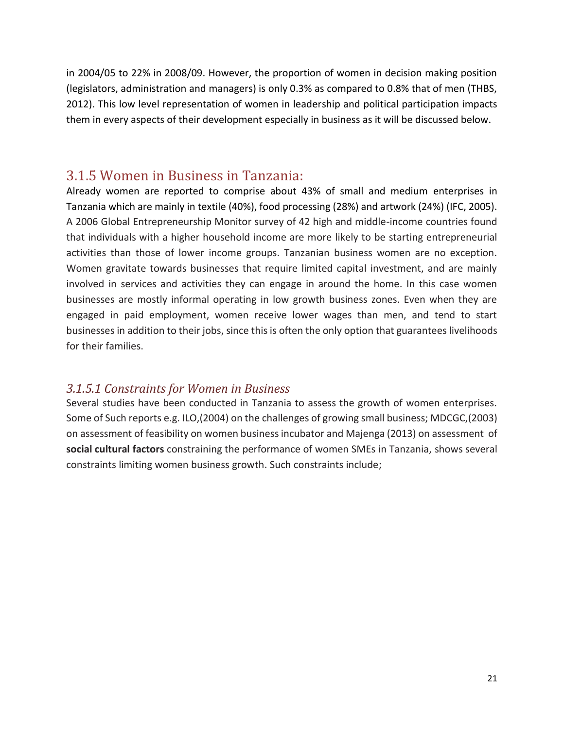in 2004/05 to 22% in 2008/09. However, the proportion of women in decision making position (legislators, administration and managers) is only 0.3% as compared to 0.8% that of men (THBS, 2012). This low level representation of women in leadership and political participation impacts them in every aspects of their development especially in business as it will be discussed below.

### 3.1.5 Women in Business in Tanzania:

Already women are reported to comprise about 43% of small and medium enterprises in Tanzania which are mainly in textile (40%), food processing (28%) and artwork (24%) (IFC, 2005). A 2006 Global Entrepreneurship Monitor survey of 42 high and middle-income countries found that individuals with a higher household income are more likely to be starting entrepreneurial activities than those of lower income groups. Tanzanian business women are no exception. Women gravitate towards businesses that require limited capital investment, and are mainly involved in services and activities they can engage in around the home. In this case women businesses are mostly informal operating in low growth business zones. Even when they are engaged in paid employment, women receive lower wages than men, and tend to start businesses in addition to their jobs, since this is often the only option that guarantees livelihoods for their families.

#### *3.1.5.1 Constraints for Women in Business*

Several studies have been conducted in Tanzania to assess the growth of women enterprises. Some of Such reports e.g. ILO,(2004) on the challenges of growing small business; MDCGC,(2003) on assessment of feasibility on women business incubator and Majenga (2013) on assessment of **social cultural factors** constraining the performance of women SMEs in Tanzania, shows several constraints limiting women business growth. Such constraints include;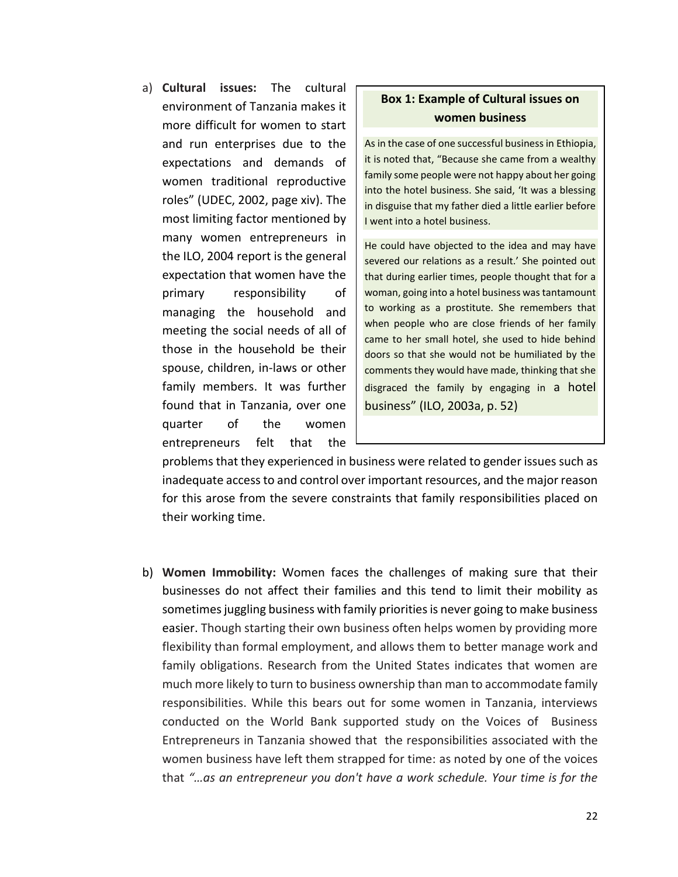a) **Cultural issues:** The cultural environment of Tanzania makes it more difficult for women to start and run enterprises due to the expectations and demands of women traditional reproductive roles" (UDEC, 2002, page xiv). The most limiting factor mentioned by many women entrepreneurs in the ILO, 2004 report is the general expectation that women have the primary responsibility of managing the household and meeting the social needs of all of those in the household be their spouse, children, in-laws or other family members. It was further found that in Tanzania, over one quarter of the women entrepreneurs felt that the problems that they experienced in business were related to gender issues such as inadequate access to and control over important resources, and the major reason for this arose from the severe constraints that family responsibilities placed on their working time.

> **Box 1: Example of Cultural issues on women business**
>
> As in the case of one successful business in Ethiopia, it is noted that, "Because she came from a wealthy family some people were not happy about her going into the hotel business. She said, 'It was a blessing in disguise that my father died a little earlier before I went into a hotel business.
>
> He could have objected to the idea and may have severed our relations as a result.' She pointed out that during earlier times, people thought that for a woman, going into a hotel business was tantamount to working as a prostitute. She remembers that when people who are close friends of her family came to her small hotel, she used to hide behind doors so that she would not be humiliated by the comments they would have made, thinking that she disgraced the family by engaging in a hotel business" (ILO, 2003a, p. 52)

b) **Women Immobility:** Women faces the challenges of making sure that their businesses do not affect their families and this tend to limit their mobility as sometimes juggling business with family priorities is never going to make business easier. Though starting their own business often helps women by providing more flexibility than formal employment, and allows them to better manage work and family obligations. Research from the United States indicates that women are much more likely to turn to business ownership than man to accommodate family responsibilities. While this bears out for some women in Tanzania, interviews conducted on the World Bank supported study on the Voices of Business Entrepreneurs in Tanzania showed that the responsibilities associated with the women business have left them strapped for time: as noted by one of the voices that *"…as an entrepreneur you don't have a work schedule. Your time is for the*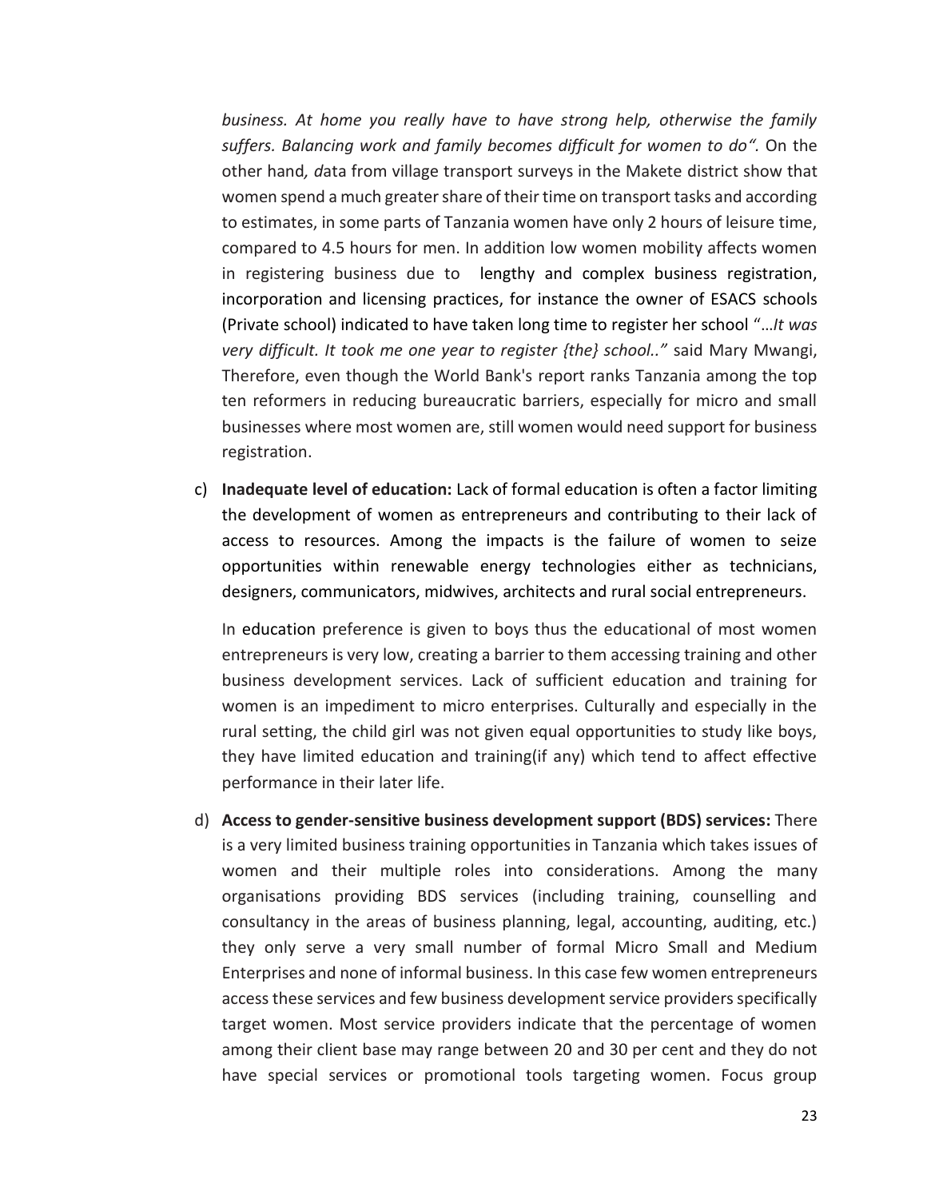*business. At home you really have to have strong help, otherwise the family suffers. Balancing work and family becomes difficult for women to do".* On the other hand*, d*ata from village transport surveys in the Makete district show that women spend a much greater share of their time on transport tasks and according to estimates, in some parts of Tanzania women have only 2 hours of leisure time, compared to 4.5 hours for men. In addition low women mobility affects women in registering business due to lengthy and complex business registration, incorporation and licensing practices, for instance the owner of ESACS schools (Private school) indicated to have taken long time to register her school "…*It was very difficult. It took me one year to register {the} school.."* said Mary Mwangi, Therefore, even though the World Bank's report ranks Tanzania among the top ten reformers in reducing bureaucratic barriers, especially for micro and small businesses where most women are, still women would need support for business registration.

c) **Inadequate level of education:** Lack of formal education is often a factor limiting the development of women as entrepreneurs and contributing to their lack of access to resources. Among the impacts is the failure of women to seize opportunities within renewable energy technologies either as technicians, designers, communicators, midwives, architects and rural social entrepreneurs.

   In education preference is given to boys thus the educational of most women entrepreneurs is very low, creating a barrier to them accessing training and other business development services. Lack of sufficient education and training for women is an impediment to micro enterprises. Culturally and especially in the rural setting, the child girl was not given equal opportunities to study like boys, they have limited education and training(if any) which tend to affect effective performance in their later life.

d) **Access to gender-sensitive business development support (BDS) services:** There is a very limited business training opportunities in Tanzania which takes issues of women and their multiple roles into considerations. Among the many organisations providing BDS services (including training, counselling and consultancy in the areas of business planning, legal, accounting, auditing, etc.) they only serve a very small number of formal Micro Small and Medium Enterprises and none of informal business. In this case few women entrepreneurs access these services and few business development service providers specifically target women. Most service providers indicate that the percentage of women among their client base may range between 20 and 30 per cent and they do not have special services or promotional tools targeting women. Focus group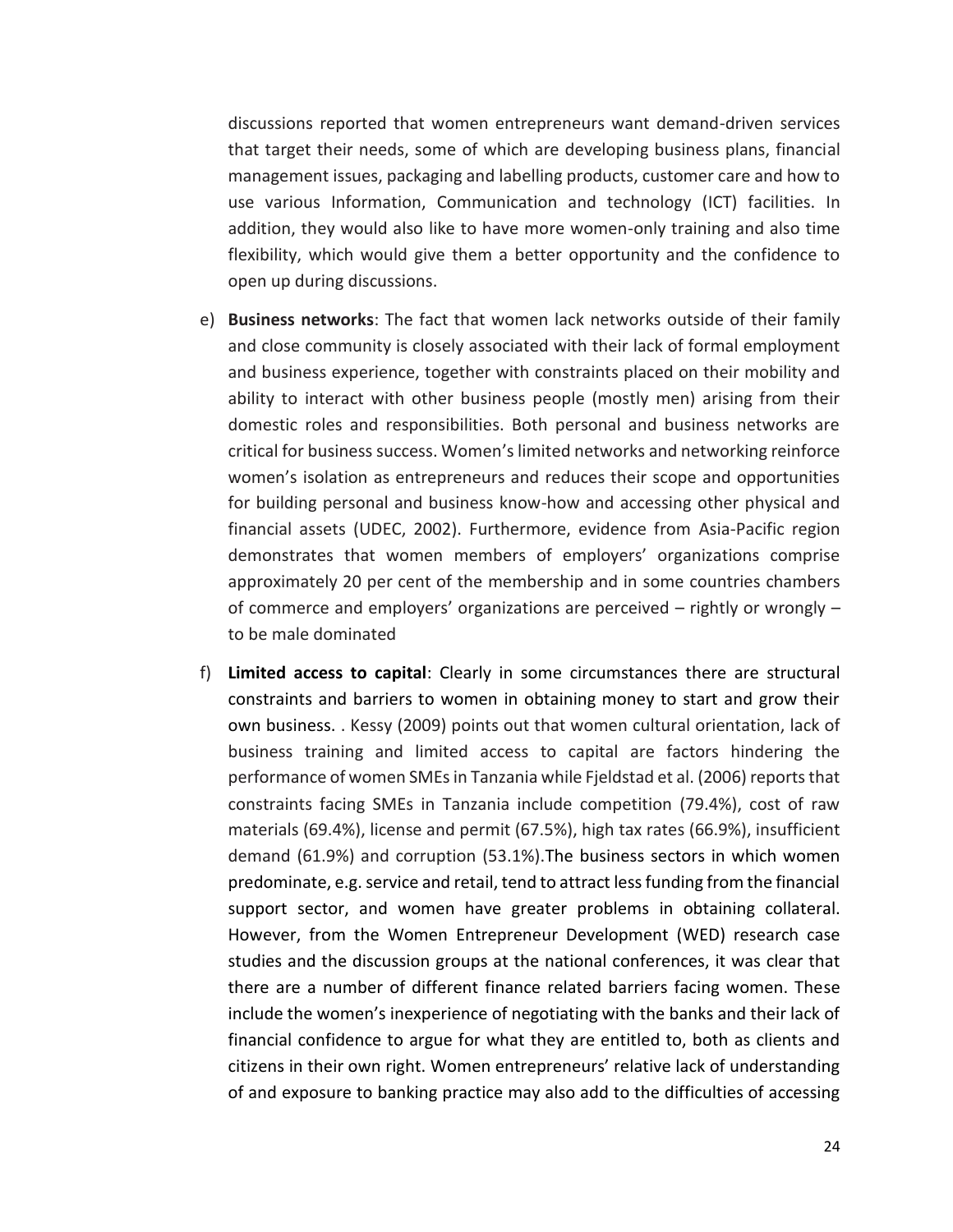discussions reported that women entrepreneurs want demand-driven services that target their needs, some of which are developing business plans, financial management issues, packaging and labelling products, customer care and how to use various Information, Communication and technology (ICT) facilities. In addition, they would also like to have more women-only training and also time flexibility, which would give them a better opportunity and the confidence to open up during discussions.

e) **Business networks**: The fact that women lack networks outside of their family and close community is closely associated with their lack of formal employment and business experience, together with constraints placed on their mobility and ability to interact with other business people (mostly men) arising from their domestic roles and responsibilities. Both personal and business networks are critical for business success. Women's limited networks and networking reinforce women's isolation as entrepreneurs and reduces their scope and opportunities for building personal and business know-how and accessing other physical and financial assets (UDEC, 2002). Furthermore, evidence from Asia-Pacific region demonstrates that women members of employers' organizations comprise approximately 20 per cent of the membership and in some countries chambers of commerce and employers' organizations are perceived – rightly or wrongly – to be male dominated

f) **Limited access to capital**: Clearly in some circumstances there are structural constraints and barriers to women in obtaining money to start and grow their own business. . Kessy (2009) points out that women cultural orientation, lack of business training and limited access to capital are factors hindering the performance of women SMEs in Tanzania while Fjeldstad et al. (2006) reports that constraints facing SMEs in Tanzania include competition (79.4%), cost of raw materials (69.4%), license and permit (67.5%), high tax rates (66.9%), insufficient demand (61.9%) and corruption (53.1%).The business sectors in which women predominate, e.g. service and retail, tend to attract less funding from the financial support sector, and women have greater problems in obtaining collateral. However, from the Women Entrepreneur Development (WED) research case studies and the discussion groups at the national conferences, it was clear that there are a number of different finance related barriers facing women. These include the women's inexperience of negotiating with the banks and their lack of financial confidence to argue for what they are entitled to, both as clients and citizens in their own right. Women entrepreneurs' relative lack of understanding of and exposure to banking practice may also add to the difficulties of accessing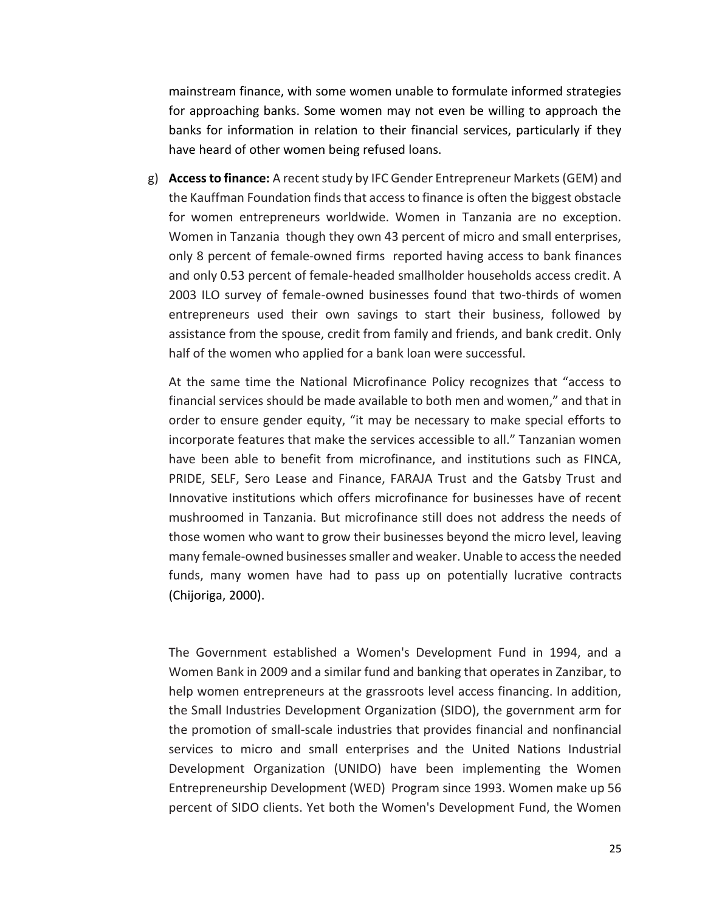mainstream finance, with some women unable to formulate informed strategies for approaching banks. Some women may not even be willing to approach the banks for information in relation to their financial services, particularly if they have heard of other women being refused loans.

g) **Access to finance:** A recent study by IFC Gender Entrepreneur Markets (GEM) and the Kauffman Foundation finds that access to finance is often the biggest obstacle for women entrepreneurs worldwide. Women in Tanzania are no exception. Women in Tanzania though they own 43 percent of micro and small enterprises, only 8 percent of female-owned firms reported having access to bank finances and only 0.53 percent of female-headed smallholder households access credit. A 2003 ILO survey of female-owned businesses found that two-thirds of women entrepreneurs used their own savings to start their business, followed by assistance from the spouse, credit from family and friends, and bank credit. Only half of the women who applied for a bank loan were successful.

   At the same time the National Microfinance Policy recognizes that "access to financial services should be made available to both men and women," and that in order to ensure gender equity, "it may be necessary to make special efforts to incorporate features that make the services accessible to all." Tanzanian women have been able to benefit from microfinance, and institutions such as FINCA, PRIDE, SELF, Sero Lease and Finance, FARAJA Trust and the Gatsby Trust and Innovative institutions which offers microfinance for businesses have of recent mushroomed in Tanzania. But microfinance still does not address the needs of those women who want to grow their businesses beyond the micro level, leaving many female-owned businesses smaller and weaker. Unable to access the needed funds, many women have had to pass up on potentially lucrative contracts (Chijoriga, 2000).

   The Government established a Women's Development Fund in 1994, and a Women Bank in 2009 and a similar fund and banking that operates in Zanzibar, to help women entrepreneurs at the grassroots level access financing. In addition, the Small Industries Development Organization (SIDO), the government arm for the promotion of small-scale industries that provides financial and nonfinancial services to micro and small enterprises and the United Nations Industrial Development Organization (UNIDO) have been implementing the Women Entrepreneurship Development (WED) Program since 1993. Women make up 56 percent of SIDO clients. Yet both the Women's Development Fund, the Women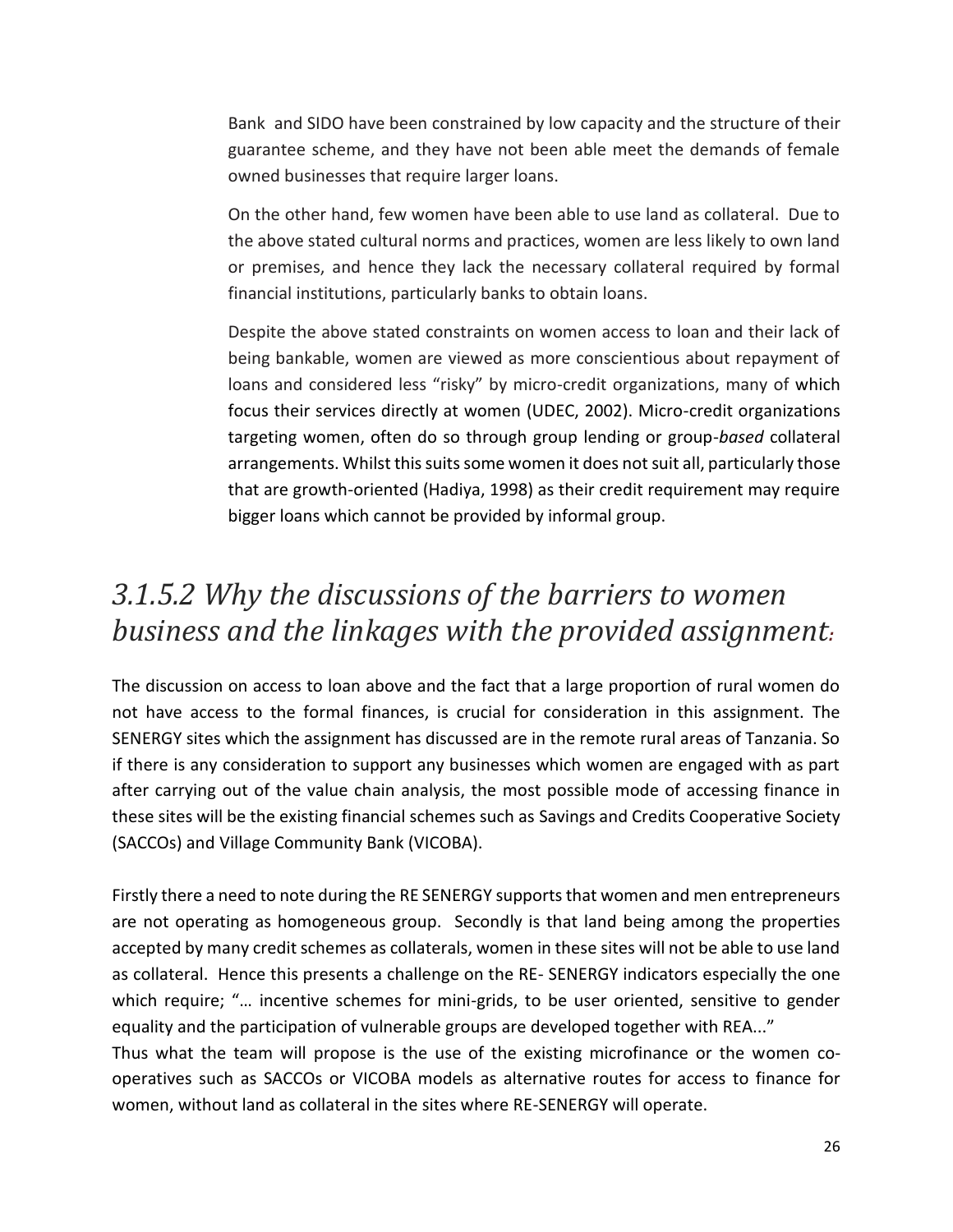Bank and SIDO have been constrained by low capacity and the structure of their guarantee scheme, and they have not been able meet the demands of female owned businesses that require larger loans.

On the other hand, few women have been able to use land as collateral. Due to the above stated cultural norms and practices, women are less likely to own land or premises, and hence they lack the necessary collateral required by formal financial institutions, particularly banks to obtain loans.

Despite the above stated constraints on women access to loan and their lack of being bankable, women are viewed as more conscientious about repayment of loans and considered less "risky" by micro-credit organizations, many of which focus their services directly at women (UDEC, 2002). Micro-credit organizations targeting women, often do so through group lending or group-*based* collateral arrangements. Whilst this suits some women it does not suit all, particularly those that are growth-oriented (Hadiya, 1998) as their credit requirement may require bigger loans which cannot be provided by informal group.

### *3.1.5.2 Why the discussions of the barriers to women business and the linkages with the provided assignment:*

The discussion on access to loan above and the fact that a large proportion of rural women do not have access to the formal finances, is crucial for consideration in this assignment. The SENERGY sites which the assignment has discussed are in the remote rural areas of Tanzania. So if there is any consideration to support any businesses which women are engaged with as part after carrying out of the value chain analysis, the most possible mode of accessing finance in these sites will be the existing financial schemes such as Savings and Credits Cooperative Society (SACCOs) and Village Community Bank (VICOBA).

Firstly there a need to note during the RE SENERGY supports that women and men entrepreneurs are not operating as homogeneous group. Secondly is that land being among the properties accepted by many credit schemes as collaterals, women in these sites will not be able to use land as collateral. Hence this presents a challenge on the RE- SENERGY indicators especially the one which require; "… incentive schemes for mini-grids, to be user oriented, sensitive to gender equality and the participation of vulnerable groups are developed together with REA..."
Thus what the team will propose is the use of the existing microfinance or the women co-operatives such as SACCOs or VICOBA models as alternative routes for access to finance for women, without land as collateral in the sites where RE-SENERGY will operate.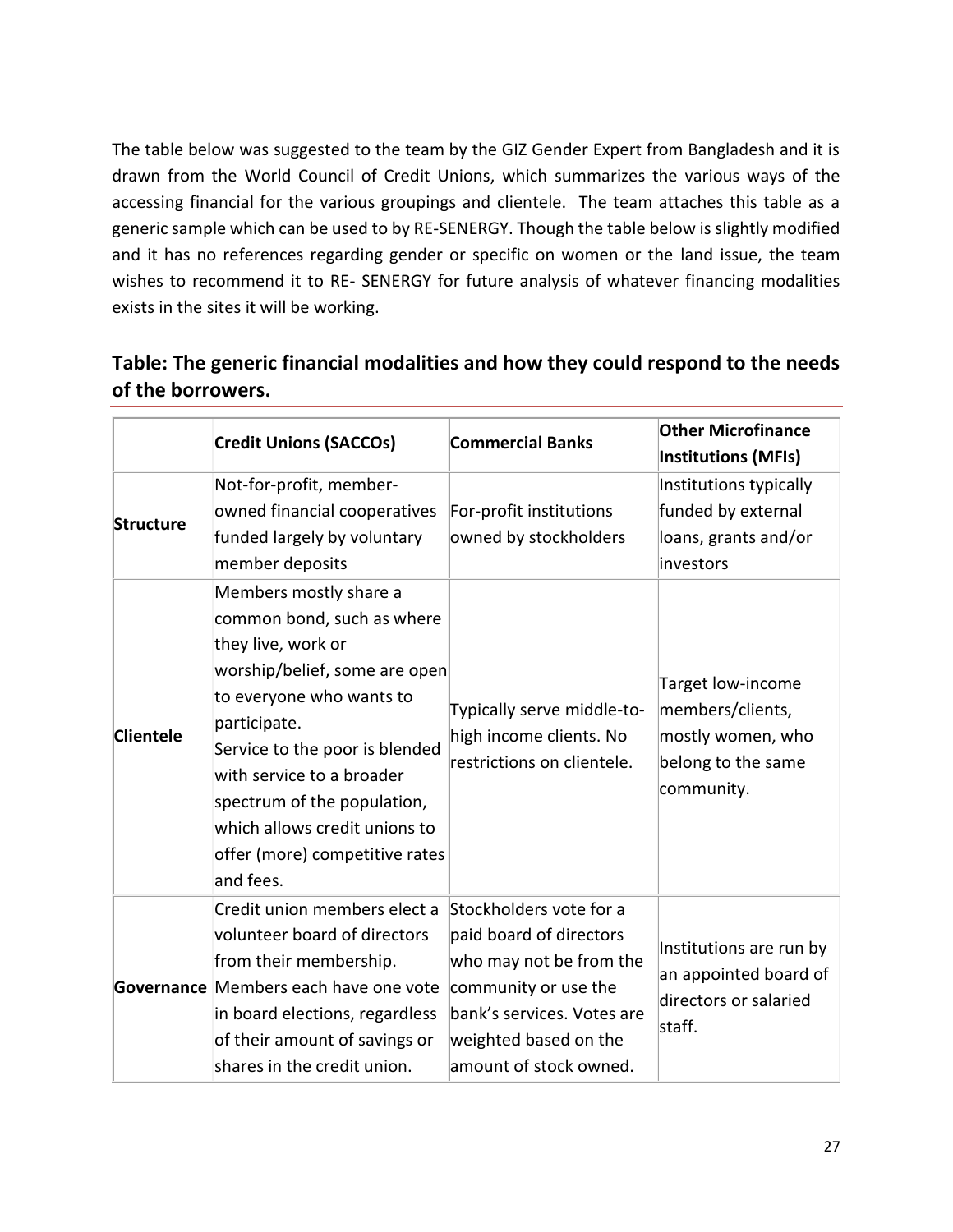The table below was suggested to the team by the GIZ Gender Expert from Bangladesh and it is drawn from the World Council of Credit Unions, which summarizes the various ways of the accessing financial for the various groupings and clientele. The team attaches this table as a generic sample which can be used to by RE-SENERGY. Though the table below is slightly modified and it has no references regarding gender or specific on women or the land issue, the team wishes to recommend it to RE- SENERGY for future analysis of whatever financing modalities exists in the sites it will be working.

## Table: The generic financial modalities and how they could respond to the needs of the borrowers.

| | **Credit Unions (SACCOs)** | **Commercial Banks** | **Other Microfinance Institutions (MFIs)** |
|---|---|---|---|
| **Structure** | Not-for-profit, member-owned financial cooperatives funded largely by voluntary member deposits | For-profit institutions owned by stockholders | Institutions typically funded by external loans, grants and/or investors |
| **Clientele** | Members mostly share a common bond, such as where they live, work or worship/belief, some are open to everyone who wants to participate.<br>Service to the poor is blended with service to a broader spectrum of the population, which allows credit unions to offer (more) competitive rates and fees. | Typically serve middle-to-high income clients. No restrictions on clientele. | Target low-income members/clients, mostly women, who belong to the same community. |
| **Governance** | Credit union members elect a volunteer board of directors from their membership. Members each have one vote in board elections, regardless of their amount of savings or shares in the credit union. | Stockholders vote for a paid board of directors who may not be from the community or use the bank's services. Votes are weighted based on the amount of stock owned. | Institutions are run by an appointed board of directors or salaried staff. |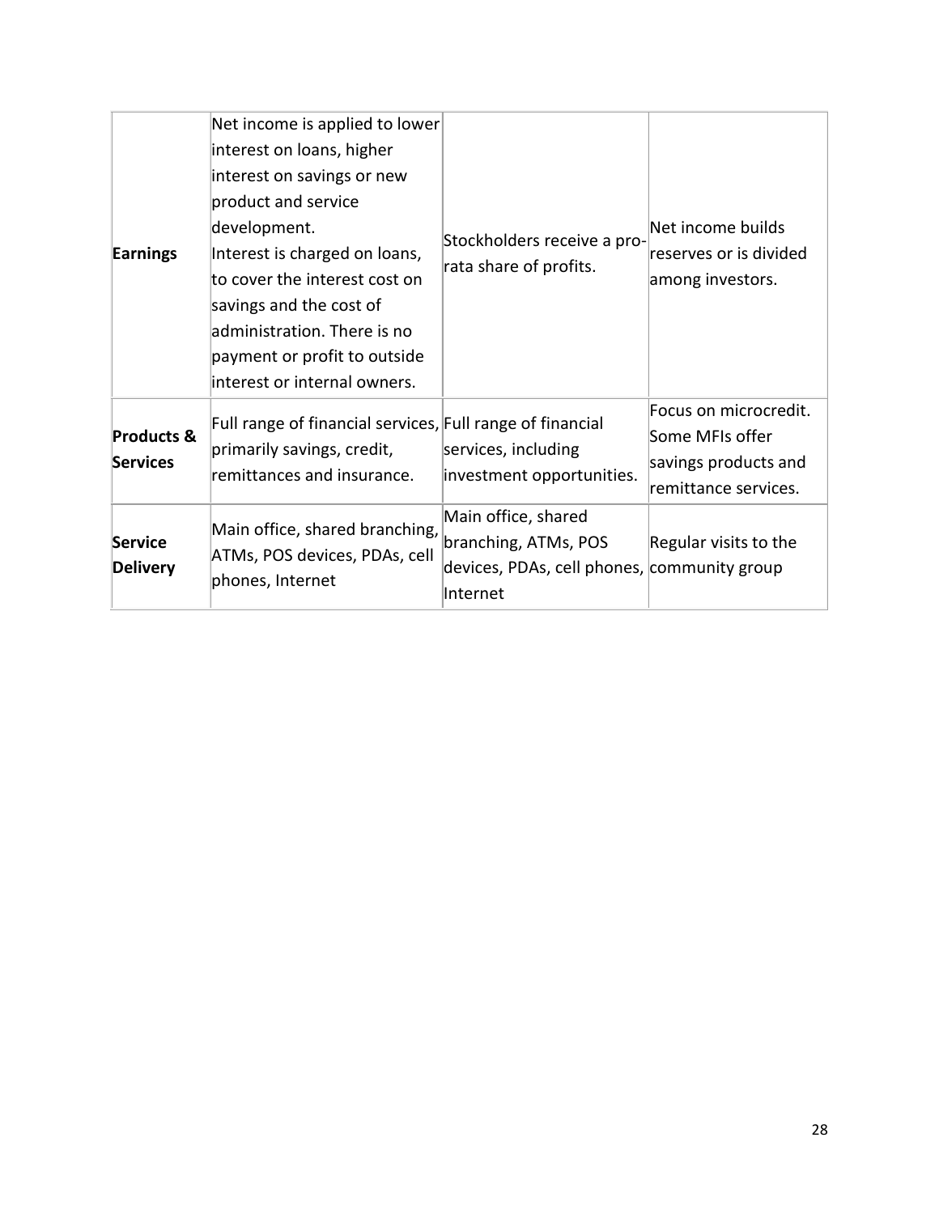| | | | |
|---|---|---|---|
| **Earnings** | Net income is applied to lower interest on loans, higher interest on savings or new product and service development.<br>Interest is charged on loans, to cover the interest cost on savings and the cost of administration. There is no payment or profit to outside interest or internal owners. | Stockholders receive a pro-rata share of profits. | Net income builds reserves or is divided among investors. |
| **Products & Services** | Full range of financial services, primarily savings, credit, remittances and insurance. | Full range of financial services, including investment opportunities. | Focus on microcredit. Some MFIs offer savings products and remittance services. |
| **Service Delivery** | Main office, shared branching, ATMs, POS devices, PDAs, cell phones, Internet | Main office, shared branching, ATMs, POS devices, PDAs, cell phones, Internet | Regular visits to the community group |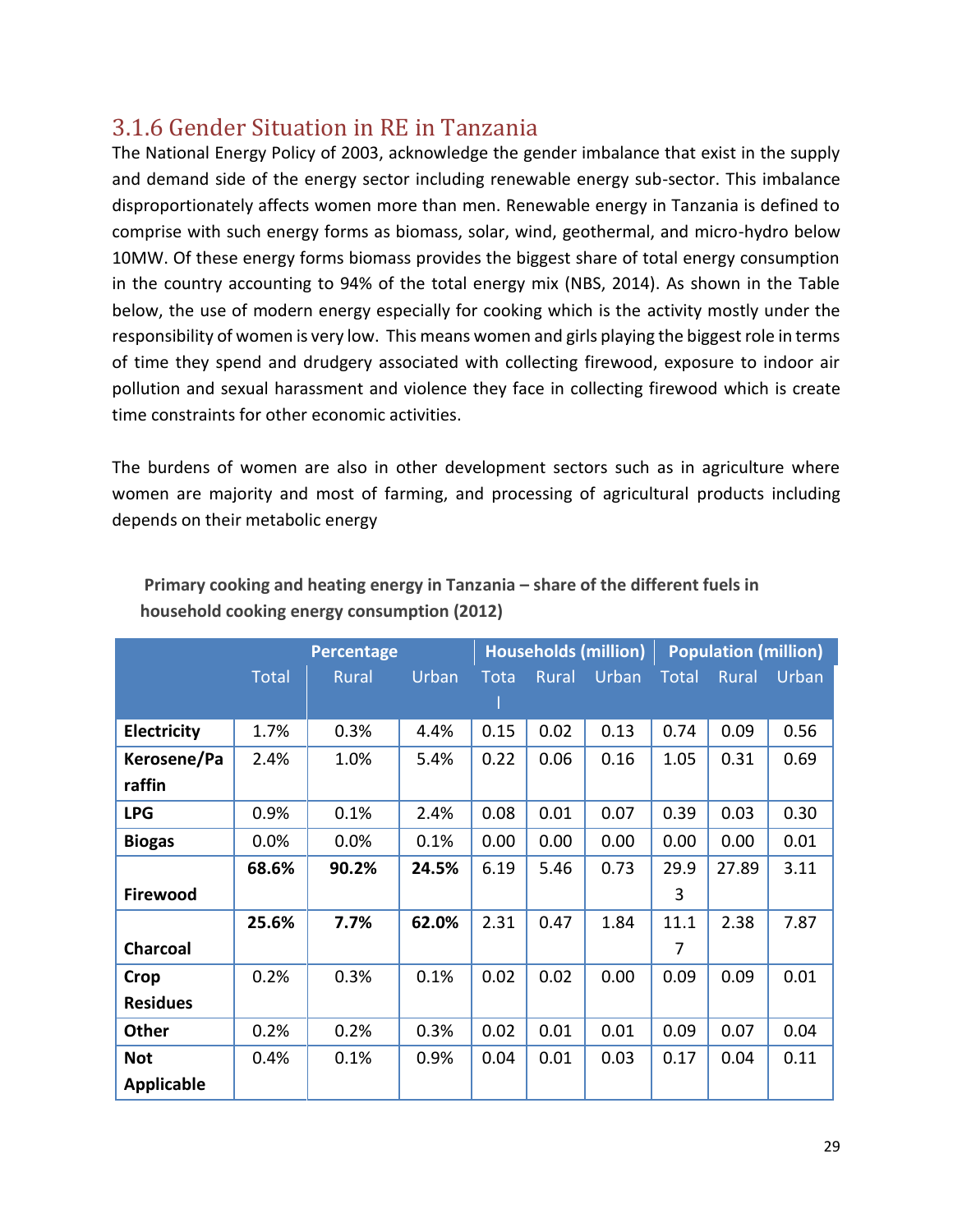### 3.1.6 Gender Situation in RE in Tanzania

The National Energy Policy of 2003, acknowledge the gender imbalance that exist in the supply and demand side of the energy sector including renewable energy sub-sector. This imbalance disproportionately affects women more than men. Renewable energy in Tanzania is defined to comprise with such energy forms as biomass, solar, wind, geothermal, and micro-hydro below 10MW. Of these energy forms biomass provides the biggest share of total energy consumption in the country accounting to 94% of the total energy mix (NBS, 2014). As shown in the Table below, the use of modern energy especially for cooking which is the activity mostly under the responsibility of women is very low. This means women and girls playing the biggest role in terms of time they spend and drudgery associated with collecting firewood, exposure to indoor air pollution and sexual harassment and violence they face in collecting firewood which is create time constraints for other economic activities.

The burdens of women are also in other development sectors such as in agriculture where women are majority and most of farming, and processing of agricultural products including depends on their metabolic energy

**Primary cooking and heating energy in Tanzania – share of the different fuels in household cooking energy consumption (2012)**

| | Percentage | | | Households (million) | | | Population (million) | | |
|---|---|---|---|---|---|---|---|---|---|
| | Total | Rural | Urban | Total | Rural | Urban | Total | Rural | Urban |
| **Electricity** | 1.7% | 0.3% | 4.4% | 0.15 | 0.02 | 0.13 | 0.74 | 0.09 | 0.56 |
| **Kerosene/Paraffin** | 2.4% | 1.0% | 5.4% | 0.22 | 0.06 | 0.16 | 1.05 | 0.31 | 0.69 |
| **LPG** | 0.9% | 0.1% | 2.4% | 0.08 | 0.01 | 0.07 | 0.39 | 0.03 | 0.30 |
| **Biogas** | 0.0% | 0.0% | 0.1% | 0.00 | 0.00 | 0.00 | 0.00 | 0.00 | 0.01 |
| **Firewood** | **68.6%** | **90.2%** | **24.5%** | 6.19 | 5.46 | 0.73 | 29.93 | 27.89 | 3.11 |
| **Charcoal** | **25.6%** | **7.7%** | **62.0%** | 2.31 | 0.47 | 1.84 | 11.17 | 2.38 | 7.87 |
| **Crop Residues** | 0.2% | 0.3% | 0.1% | 0.02 | 0.02 | 0.00 | 0.09 | 0.09 | 0.01 |
| **Other** | 0.2% | 0.2% | 0.3% | 0.02 | 0.01 | 0.01 | 0.09 | 0.07 | 0.04 |
| **Not Applicable** | 0.4% | 0.1% | 0.9% | 0.04 | 0.01 | 0.03 | 0.17 | 0.04 | 0.11 |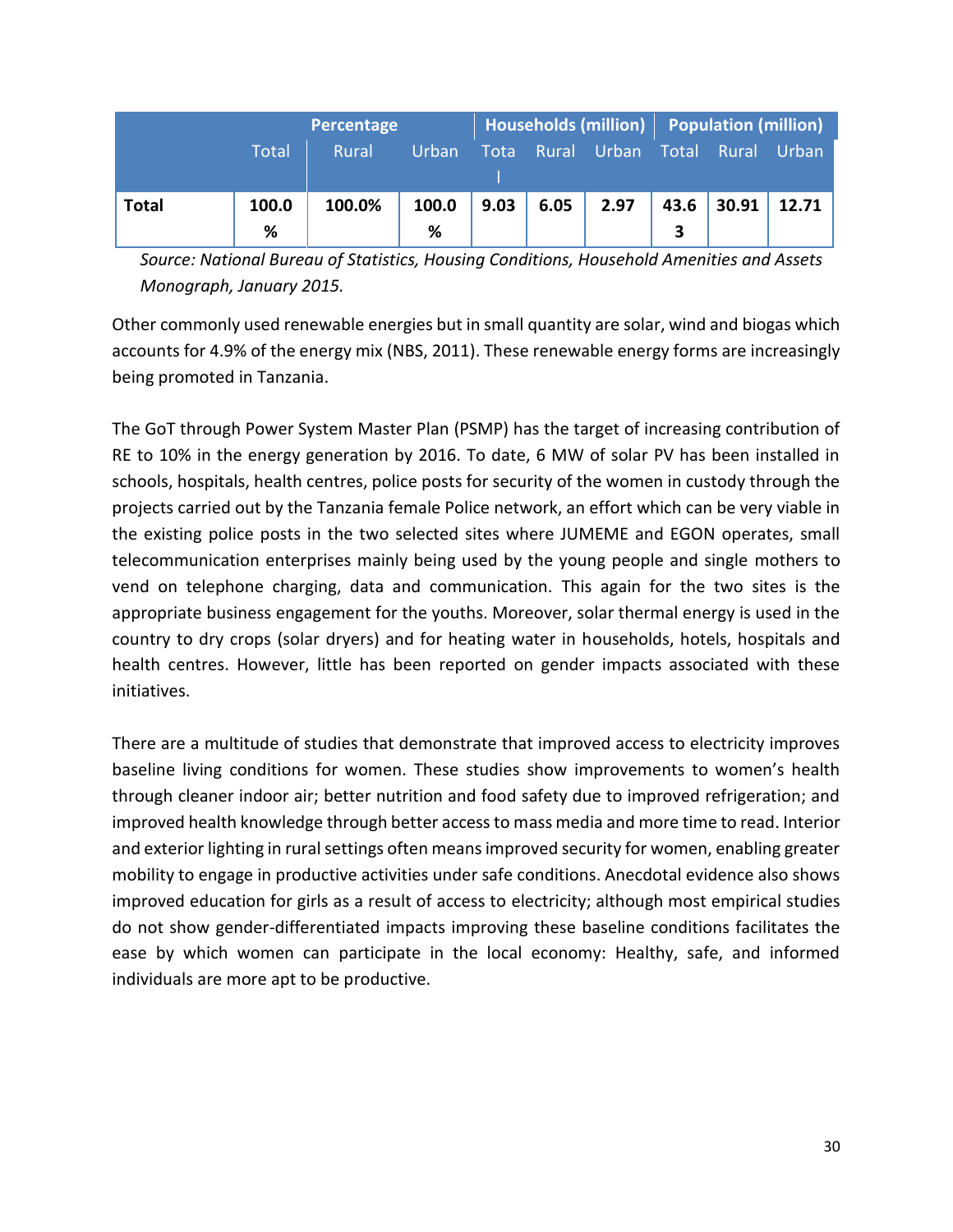| | Percentage | | | Households (million) | | | Population (million) | | |
|---|---|---|---|---|---|---|---|---|---|
| | Total | Rural | Urban | Total | Rural | Urban | Total | Rural | Urban |
| **Total** | **100.0%** | **100.0%** | **100.0%** | **9.03** | **6.05** | **2.97** | **43.63** | **30.91** | **12.71** |

*Source: National Bureau of Statistics, Housing Conditions, Household Amenities and Assets Monograph, January 2015.*

Other commonly used renewable energies but in small quantity are solar, wind and biogas which accounts for 4.9% of the energy mix (NBS, 2011). These renewable energy forms are increasingly being promoted in Tanzania.

The GoT through Power System Master Plan (PSMP) has the target of increasing contribution of RE to 10% in the energy generation by 2016. To date, 6 MW of solar PV has been installed in schools, hospitals, health centres, police posts for security of the women in custody through the projects carried out by the Tanzania female Police network, an effort which can be very viable in the existing police posts in the two selected sites where JUMEME and EGON operates, small telecommunication enterprises mainly being used by the young people and single mothers to vend on telephone charging, data and communication. This again for the two sites is the appropriate business engagement for the youths. Moreover, solar thermal energy is used in the country to dry crops (solar dryers) and for heating water in households, hotels, hospitals and health centres. However, little has been reported on gender impacts associated with these initiatives.

There are a multitude of studies that demonstrate that improved access to electricity improves baseline living conditions for women. These studies show improvements to women's health through cleaner indoor air; better nutrition and food safety due to improved refrigeration; and improved health knowledge through better access to mass media and more time to read. Interior and exterior lighting in rural settings often means improved security for women, enabling greater mobility to engage in productive activities under safe conditions. Anecdotal evidence also shows improved education for girls as a result of access to electricity; although most empirical studies do not show gender-differentiated impacts improving these baseline conditions facilitates the ease by which women can participate in the local economy: Healthy, safe, and informed individuals are more apt to be productive.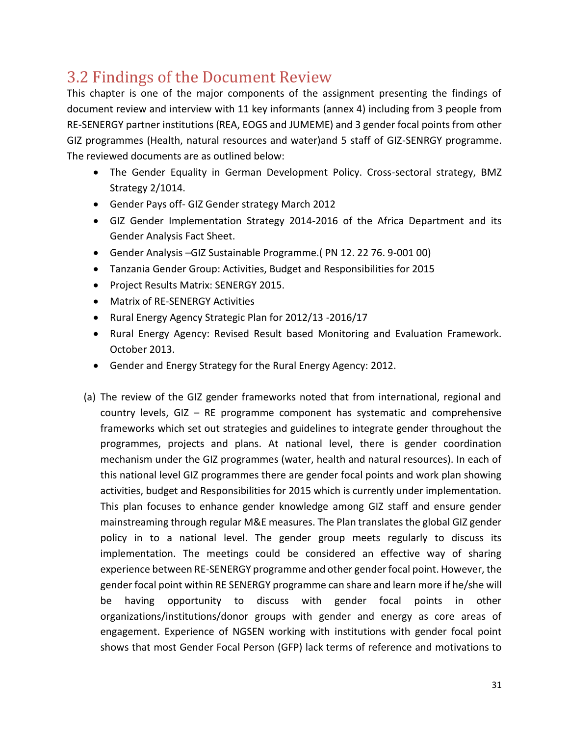## 3.2 Findings of the Document Review

This chapter is one of the major components of the assignment presenting the findings of document review and interview with 11 key informants (annex 4) including from 3 people from RE-SENERGY partner institutions (REA, EOGS and JUMEME) and 3 gender focal points from other GIZ programmes (Health, natural resources and water)and 5 staff of GIZ-SENRGY programme. The reviewed documents are as outlined below:

- The Gender Equality in German Development Policy. Cross-sectoral strategy, BMZ Strategy 2/1014.
- Gender Pays off- GIZ Gender strategy March 2012
- GIZ Gender Implementation Strategy 2014-2016 of the Africa Department and its Gender Analysis Fact Sheet.
- Gender Analysis –GIZ Sustainable Programme.( PN 12. 22 76. 9-001 00)
- Tanzania Gender Group: Activities, Budget and Responsibilities for 2015
- Project Results Matrix: SENERGY 2015.
- Matrix of RE-SENERGY Activities
- Rural Energy Agency Strategic Plan for 2012/13 -2016/17
- Rural Energy Agency: Revised Result based Monitoring and Evaluation Framework. October 2013.
- Gender and Energy Strategy for the Rural Energy Agency: 2012.

(a) The review of the GIZ gender frameworks noted that from international, regional and country levels, GIZ – RE programme component has systematic and comprehensive frameworks which set out strategies and guidelines to integrate gender throughout the programmes, projects and plans. At national level, there is gender coordination mechanism under the GIZ programmes (water, health and natural resources). In each of this national level GIZ programmes there are gender focal points and work plan showing activities, budget and Responsibilities for 2015 which is currently under implementation. This plan focuses to enhance gender knowledge among GIZ staff and ensure gender mainstreaming through regular M&E measures. The Plan translates the global GIZ gender policy in to a national level. The gender group meets regularly to discuss its implementation. The meetings could be considered an effective way of sharing experience between RE-SENERGY programme and other gender focal point. However, the gender focal point within RE SENERGY programme can share and learn more if he/she will be having opportunity to discuss with gender focal points in other organizations/institutions/donor groups with gender and energy as core areas of engagement. Experience of NGSEN working with institutions with gender focal point shows that most Gender Focal Person (GFP) lack terms of reference and motivations to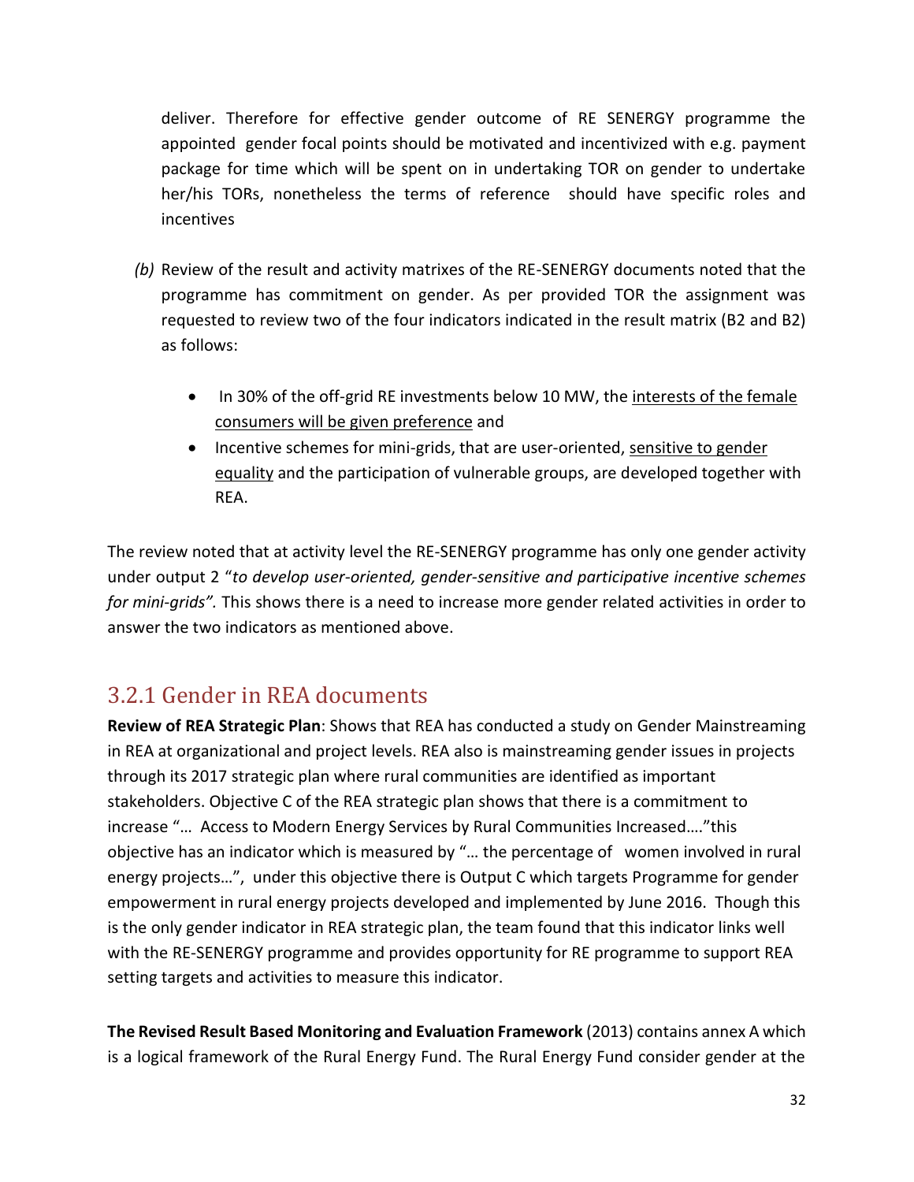deliver. Therefore for effective gender outcome of RE SENERGY programme the appointed gender focal points should be motivated and incentivized with e.g. payment package for time which will be spent on in undertaking TOR on gender to undertake her/his TORs, nonetheless the terms of reference should have specific roles and incentives

*(b)* Review of the result and activity matrixes of the RE-SENERGY documents noted that the programme has commitment on gender. As per provided TOR the assignment was requested to review two of the four indicators indicated in the result matrix (B2 and B2) as follows:

- In 30% of the off-grid RE investments below 10 MW, the <u>interests of the female consumers will be given preference</u> and
- Incentive schemes for mini-grids, that are user-oriented, <u>sensitive to gender equality</u> and the participation of vulnerable groups, are developed together with REA.

The review noted that at activity level the RE-SENERGY programme has only one gender activity under output 2 "*to develop user-oriented, gender-sensitive and participative incentive schemes for mini-grids".* This shows there is a need to increase more gender related activities in order to answer the two indicators as mentioned above.

### 3.2.1 Gender in REA documents

**Review of REA Strategic Plan**: Shows that REA has conducted a study on Gender Mainstreaming in REA at organizational and project levels. REA also is mainstreaming gender issues in projects through its 2017 strategic plan where rural communities are identified as important stakeholders. Objective C of the REA strategic plan shows that there is a commitment to increase "… Access to Modern Energy Services by Rural Communities Increased…."this objective has an indicator which is measured by "… the percentage of women involved in rural energy projects…", under this objective there is Output C which targets Programme for gender empowerment in rural energy projects developed and implemented by June 2016. Though this is the only gender indicator in REA strategic plan, the team found that this indicator links well with the RE-SENERGY programme and provides opportunity for RE programme to support REA setting targets and activities to measure this indicator.

**The Revised Result Based Monitoring and Evaluation Framework** (2013) contains annex A which is a logical framework of the Rural Energy Fund. The Rural Energy Fund consider gender at the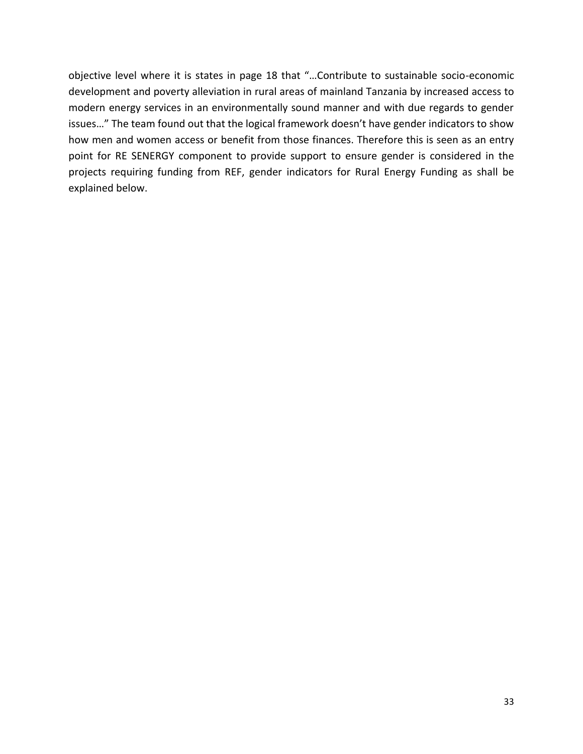objective level where it is states in page 18 that "…Contribute to sustainable socio-economic development and poverty alleviation in rural areas of mainland Tanzania by increased access to modern energy services in an environmentally sound manner and with due regards to gender issues…" The team found out that the logical framework doesn't have gender indicators to show how men and women access or benefit from those finances. Therefore this is seen as an entry point for RE SENERGY component to provide support to ensure gender is considered in the projects requiring funding from REF, gender indicators for Rural Energy Funding as shall be explained below.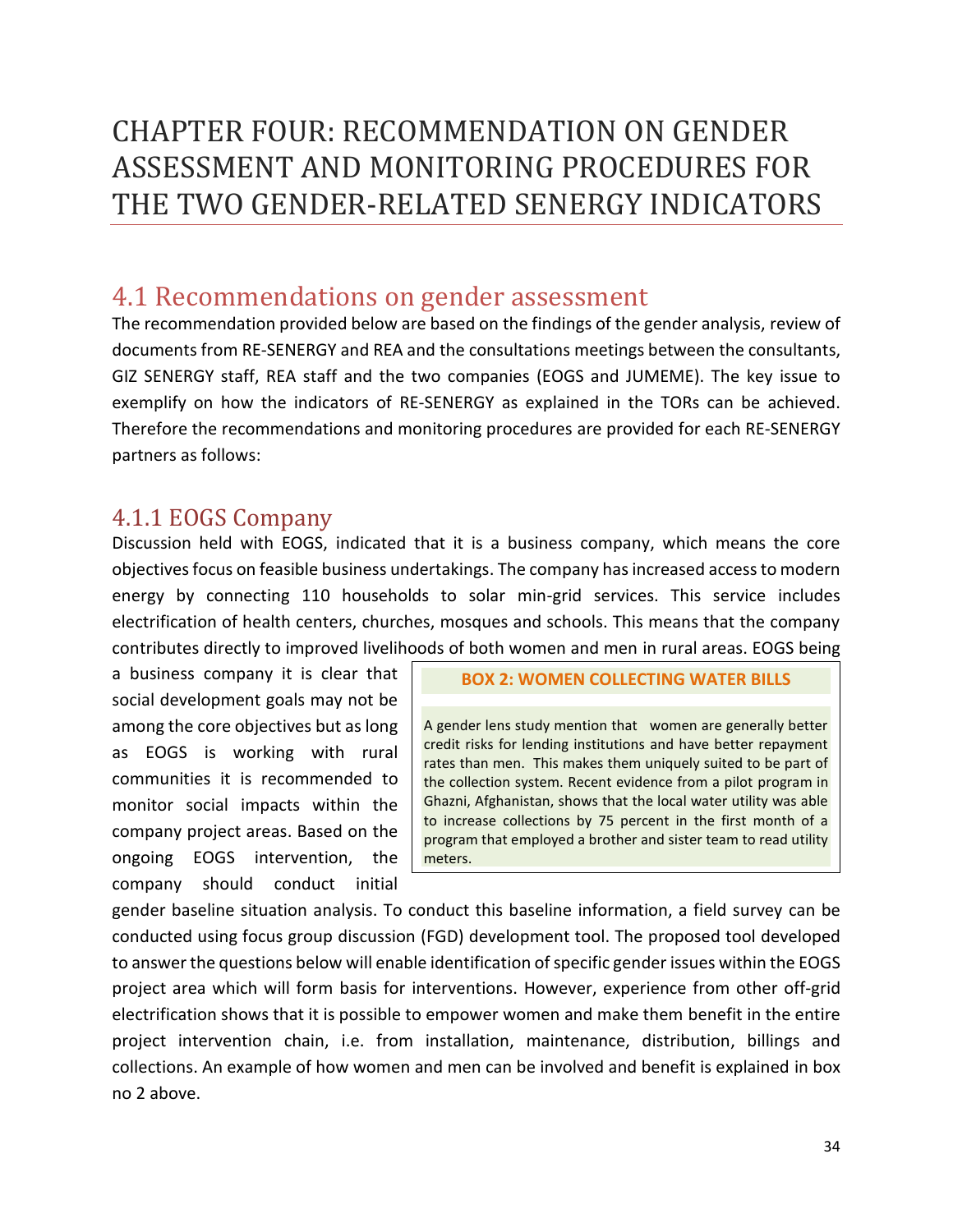# CHAPTER FOUR: RECOMMENDATION ON GENDER ASSESSMENT AND MONITORING PROCEDURES FOR THE TWO GENDER-RELATED SENERGY INDICATORS

## 4.1 Recommendations on gender assessment

The recommendation provided below are based on the findings of the gender analysis, review of documents from RE-SENERGY and REA and the consultations meetings between the consultants, GIZ SENERGY staff, REA staff and the two companies (EOGS and JUMEME). The key issue to exemplify on how the indicators of RE-SENERGY as explained in the TORs can be achieved. Therefore the recommendations and monitoring procedures are provided for each RE-SENERGY partners as follows:

### 4.1.1 EOGS Company

Discussion held with EOGS, indicated that it is a business company, which means the core objectives focus on feasible business undertakings. The company has increased access to modern energy by connecting 110 households to solar min-grid services. This service includes electrification of health centers, churches, mosques and schools. This means that the company contributes directly to improved livelihoods of both women and men in rural areas. EOGS being a business company it is clear that social development goals may not be among the core objectives but as long as EOGS is working with rural communities it is recommended to monitor social impacts within the company project areas. Based on the ongoing EOGS intervention, the company should conduct initial gender baseline situation analysis. To conduct this baseline information, a field survey can be conducted using focus group discussion (FGD) development tool. The proposed tool developed to answer the questions below will enable identification of specific gender issues within the EOGS project area which will form basis for interventions. However, experience from other off-grid electrification shows that it is possible to empower women and make them benefit in the entire project intervention chain, i.e. from installation, maintenance, distribution, billings and collections. An example of how women and men can be involved and benefit is explained in box no 2 above.

> **BOX 2: WOMEN COLLECTING WATER BILLS**
>
> A gender lens study mention that women are generally better credit risks for lending institutions and have better repayment rates than men. This makes them uniquely suited to be part of the collection system. Recent evidence from a pilot program in Ghazni, Afghanistan, shows that the local water utility was able to increase collections by 75 percent in the first month of a program that employed a brother and sister team to read utility meters.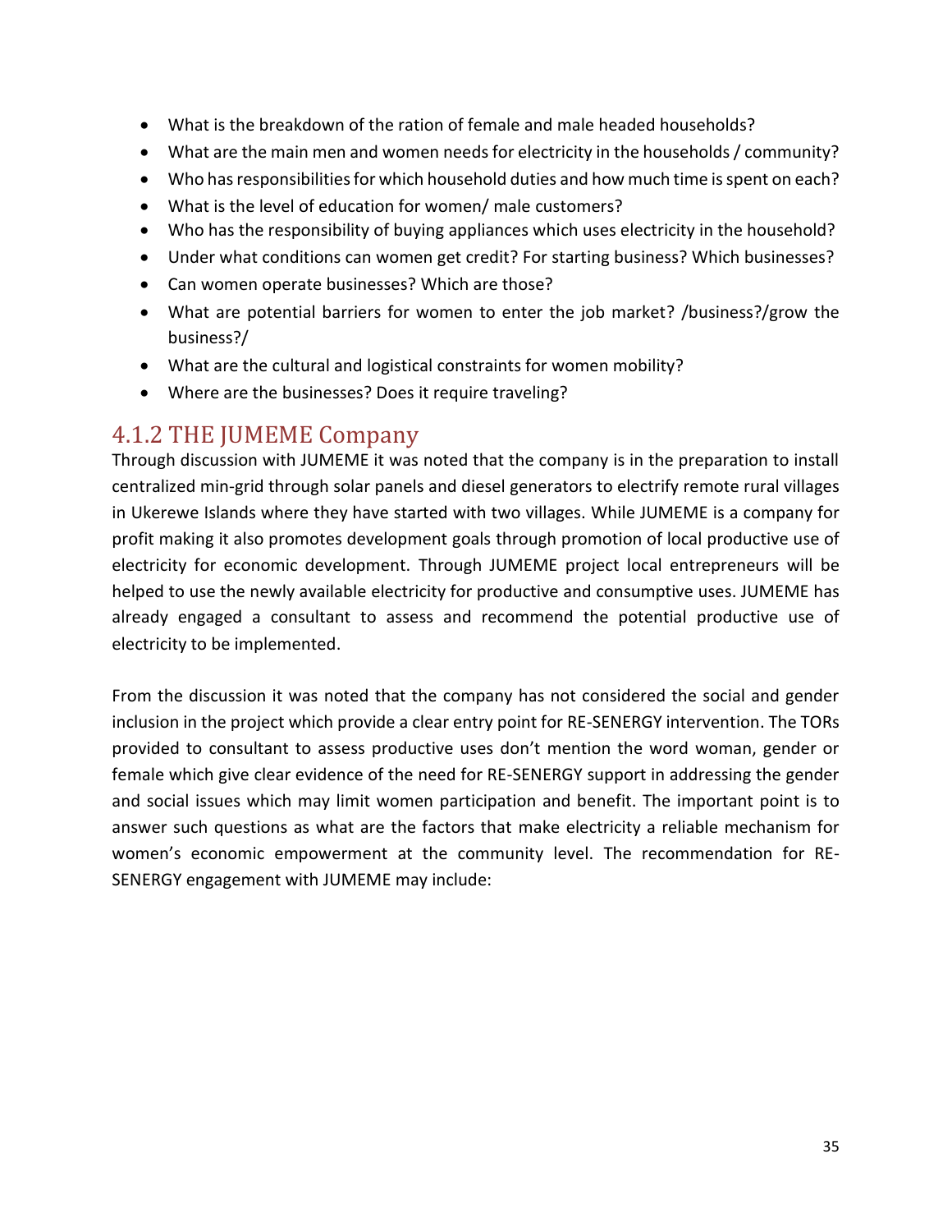- What is the breakdown of the ration of female and male headed households?
- What are the main men and women needs for electricity in the households / community?
- Who has responsibilities for which household duties and how much time is spent on each?
- What is the level of education for women/ male customers?
- Who has the responsibility of buying appliances which uses electricity in the household?
- Under what conditions can women get credit? For starting business? Which businesses?
- Can women operate businesses? Which are those?
- What are potential barriers for women to enter the job market? /business?/grow the business?/
- What are the cultural and logistical constraints for women mobility?
- Where are the businesses? Does it require traveling?

### 4.1.2 THE JUMEME Company

Through discussion with JUMEME it was noted that the company is in the preparation to install centralized min-grid through solar panels and diesel generators to electrify remote rural villages in Ukerewe Islands where they have started with two villages. While JUMEME is a company for profit making it also promotes development goals through promotion of local productive use of electricity for economic development. Through JUMEME project local entrepreneurs will be helped to use the newly available electricity for productive and consumptive uses. JUMEME has already engaged a consultant to assess and recommend the potential productive use of electricity to be implemented.

From the discussion it was noted that the company has not considered the social and gender inclusion in the project which provide a clear entry point for RE-SENERGY intervention. The TORs provided to consultant to assess productive uses don't mention the word woman, gender or female which give clear evidence of the need for RE-SENERGY support in addressing the gender and social issues which may limit women participation and benefit. The important point is to answer such questions as what are the factors that make electricity a reliable mechanism for women's economic empowerment at the community level. The recommendation for RE-SENERGY engagement with JUMEME may include: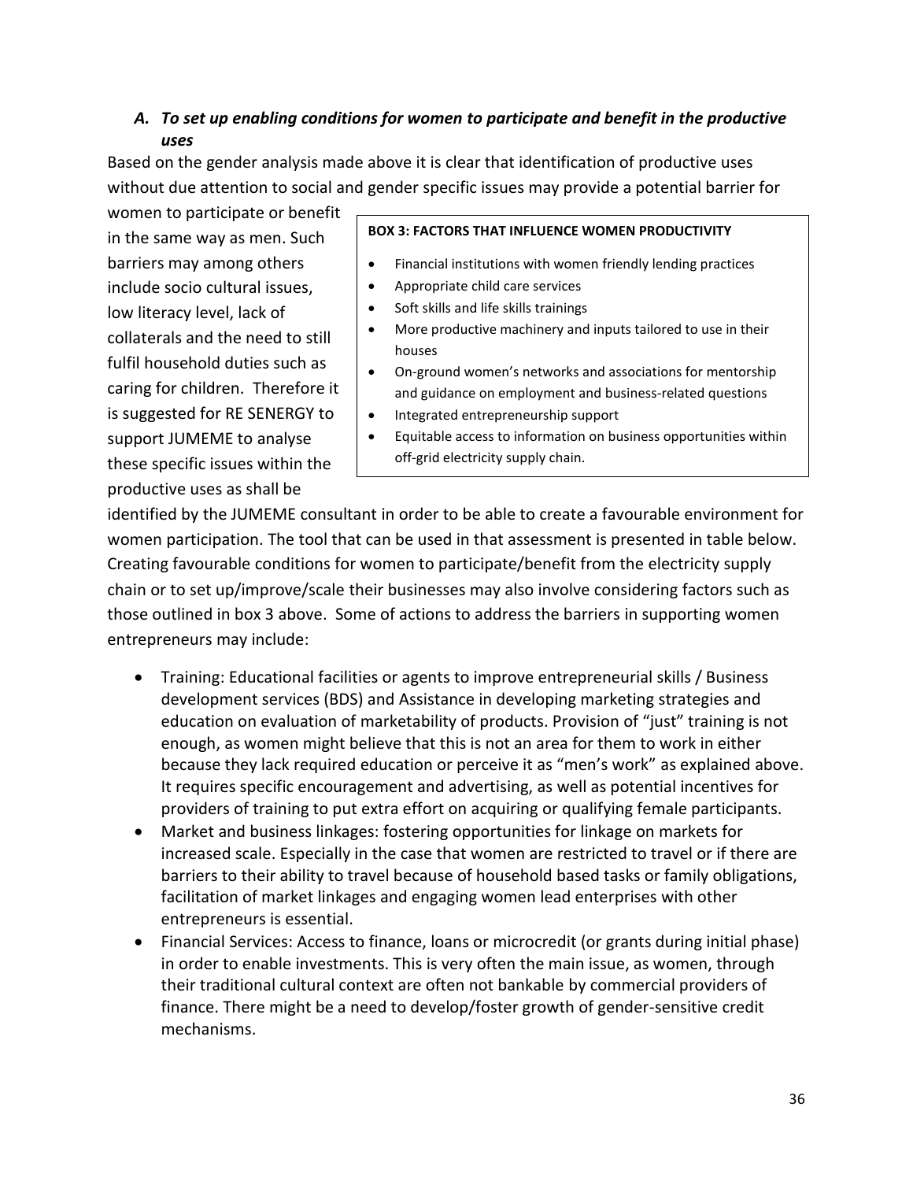### *A. To set up enabling conditions for women to participate and benefit in the productive uses*

Based on the gender analysis made above it is clear that identification of productive uses without due attention to social and gender specific issues may provide a potential barrier for women to participate or benefit in the same way as men. Such barriers may among others include socio cultural issues, low literacy level, lack of collaterals and the need to still fulfil household duties such as caring for children. Therefore it is suggested for RE SENERGY to support JUMEME to analyse these specific issues within the productive uses as shall be identified by the JUMEME consultant in order to be able to create a favourable environment for women participation. The tool that can be used in that assessment is presented in table below. Creating favourable conditions for women to participate/benefit from the electricity supply chain or to set up/improve/scale their businesses may also involve considering factors such as those outlined in box 3 above. Some of actions to address the barriers in supporting women entrepreneurs may include:

> **BOX 3: FACTORS THAT INFLUENCE WOMEN PRODUCTIVITY**
>
> - Financial institutions with women friendly lending practices
> - Appropriate child care services
> - Soft skills and life skills trainings
> - More productive machinery and inputs tailored to use in their houses
> - On-ground women's networks and associations for mentorship and guidance on employment and business-related questions
> - Integrated entrepreneurship support
> - Equitable access to information on business opportunities within off-grid electricity supply chain.

- Training: Educational facilities or agents to improve entrepreneurial skills / Business development services (BDS) and Assistance in developing marketing strategies and education on evaluation of marketability of products. Provision of "just" training is not enough, as women might believe that this is not an area for them to work in either because they lack required education or perceive it as "men's work" as explained above. It requires specific encouragement and advertising, as well as potential incentives for providers of training to put extra effort on acquiring or qualifying female participants.
- Market and business linkages: fostering opportunities for linkage on markets for increased scale. Especially in the case that women are restricted to travel or if there are barriers to their ability to travel because of household based tasks or family obligations, facilitation of market linkages and engaging women lead enterprises with other entrepreneurs is essential.
- Financial Services: Access to finance, loans or microcredit (or grants during initial phase) in order to enable investments. This is very often the main issue, as women, through their traditional cultural context are often not bankable by commercial providers of finance. There might be a need to develop/foster growth of gender-sensitive credit mechanisms.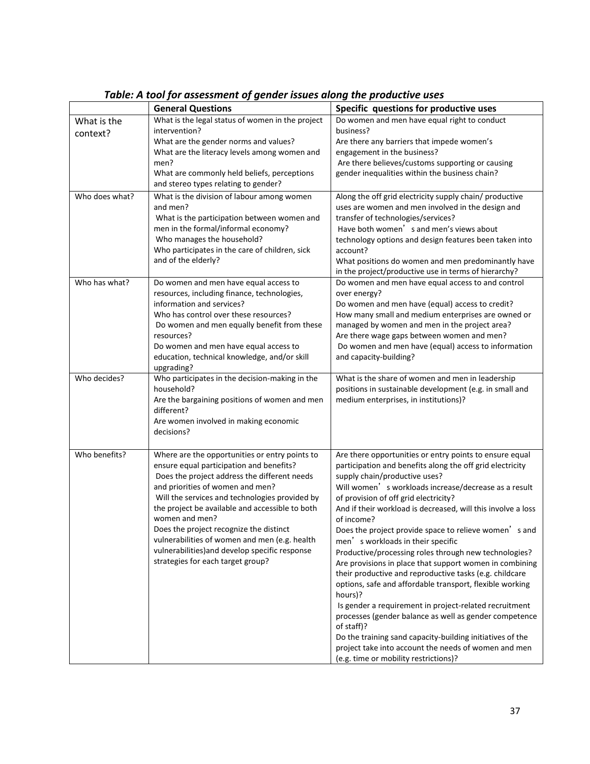***Table: A tool for assessment of gender issues along the productive uses***

| | General Questions | Specific questions for productive uses |
|---|---|---|
| What is the context? | What is the legal status of women in the project intervention?<br>What are the gender norms and values?<br>What are the literacy levels among women and men?<br>What are commonly held beliefs, perceptions and stereo types relating to gender? | Do women and men have equal right to conduct business?<br>Are there any barriers that impede women's engagement in the business?<br>Are there believes/customs supporting or causing gender inequalities within the business chain? |
| Who does what? | What is the division of labour among women and men?<br>What is the participation between women and men in the formal/informal economy?<br>Who manages the household?<br>Who participates in the care of children, sick and of the elderly? | Along the off grid electricity supply chain/ productive uses are women and men involved in the design and transfer of technologies/services?<br>Have both women's and men's views about technology options and design features been taken into account?<br>What positions do women and men predominantly have in the project/productive use in terms of hierarchy? |
| Who has what? | Do women and men have equal access to resources, including finance, technologies, information and services?<br>Who has control over these resources?<br>Do women and men equally benefit from these resources?<br>Do women and men have equal access to education, technical knowledge, and/or skill upgrading? | Do women and men have equal access to and control over energy?<br>Do women and men have (equal) access to credit?<br>How many small and medium enterprises are owned or managed by women and men in the project area?<br>Are there wage gaps between women and men?<br>Do women and men have (equal) access to information and capacity-building? |
| Who decides? | Who participates in the decision-making in the household?<br>Are the bargaining positions of women and men different?<br>Are women involved in making economic decisions? | What is the share of women and men in leadership positions in sustainable development (e.g. in small and medium enterprises, in institutions)? |
| Who benefits? | Where are the opportunities or entry points to ensure equal participation and benefits?<br>Does the project address the different needs and priorities of women and men?<br>Will the services and technologies provided by the project be available and accessible to both women and men?<br>Does the project recognize the distinct vulnerabilities of women and men (e.g. health vulnerabilities)and develop specific response strategies for each target group? | Are there opportunities or entry points to ensure equal participation and benefits along the off grid electricity supply chain/productive uses?<br>Will women's workloads increase/decrease as a result of provision of off grid electricity?<br>And if their workload is decreased, will this involve a loss of income?<br>Does the project provide space to relieve women's and men's workloads in their specific Productive/processing roles through new technologies?<br>Are provisions in place that support women in combining their productive and reproductive tasks (e.g. childcare options, safe and affordable transport, flexible working hours)?<br>Is gender a requirement in project-related recruitment processes (gender balance as well as gender competence of staff)?<br>Do the training sand capacity-building initiatives of the project take into account the needs of women and men (e.g. time or mobility restrictions)? |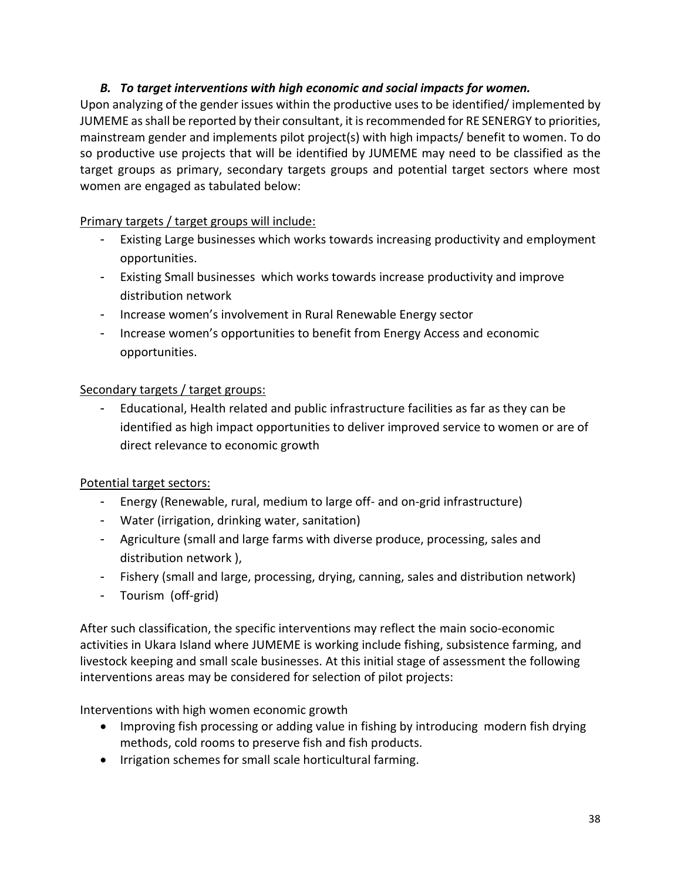### *B. To target interventions with high economic and social impacts for women.*

Upon analyzing of the gender issues within the productive uses to be identified/ implemented by JUMEME as shall be reported by their consultant, it is recommended for RE SENERGY to priorities, mainstream gender and implements pilot project(s) with high impacts/ benefit to women. To do so productive use projects that will be identified by JUMEME may need to be classified as the target groups as primary, secondary targets groups and potential target sectors where most women are engaged as tabulated below:

<u>Primary targets / target groups will include:</u>

- Existing Large businesses which works towards increasing productivity and employment opportunities.
- Existing Small businesses which works towards increase productivity and improve distribution network
- Increase women's involvement in Rural Renewable Energy sector
- Increase women's opportunities to benefit from Energy Access and economic opportunities.

<u>Secondary targets / target groups:</u>

- Educational, Health related and public infrastructure facilities as far as they can be identified as high impact opportunities to deliver improved service to women or are of direct relevance to economic growth

<u>Potential target sectors:</u>

- Energy (Renewable, rural, medium to large off- and on-grid infrastructure)
- Water (irrigation, drinking water, sanitation)
- Agriculture (small and large farms with diverse produce, processing, sales and distribution network ),
- Fishery (small and large, processing, drying, canning, sales and distribution network)
- Tourism (off-grid)

After such classification, the specific interventions may reflect the main socio-economic activities in Ukara Island where JUMEME is working include fishing, subsistence farming, and livestock keeping and small scale businesses. At this initial stage of assessment the following interventions areas may be considered for selection of pilot projects:

Interventions with high women economic growth

- Improving fish processing or adding value in fishing by introducing modern fish drying methods, cold rooms to preserve fish and fish products.
- Irrigation schemes for small scale horticultural farming.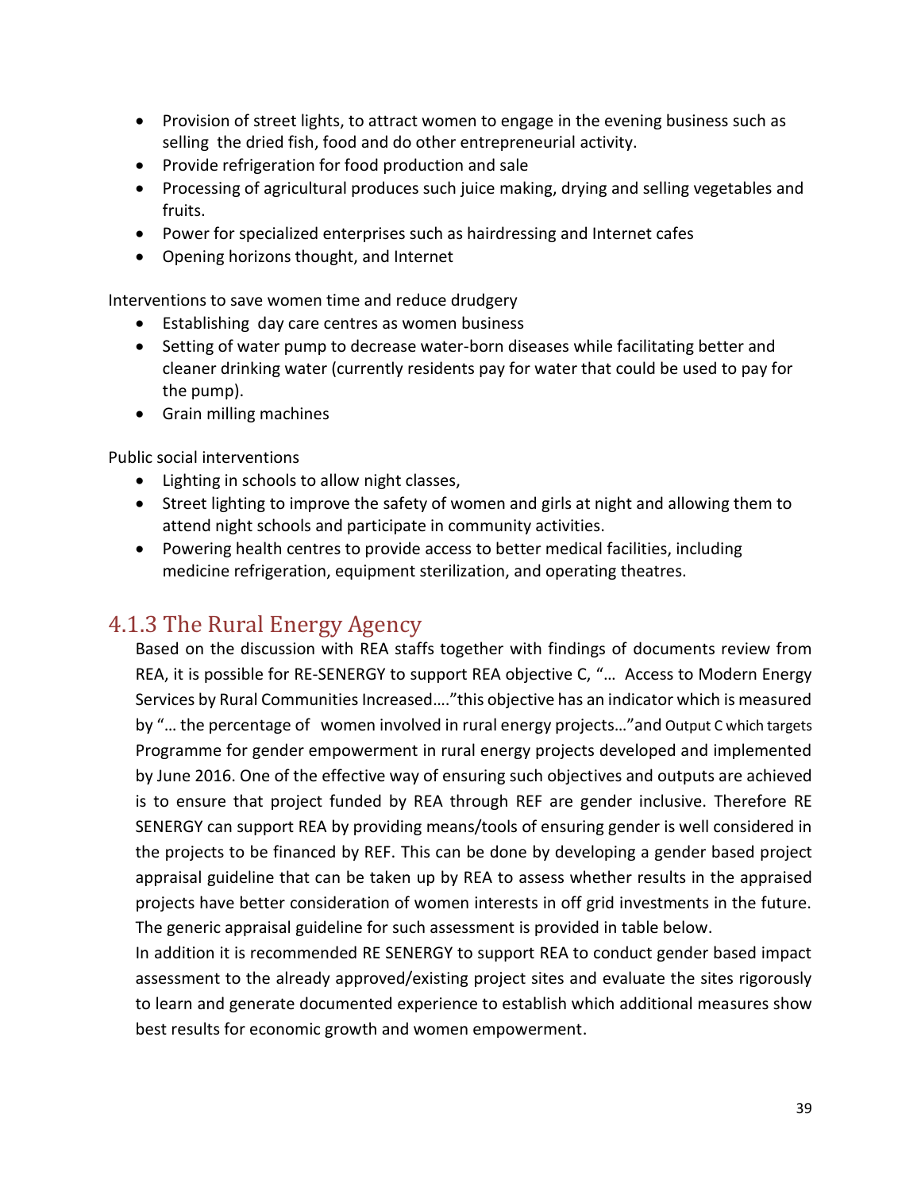- Provision of street lights, to attract women to engage in the evening business such as selling the dried fish, food and do other entrepreneurial activity.
- Provide refrigeration for food production and sale
- Processing of agricultural produces such juice making, drying and selling vegetables and fruits.
- Power for specialized enterprises such as hairdressing and Internet cafes
- Opening horizons thought, and Internet

Interventions to save women time and reduce drudgery

- Establishing day care centres as women business
- Setting of water pump to decrease water-born diseases while facilitating better and cleaner drinking water (currently residents pay for water that could be used to pay for the pump).
- Grain milling machines

Public social interventions

- Lighting in schools to allow night classes,
- Street lighting to improve the safety of women and girls at night and allowing them to attend night schools and participate in community activities.
- Powering health centres to provide access to better medical facilities, including medicine refrigeration, equipment sterilization, and operating theatres.

### 4.1.3 The Rural Energy Agency

Based on the discussion with REA staffs together with findings of documents review from REA, it is possible for RE-SENERGY to support REA objective C, "… Access to Modern Energy Services by Rural Communities Increased…."this objective has an indicator which is measured by "… the percentage of women involved in rural energy projects…"and Output C which targets Programme for gender empowerment in rural energy projects developed and implemented by June 2016. One of the effective way of ensuring such objectives and outputs are achieved is to ensure that project funded by REA through REF are gender inclusive. Therefore RE SENERGY can support REA by providing means/tools of ensuring gender is well considered in the projects to be financed by REF. This can be done by developing a gender based project appraisal guideline that can be taken up by REA to assess whether results in the appraised projects have better consideration of women interests in off grid investments in the future. The generic appraisal guideline for such assessment is provided in table below.

In addition it is recommended RE SENERGY to support REA to conduct gender based impact assessment to the already approved/existing project sites and evaluate the sites rigorously to learn and generate documented experience to establish which additional measures show best results for economic growth and women empowerment.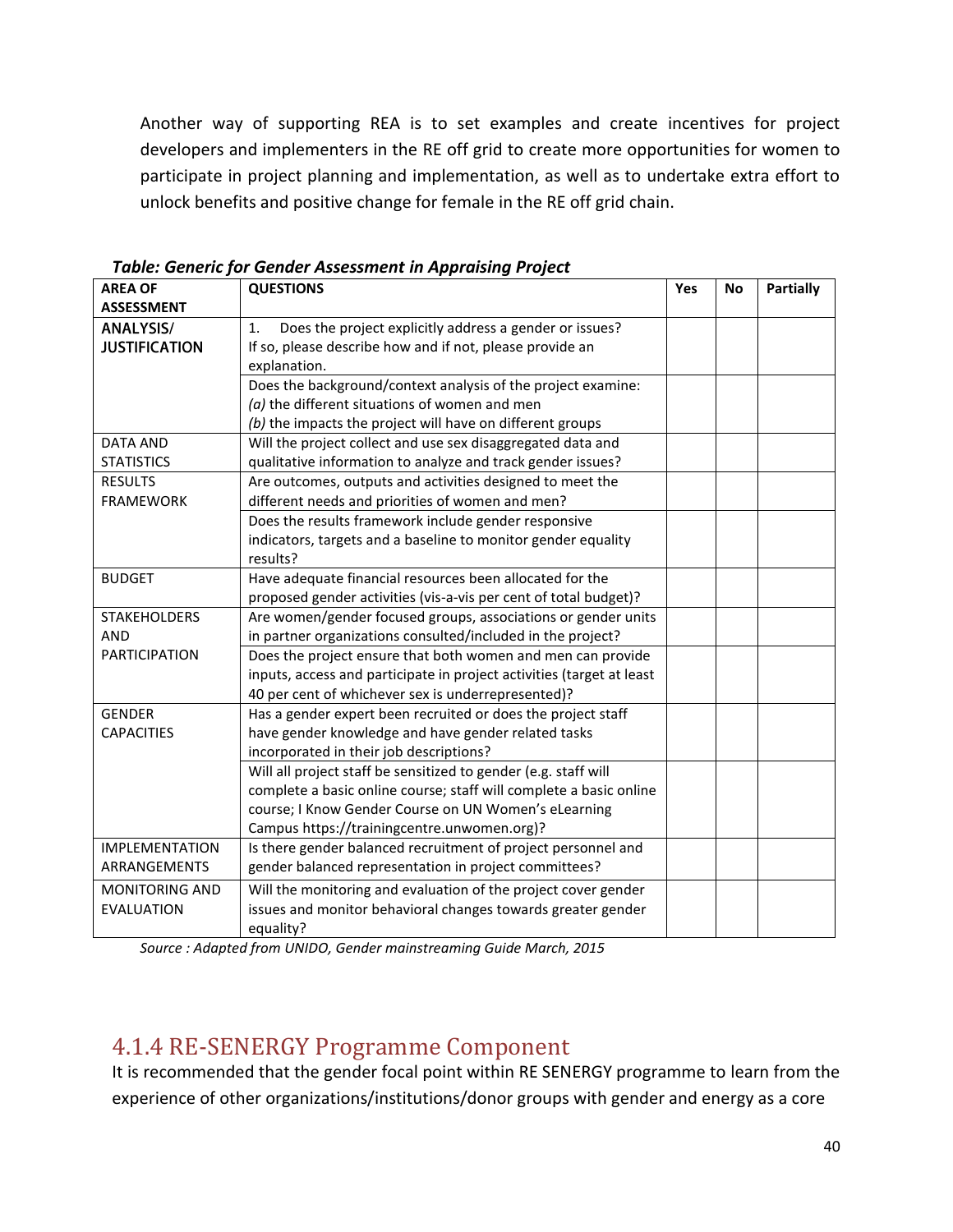Another way of supporting REA is to set examples and create incentives for project developers and implementers in the RE off grid to create more opportunities for women to participate in project planning and implementation, as well as to undertake extra effort to unlock benefits and positive change for female in the RE off grid chain.

***Table: Generic for Gender Assessment in Appraising Project***

| AREA OF ASSESSMENT | QUESTIONS | Yes | No | Partially |
|---|---|---|---|---|
| **ANALYSIS/ JUSTIFICATION** | 1. Does the project explicitly address a gender or issues? If so, please describe how and if not, please provide an explanation. | | | |
| | Does the background/context analysis of the project examine: *(a)* the different situations of women and men *(b)* the impacts the project will have on different groups | | | |
| DATA AND STATISTICS | Will the project collect and use sex disaggregated data and qualitative information to analyze and track gender issues? | | | |
| RESULTS FRAMEWORK | Are outcomes, outputs and activities designed to meet the different needs and priorities of women and men? | | | |
| | Does the results framework include gender responsive indicators, targets and a baseline to monitor gender equality results? | | | |
| BUDGET | Have adequate financial resources been allocated for the proposed gender activities (vis-a-vis per cent of total budget)? | | | |
| STAKEHOLDERS AND PARTICIPATION | Are women/gender focused groups, associations or gender units in partner organizations consulted/included in the project? | | | |
| | Does the project ensure that both women and men can provide inputs, access and participate in project activities (target at least 40 per cent of whichever sex is underrepresented)? | | | |
| GENDER CAPACITIES | Has a gender expert been recruited or does the project staff have gender knowledge and have gender related tasks incorporated in their job descriptions? | | | |
| | Will all project staff be sensitized to gender (e.g. staff will complete a basic online course; staff will complete a basic online course; I Know Gender Course on UN Women's eLearning Campus https://trainingcentre.unwomen.org)? | | | |
| IMPLEMENTATION ARRANGEMENTS | Is there gender balanced recruitment of project personnel and gender balanced representation in project committees? | | | |
| MONITORING AND EVALUATION | Will the monitoring and evaluation of the project cover gender issues and monitor behavioral changes towards greater gender equality? | | | |

*Source : Adapted from UNIDO, Gender mainstreaming Guide March, 2015*

### 4.1.4 RE-SENERGY Programme Component

It is recommended that the gender focal point within RE SENERGY programme to learn from the experience of other organizations/institutions/donor groups with gender and energy as a core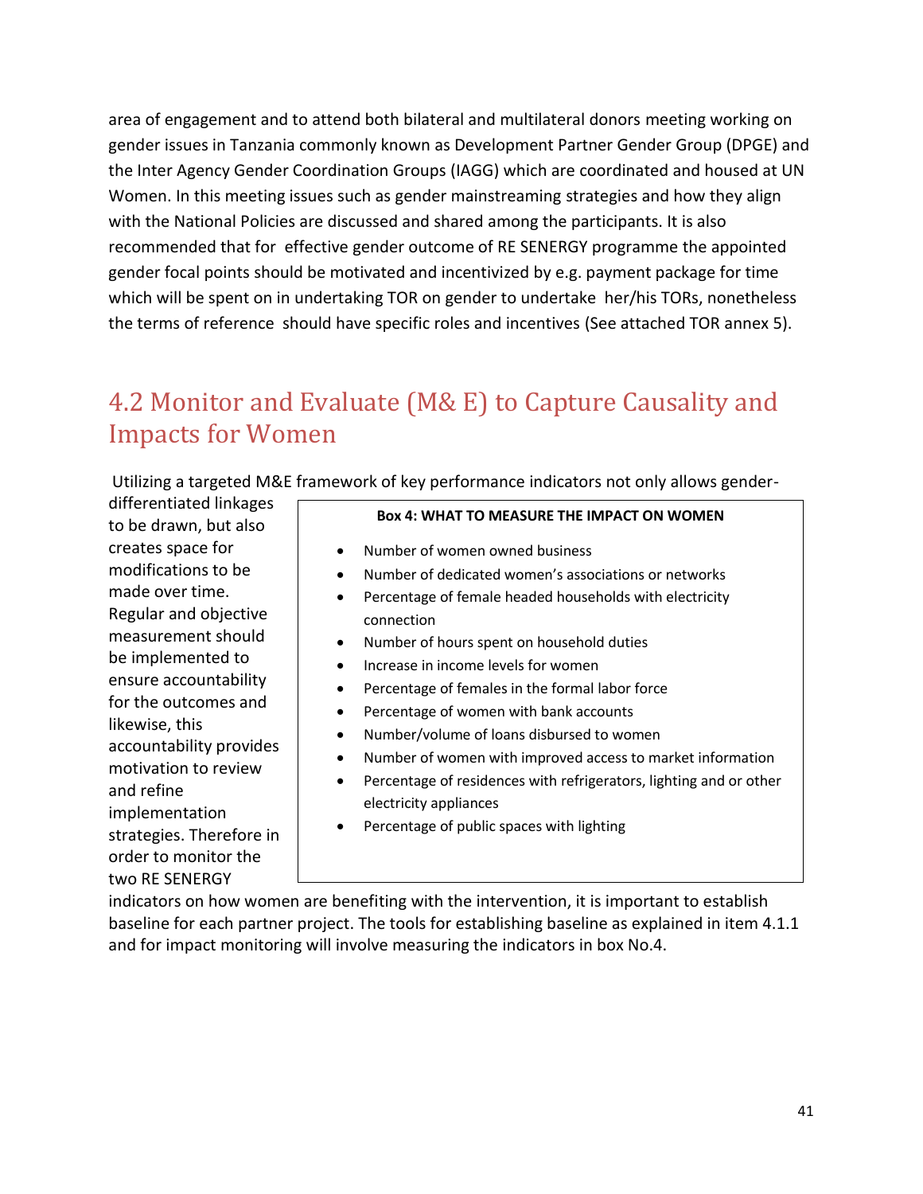area of engagement and to attend both bilateral and multilateral donors meeting working on gender issues in Tanzania commonly known as Development Partner Gender Group (DPGE) and the Inter Agency Gender Coordination Groups (IAGG) which are coordinated and housed at UN Women. In this meeting issues such as gender mainstreaming strategies and how they align with the National Policies are discussed and shared among the participants. It is also recommended that for effective gender outcome of RE SENERGY programme the appointed gender focal points should be motivated and incentivized by e.g. payment package for time which will be spent on in undertaking TOR on gender to undertake her/his TORs, nonetheless the terms of reference should have specific roles and incentives (See attached TOR annex 5).

## 4.2 Monitor and Evaluate (M& E) to Capture Causality and Impacts for Women

Utilizing a targeted M&E framework of key performance indicators not only allows gender-differentiated linkages to be drawn, but also creates space for modifications to be made over time. Regular and objective measurement should be implemented to ensure accountability for the outcomes and likewise, this accountability provides motivation to review and refine implementation strategies. Therefore in order to monitor the two RE SENERGY indicators on how women are benefiting with the intervention, it is important to establish baseline for each partner project. The tools for establishing baseline as explained in item 4.1.1 and for impact monitoring will involve measuring the indicators in box No.4.

**Box 4: WHAT TO MEASURE THE IMPACT ON WOMEN**

- Number of women owned business
- Number of dedicated women's associations or networks
- Percentage of female headed households with electricity connection
- Number of hours spent on household duties
- Increase in income levels for women
- Percentage of females in the formal labor force
- Percentage of women with bank accounts
- Number/volume of loans disbursed to women
- Number of women with improved access to market information
- Percentage of residences with refrigerators, lighting and or other electricity appliances
- Percentage of public spaces with lighting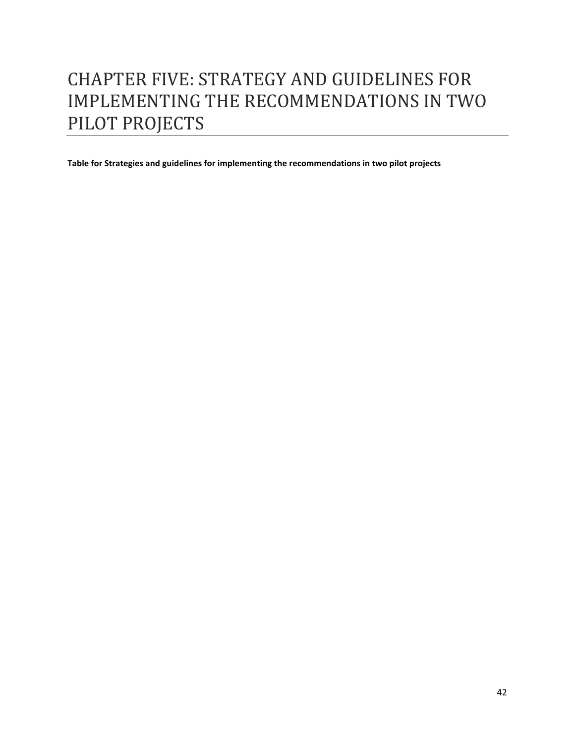# CHAPTER FIVE: STRATEGY AND GUIDELINES FOR IMPLEMENTING THE RECOMMENDATIONS IN TWO PILOT PROJECTS

**Table for Strategies and guidelines for implementing the recommendations in two pilot projects**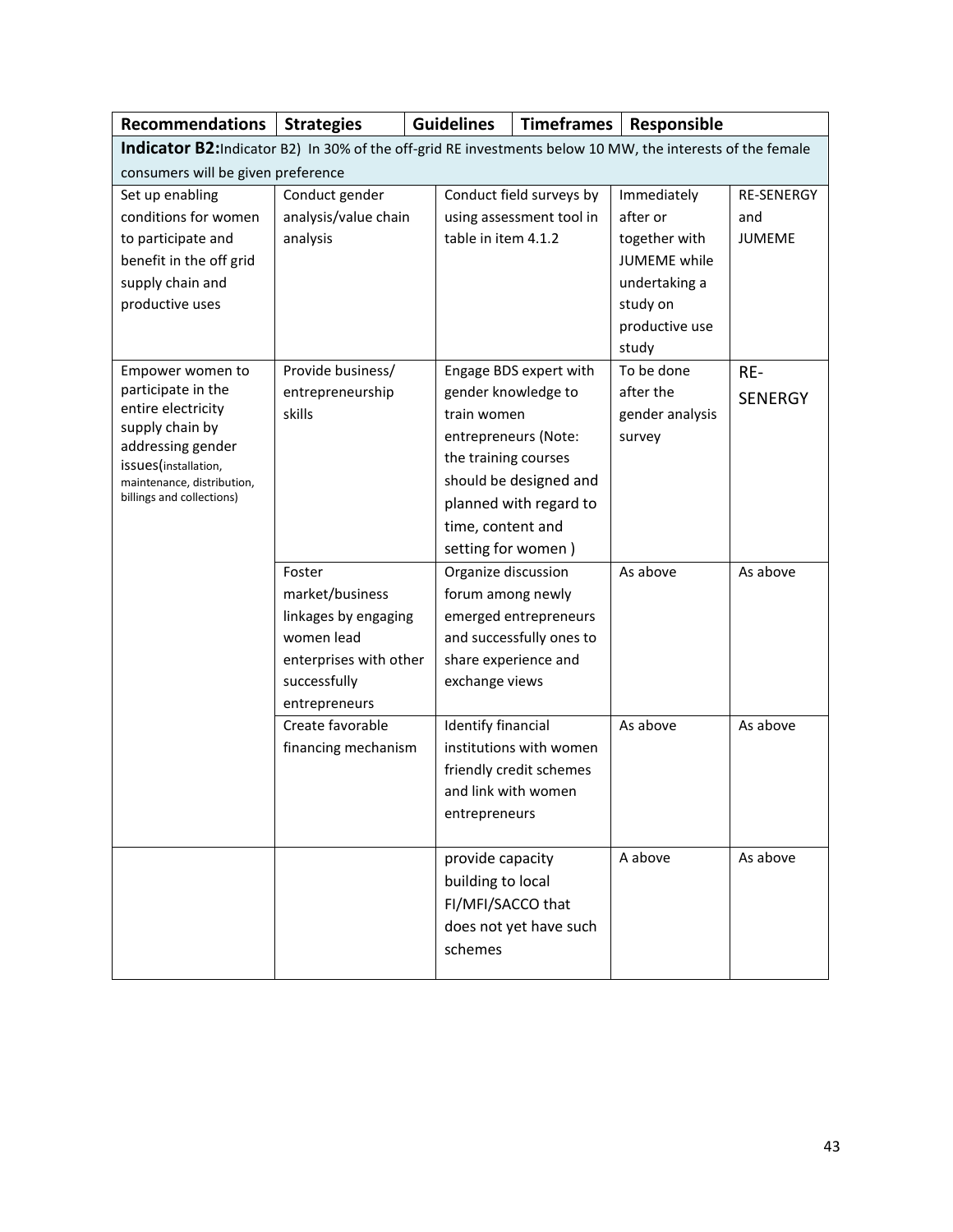| Recommendations | Strategies | Guidelines | Timeframes | Responsible |
|---|---|---|---|---|
| **Indicator B2:** Indicator B2) In 30% of the off-grid RE investments below 10 MW, the interests of the female consumers will be given preference | | | | |
| Set up enabling conditions for women to participate and benefit in the off grid supply chain and productive uses | Conduct gender analysis/value chain analysis | Conduct field surveys by using assessment tool in table in item 4.1.2 | Immediately after or together with JUMEME while undertaking a study on productive use study | RE-SENERGY and JUMEME |
| Empower women to participate in the entire electricity supply chain by addressing gender issues(installation, maintenance, distribution, billings and collections) | Provide business/ entrepreneurship skills | Engage BDS expert with gender knowledge to train women entrepreneurs (Note: the training courses should be designed and planned with regard to time, content and setting for women ) | To be done after the gender analysis survey | RE-SENERGY |
| | Foster market/business linkages by engaging women lead enterprises with other successfully entrepreneurs | Organize discussion forum among newly emerged entrepreneurs and successfully ones to share experience and exchange views | As above | As above |
| | Create favorable financing mechanism | Identify financial institutions with women friendly credit schemes and link with women entrepreneurs | As above | As above |
| | | provide capacity building to local FI/MFI/SACCO that does not yet have such schemes | A above | As above |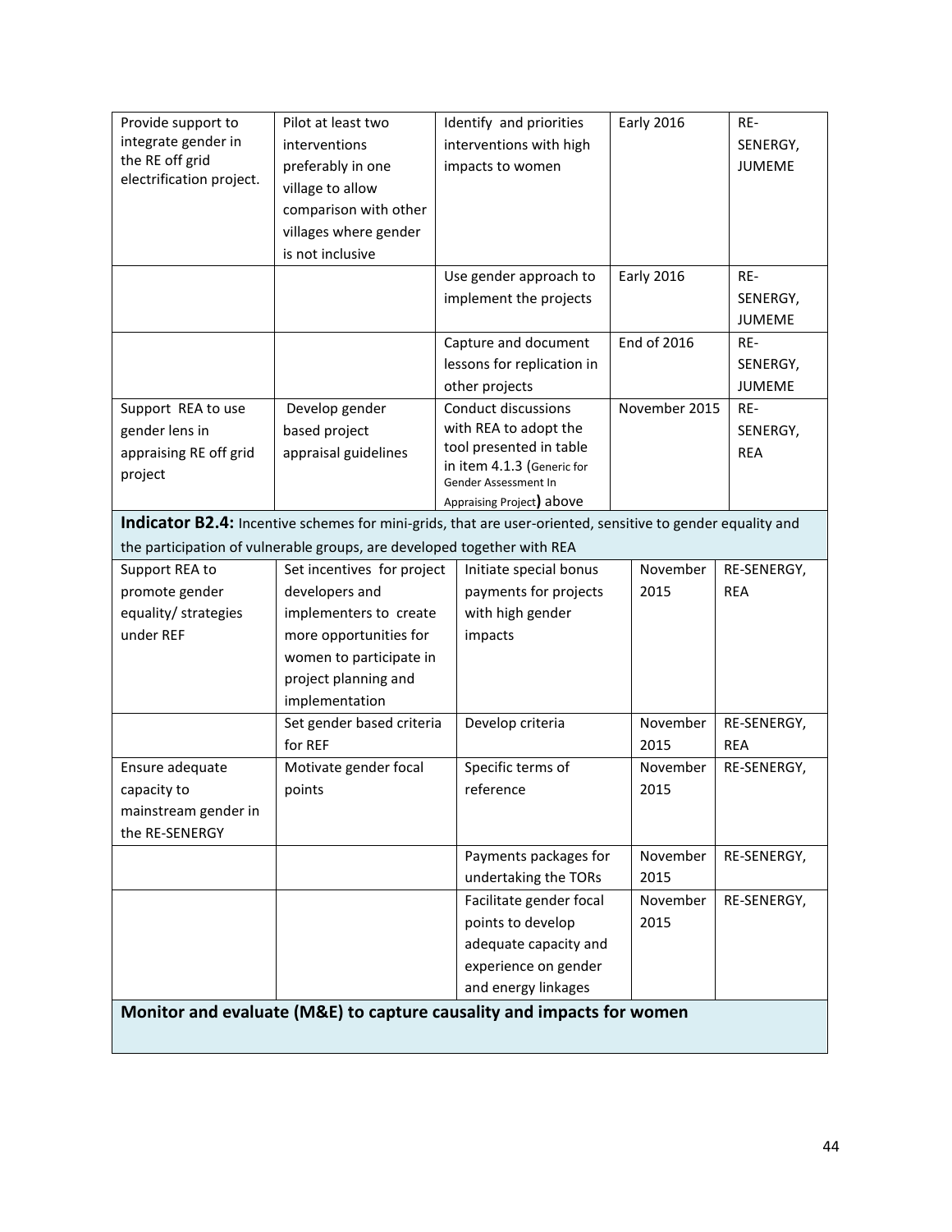| | | | | |
|---|---|---|---|---|
| Provide support to integrate gender in the RE off grid electrification project. | Pilot at least two interventions preferably in one village to allow comparison with other villages where gender is not inclusive | Identify and priorities interventions with high impacts to women | Early 2016 | RE-SENERGY, JUMEME |
| | | Use gender approach to implement the projects | Early 2016 | RE-SENERGY, JUMEME |
| | | Capture and document lessons for replication in other projects | End of 2016 | RE-SENERGY, JUMEME |
| Support REA to use gender lens in appraising RE off grid project | Develop gender based project appraisal guidelines | Conduct discussions with REA to adopt the tool presented in table in item 4.1.3 (Generic for Gender Assessment In Appraising Project) above | November 2015 | RE-SENERGY, REA |
| **Indicator B2.4:** Incentive schemes for mini-grids, that are user-oriented, sensitive to gender equality and the participation of vulnerable groups, are developed together with REA | | | | |
| Support REA to promote gender equality/ strategies under REF | Set incentives for project developers and implementers to create more opportunities for women to participate in project planning and implementation | Initiate special bonus payments for projects with high gender impacts | November 2015 | RE-SENERGY, REA |
| | Set gender based criteria for REF | Develop criteria | November 2015 | RE-SENERGY, REA |
| Ensure adequate capacity to mainstream gender in the RE-SENERGY | Motivate gender focal points | Specific terms of reference | November 2015 | RE-SENERGY, |
| | | Payments packages for undertaking the TORs | November 2015 | RE-SENERGY, |
| | | Facilitate gender focal points to develop adequate capacity and experience on gender and energy linkages | November 2015 | RE-SENERGY, |
| **Monitor and evaluate (M&E) to capture causality and impacts for women** | | | | |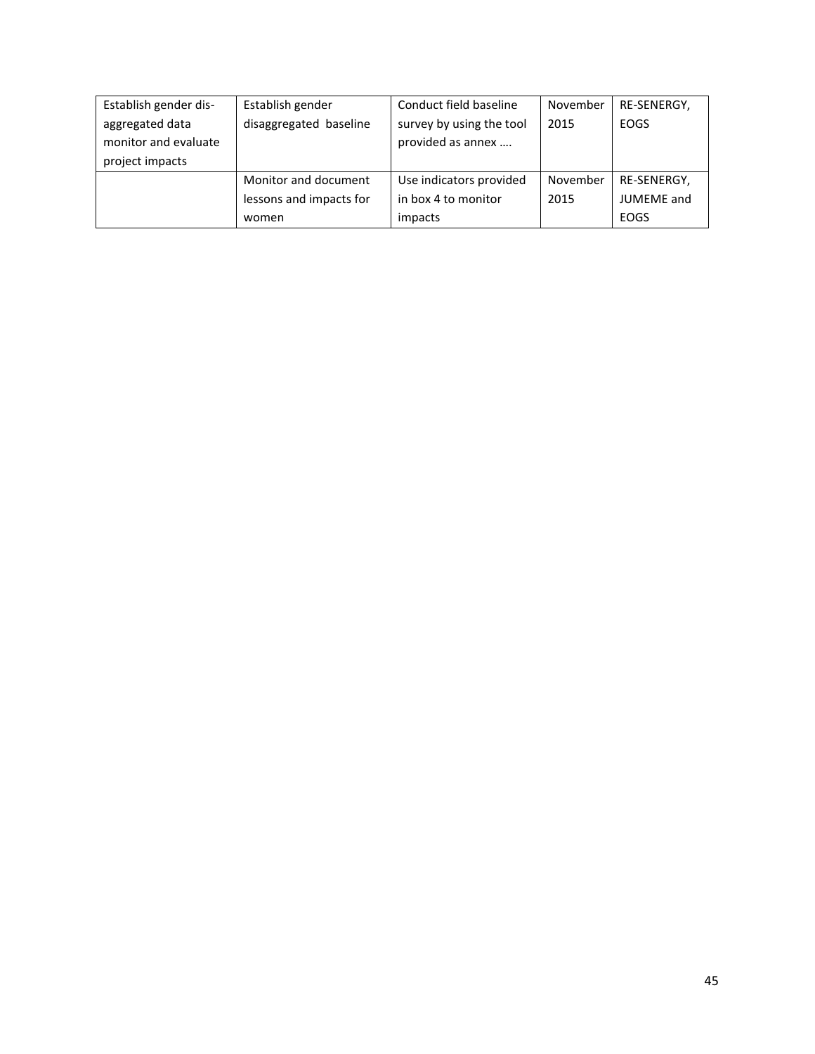| Establish gender dis-aggregated data monitor and evaluate project impacts | Establish gender disaggregated baseline | Conduct field baseline survey by using the tool provided as annex …. | November 2015 | RE-SENERGY, EOGS |
|---|---|---|---|---|
| | Monitor and document lessons and impacts for women | Use indicators provided in box 4 to monitor impacts | November 2015 | RE-SENERGY, JUMEME and EOGS |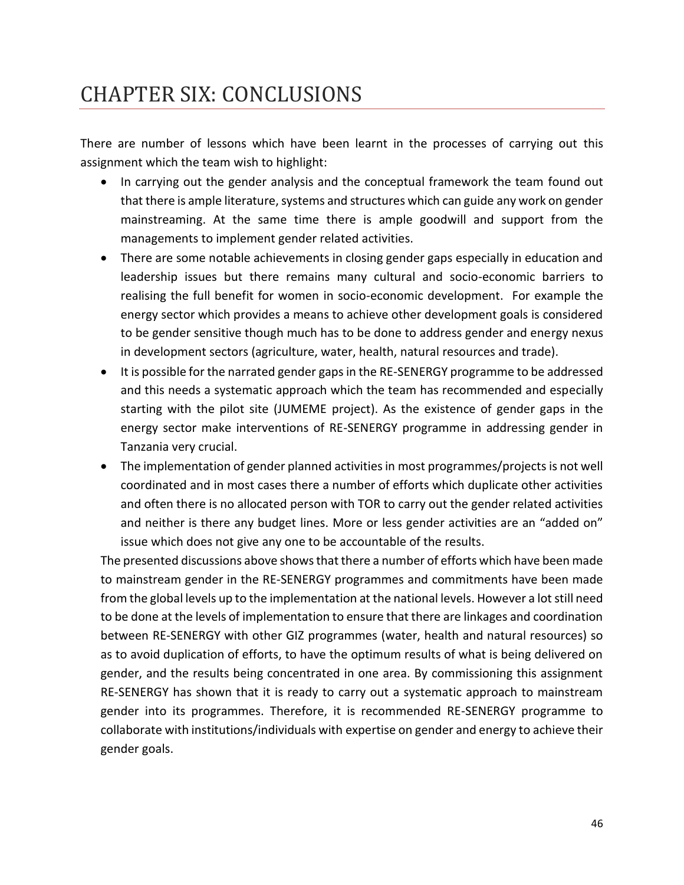# CHAPTER SIX: CONCLUSIONS

There are number of lessons which have been learnt in the processes of carrying out this assignment which the team wish to highlight:

- In carrying out the gender analysis and the conceptual framework the team found out that there is ample literature, systems and structures which can guide any work on gender mainstreaming. At the same time there is ample goodwill and support from the managements to implement gender related activities.
- There are some notable achievements in closing gender gaps especially in education and leadership issues but there remains many cultural and socio-economic barriers to realising the full benefit for women in socio-economic development. For example the energy sector which provides a means to achieve other development goals is considered to be gender sensitive though much has to be done to address gender and energy nexus in development sectors (agriculture, water, health, natural resources and trade).
- It is possible for the narrated gender gaps in the RE-SENERGY programme to be addressed and this needs a systematic approach which the team has recommended and especially starting with the pilot site (JUMEME project). As the existence of gender gaps in the energy sector make interventions of RE-SENERGY programme in addressing gender in Tanzania very crucial.
- The implementation of gender planned activities in most programmes/projects is not well coordinated and in most cases there a number of efforts which duplicate other activities and often there is no allocated person with TOR to carry out the gender related activities and neither is there any budget lines. More or less gender activities are an "added on" issue which does not give any one to be accountable of the results.

The presented discussions above shows that there a number of efforts which have been made to mainstream gender in the RE-SENERGY programmes and commitments have been made from the global levels up to the implementation at the national levels. However a lot still need to be done at the levels of implementation to ensure that there are linkages and coordination between RE-SENERGY with other GIZ programmes (water, health and natural resources) so as to avoid duplication of efforts, to have the optimum results of what is being delivered on gender, and the results being concentrated in one area. By commissioning this assignment RE-SENERGY has shown that it is ready to carry out a systematic approach to mainstream gender into its programmes. Therefore, it is recommended RE-SENERGY programme to collaborate with institutions/individuals with expertise on gender and energy to achieve their gender goals.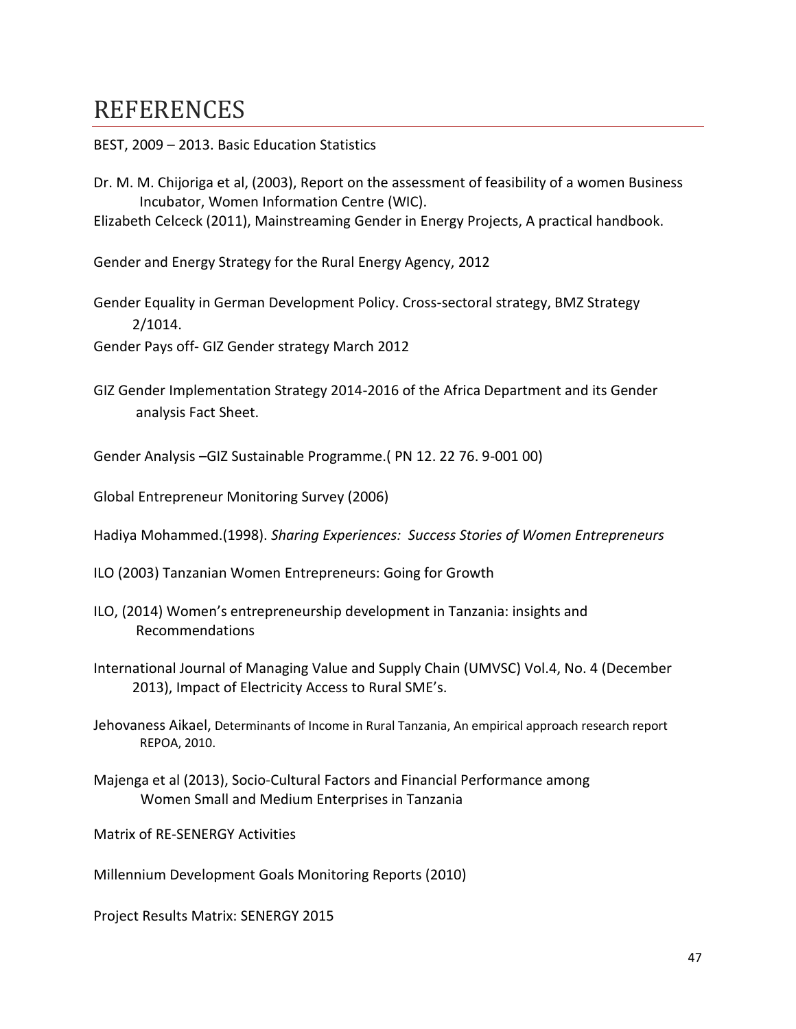# REFERENCES

BEST, 2009 – 2013. Basic Education Statistics

Dr. M. M. Chijoriga et al, (2003), Report on the assessment of feasibility of a women Business Incubator, Women Information Centre (WIC).

Elizabeth Celceck (2011), Mainstreaming Gender in Energy Projects, A practical handbook.

Gender and Energy Strategy for the Rural Energy Agency, 2012

Gender Equality in German Development Policy. Cross-sectoral strategy, BMZ Strategy 2/1014.

Gender Pays off- GIZ Gender strategy March 2012

GIZ Gender Implementation Strategy 2014-2016 of the Africa Department and its Gender analysis Fact Sheet.

Gender Analysis –GIZ Sustainable Programme.( PN 12. 22 76. 9-001 00)

Global Entrepreneur Monitoring Survey (2006)

Hadiya Mohammed.(1998). *Sharing Experiences: Success Stories of Women Entrepreneurs*

ILO (2003) Tanzanian Women Entrepreneurs: Going for Growth

ILO, (2014) Women's entrepreneurship development in Tanzania: insights and Recommendations

International Journal of Managing Value and Supply Chain (UMVSC) Vol.4, No. 4 (December 2013), Impact of Electricity Access to Rural SME's.

Jehovaness Aikael, Determinants of Income in Rural Tanzania, An empirical approach research report REPOA, 2010.

Majenga et al (2013), Socio-Cultural Factors and Financial Performance among Women Small and Medium Enterprises in Tanzania

Matrix of RE-SENERGY Activities

Millennium Development Goals Monitoring Reports (2010)

Project Results Matrix: SENERGY 2015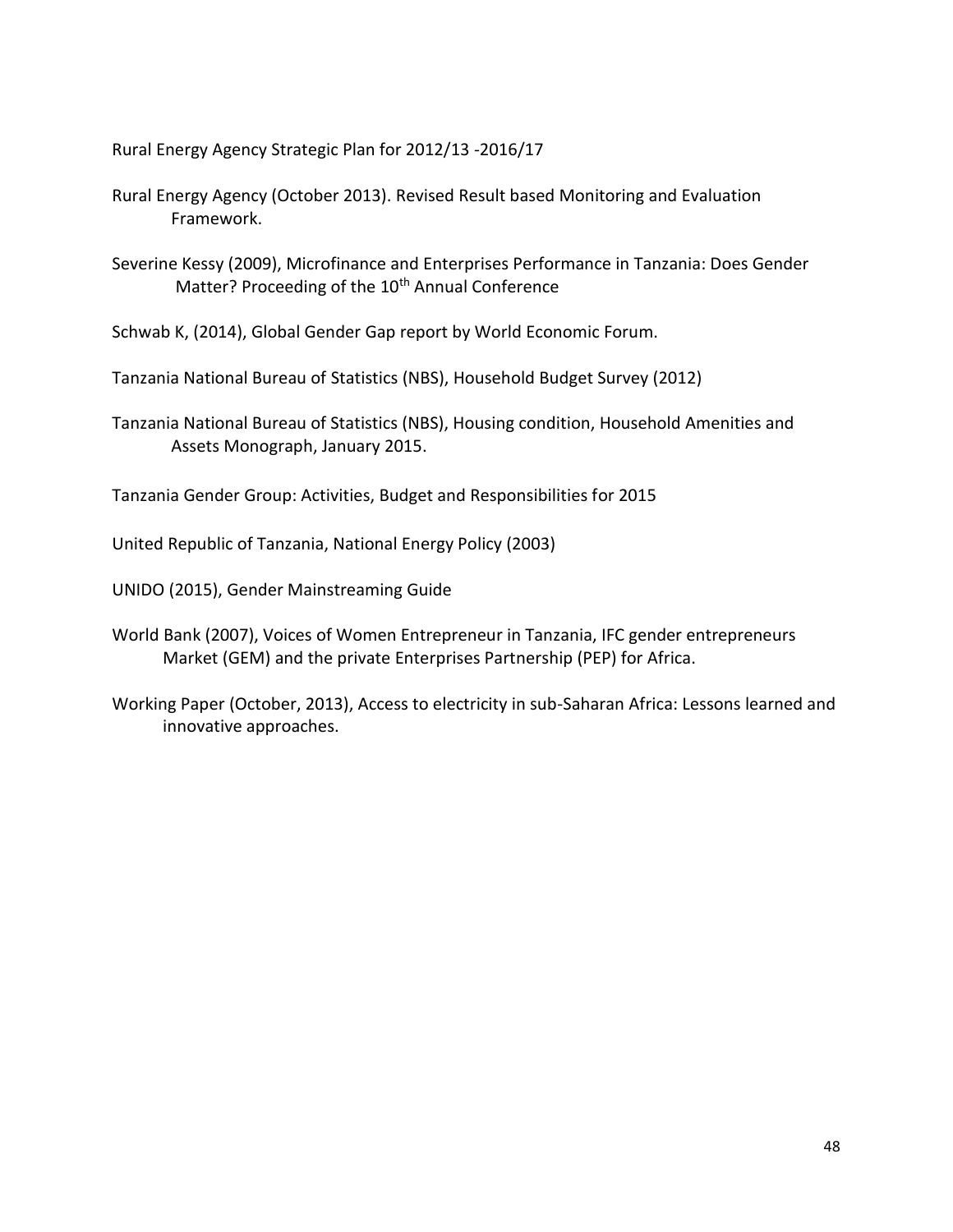Rural Energy Agency Strategic Plan for 2012/13 -2016/17

Rural Energy Agency (October 2013). Revised Result based Monitoring and Evaluation Framework.

Severine Kessy (2009), Microfinance and Enterprises Performance in Tanzania: Does Gender Matter? Proceeding of the 10th Annual Conference

Schwab K, (2014), Global Gender Gap report by World Economic Forum.

Tanzania National Bureau of Statistics (NBS), Household Budget Survey (2012)

Tanzania National Bureau of Statistics (NBS), Housing condition, Household Amenities and Assets Monograph, January 2015.

Tanzania Gender Group: Activities, Budget and Responsibilities for 2015

United Republic of Tanzania, National Energy Policy (2003)

UNIDO (2015), Gender Mainstreaming Guide

World Bank (2007), Voices of Women Entrepreneur in Tanzania, IFC gender entrepreneurs Market (GEM) and the private Enterprises Partnership (PEP) for Africa.

Working Paper (October, 2013), Access to electricity in sub-Saharan Africa: Lessons learned and innovative approaches.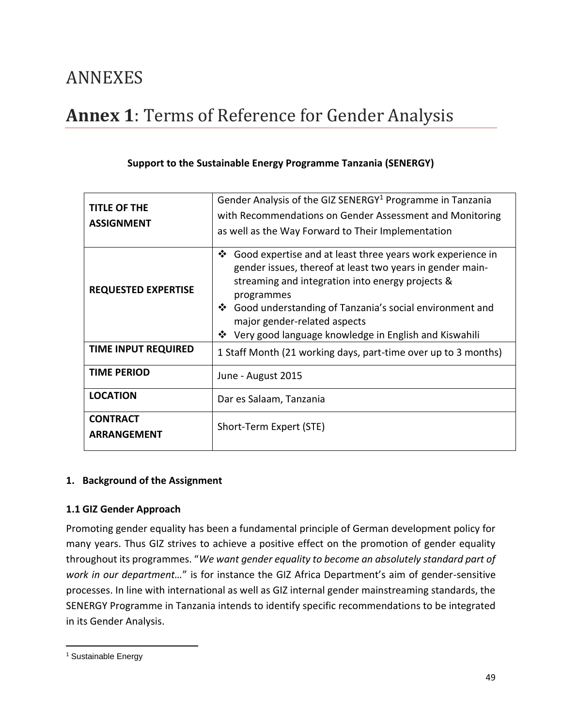# ANNEXES

# **Annex 1**: Terms of Reference for Gender Analysis

**Support to the Sustainable Energy Programme Tanzania (SENERGY)**

| | |
|---|---|
| **TITLE OF THE ASSIGNMENT** | Gender Analysis of the GIZ SENERGY[1] Programme in Tanzania with Recommendations on Gender Assessment and Monitoring as well as the Way Forward to Their Implementation |
| **REQUESTED EXPERTISE** | ❖ Good expertise and at least three years work experience in gender issues, thereof at least two years in gender main-streaming and integration into energy projects & programmes<br>❖ Good understanding of Tanzania's social environment and major gender-related aspects<br>❖ Very good language knowledge in English and Kiswahili |
| **TIME INPUT REQUIRED** | 1 Staff Month (21 working days, part-time over up to 3 months) |
| **TIME PERIOD** | June - August 2015 |
| **LOCATION** | Dar es Salaam, Tanzania |
| **CONTRACT ARRANGEMENT** | Short-Term Expert (STE) |

**1. Background of the Assignment**

**1.1 GIZ Gender Approach**

Promoting gender equality has been a fundamental principle of German development policy for many years. Thus GIZ strives to achieve a positive effect on the promotion of gender equality throughout its programmes. "*We want gender equality to become an absolutely standard part of work in our department…*" is for instance the GIZ Africa Department's aim of gender-sensitive processes. In line with international as well as GIZ internal gender mainstreaming standards, the SENERGY Programme in Tanzania intends to identify specific recommendations to be integrated in its Gender Analysis.

[1] Sustainable Energy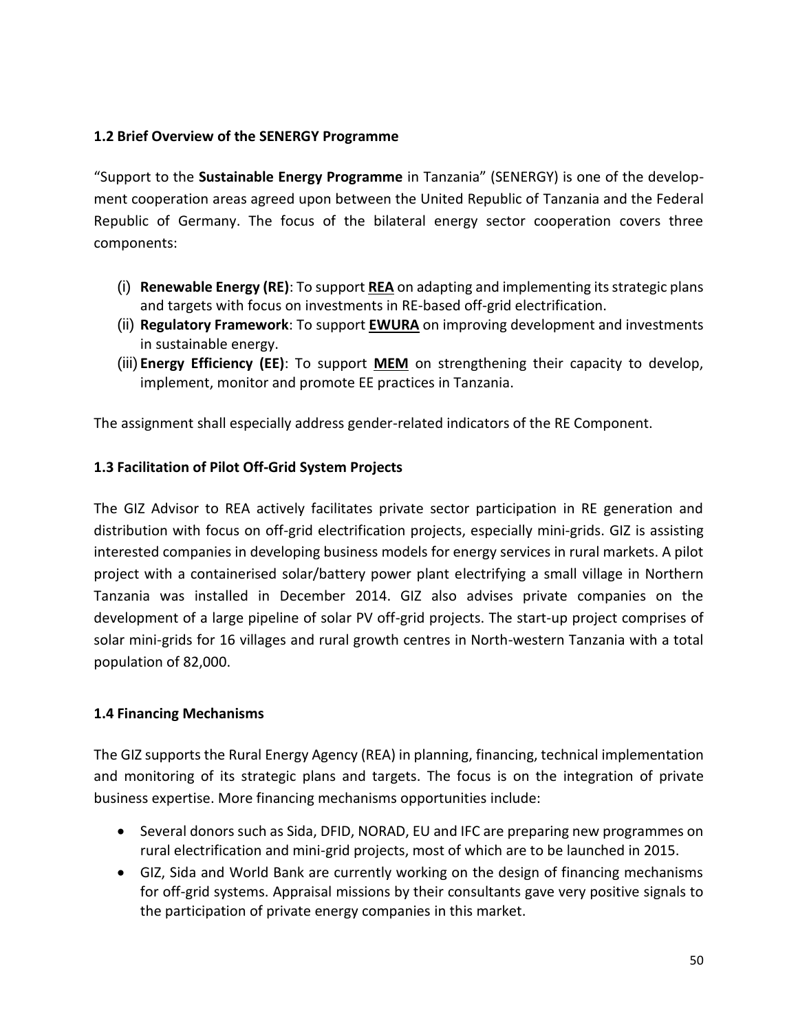### 1.2 Brief Overview of the SENERGY Programme

"Support to the **Sustainable Energy Programme** in Tanzania" (SENERGY) is one of the development cooperation areas agreed upon between the United Republic of Tanzania and the Federal Republic of Germany. The focus of the bilateral energy sector cooperation covers three components:

(i) **Renewable Energy (RE)**: To support **REA** on adapting and implementing its strategic plans and targets with focus on investments in RE-based off-grid electrification.
(ii) **Regulatory Framework**: To support **EWURA** on improving development and investments in sustainable energy.
(iii) **Energy Efficiency (EE)**: To support **MEM** on strengthening their capacity to develop, implement, monitor and promote EE practices in Tanzania.

The assignment shall especially address gender-related indicators of the RE Component.

### 1.3 Facilitation of Pilot Off-Grid System Projects

The GIZ Advisor to REA actively facilitates private sector participation in RE generation and distribution with focus on off-grid electrification projects, especially mini-grids. GIZ is assisting interested companies in developing business models for energy services in rural markets. A pilot project with a containerised solar/battery power plant electrifying a small village in Northern Tanzania was installed in December 2014. GIZ also advises private companies on the development of a large pipeline of solar PV off-grid projects. The start-up project comprises of solar mini-grids for 16 villages and rural growth centres in North-western Tanzania with a total population of 82,000.

### 1.4 Financing Mechanisms

The GIZ supports the Rural Energy Agency (REA) in planning, financing, technical implementation and monitoring of its strategic plans and targets. The focus is on the integration of private business expertise. More financing mechanisms opportunities include:

- Several donors such as Sida, DFID, NORAD, EU and IFC are preparing new programmes on rural electrification and mini-grid projects, most of which are to be launched in 2015.
- GIZ, Sida and World Bank are currently working on the design of financing mechanisms for off-grid systems. Appraisal missions by their consultants gave very positive signals to the participation of private energy companies in this market.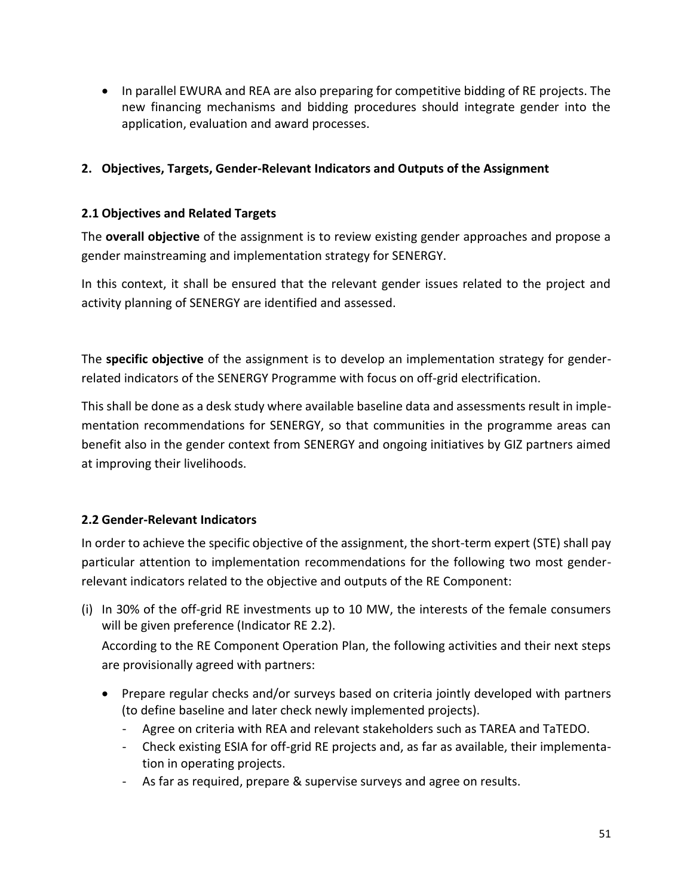- In parallel EWURA and REA are also preparing for competitive bidding of RE projects. The new financing mechanisms and bidding procedures should integrate gender into the application, evaluation and award processes.

## 2. Objectives, Targets, Gender-Relevant Indicators and Outputs of the Assignment

### 2.1 Objectives and Related Targets

The **overall objective** of the assignment is to review existing gender approaches and propose a gender mainstreaming and implementation strategy for SENERGY.

In this context, it shall be ensured that the relevant gender issues related to the project and activity planning of SENERGY are identified and assessed.

The **specific objective** of the assignment is to develop an implementation strategy for gender-related indicators of the SENERGY Programme with focus on off-grid electrification.

This shall be done as a desk study where available baseline data and assessments result in implementation recommendations for SENERGY, so that communities in the programme areas can benefit also in the gender context from SENERGY and ongoing initiatives by GIZ partners aimed at improving their livelihoods.

### 2.2 Gender-Relevant Indicators

In order to achieve the specific objective of the assignment, the short-term expert (STE) shall pay particular attention to implementation recommendations for the following two most gender-relevant indicators related to the objective and outputs of the RE Component:

(i) In 30% of the off-grid RE investments up to 10 MW, the interests of the female consumers will be given preference (Indicator RE 2.2).

According to the RE Component Operation Plan, the following activities and their next steps are provisionally agreed with partners:

- Prepare regular checks and/or surveys based on criteria jointly developed with partners (to define baseline and later check newly implemented projects).
  - Agree on criteria with REA and relevant stakeholders such as TAREA and TaTEDO.
  - Check existing ESIA for off-grid RE projects and, as far as available, their implementation in operating projects.
  - As far as required, prepare & supervise surveys and agree on results.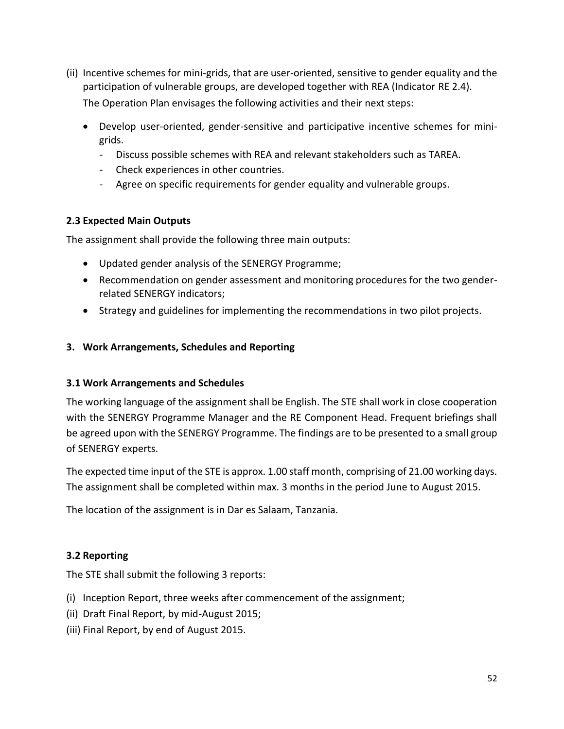(ii) Incentive schemes for mini-grids, that are user-oriented, sensitive to gender equality and the participation of vulnerable groups, are developed together with REA (Indicator RE 2.4).

The Operation Plan envisages the following activities and their next steps:

- Develop user-oriented, gender-sensitive and participative incentive schemes for mini-grids.
  - Discuss possible schemes with REA and relevant stakeholders such as TAREA.
  - Check experiences in other countries.
  - Agree on specific requirements for gender equality and vulnerable groups.

### 2.3 Expected Main Outputs

The assignment shall provide the following three main outputs:

- Updated gender analysis of the SENERGY Programme;
- Recommendation on gender assessment and monitoring procedures for the two gender-related SENERGY indicators;
- Strategy and guidelines for implementing the recommendations in two pilot projects.

## 3. Work Arrangements, Schedules and Reporting

### 3.1 Work Arrangements and Schedules

The working language of the assignment shall be English. The STE shall work in close cooperation with the SENERGY Programme Manager and the RE Component Head. Frequent briefings shall be agreed upon with the SENERGY Programme. The findings are to be presented to a small group of SENERGY experts.

The expected time input of the STE is approx. 1.00 staff month, comprising of 21.00 working days. The assignment shall be completed within max. 3 months in the period June to August 2015.

The location of the assignment is in Dar es Salaam, Tanzania.

### 3.2 Reporting

The STE shall submit the following 3 reports:

(i) Inception Report, three weeks after commencement of the assignment;
(ii) Draft Final Report, by mid-August 2015;
(iii) Final Report, by end of August 2015.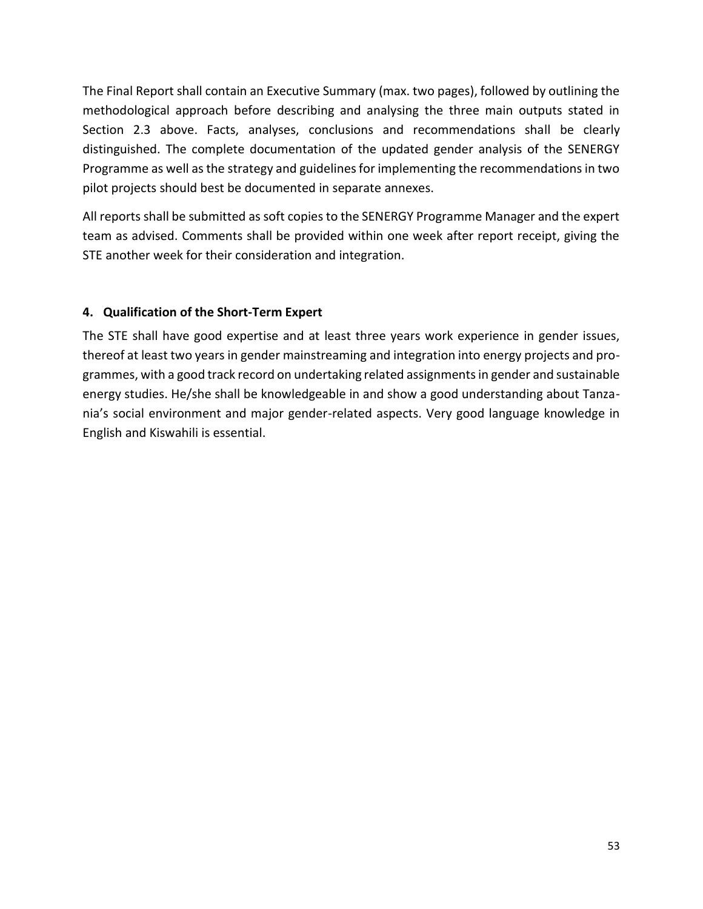The Final Report shall contain an Executive Summary (max. two pages), followed by outlining the methodological approach before describing and analysing the three main outputs stated in Section 2.3 above. Facts, analyses, conclusions and recommendations shall be clearly distinguished. The complete documentation of the updated gender analysis of the SENERGY Programme as well as the strategy and guidelines for implementing the recommendations in two pilot projects should best be documented in separate annexes.

All reports shall be submitted as soft copies to the SENERGY Programme Manager and the expert team as advised. Comments shall be provided within one week after report receipt, giving the STE another week for their consideration and integration.

## 4. Qualification of the Short-Term Expert

The STE shall have good expertise and at least three years work experience in gender issues, thereof at least two years in gender mainstreaming and integration into energy projects and programmes, with a good track record on undertaking related assignments in gender and sustainable energy studies. He/she shall be knowledgeable in and show a good understanding about Tanzania's social environment and major gender-related aspects. Very good language knowledge in English and Kiswahili is essential.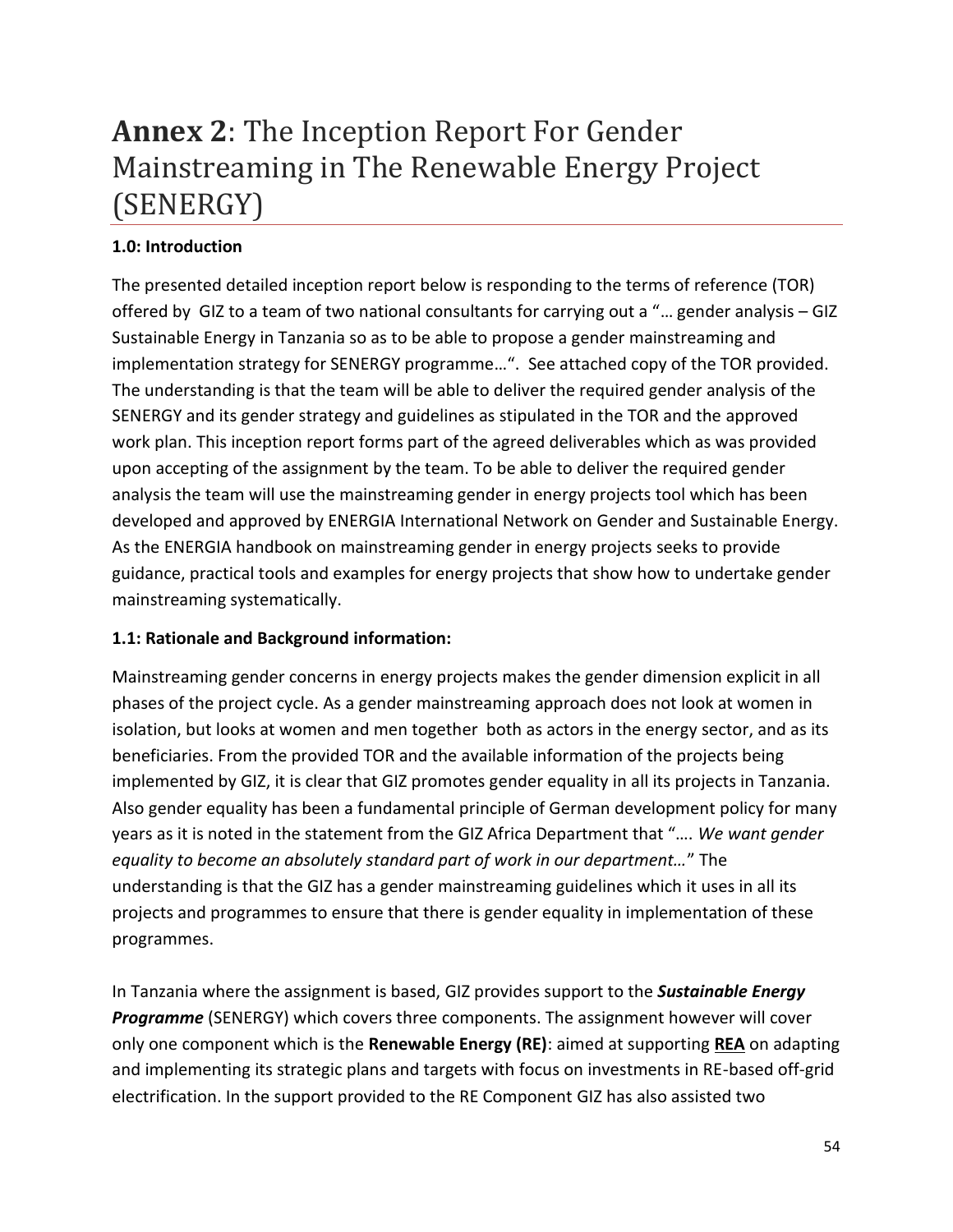# **Annex 2**: The Inception Report For Gender Mainstreaming in The Renewable Energy Project (SENERGY)

**1.0: Introduction**

The presented detailed inception report below is responding to the terms of reference (TOR) offered by GIZ to a team of two national consultants for carrying out a "… gender analysis – GIZ Sustainable Energy in Tanzania so as to be able to propose a gender mainstreaming and implementation strategy for SENERGY programme…". See attached copy of the TOR provided. The understanding is that the team will be able to deliver the required gender analysis of the SENERGY and its gender strategy and guidelines as stipulated in the TOR and the approved work plan. This inception report forms part of the agreed deliverables which as was provided upon accepting of the assignment by the team. To be able to deliver the required gender analysis the team will use the mainstreaming gender in energy projects tool which has been developed and approved by ENERGIA International Network on Gender and Sustainable Energy. As the ENERGIA handbook on mainstreaming gender in energy projects seeks to provide guidance, practical tools and examples for energy projects that show how to undertake gender mainstreaming systematically.

**1.1: Rationale and Background information:**

Mainstreaming gender concerns in energy projects makes the gender dimension explicit in all phases of the project cycle. As a gender mainstreaming approach does not look at women in isolation, but looks at women and men together both as actors in the energy sector, and as its beneficiaries. From the provided TOR and the available information of the projects being implemented by GIZ, it is clear that GIZ promotes gender equality in all its projects in Tanzania. Also gender equality has been a fundamental principle of German development policy for many years as it is noted in the statement from the GIZ Africa Department that "…. *We want gender equality to become an absolutely standard part of work in our department…*" The understanding is that the GIZ has a gender mainstreaming guidelines which it uses in all its projects and programmes to ensure that there is gender equality in implementation of these programmes.

In Tanzania where the assignment is based, GIZ provides support to the ***Sustainable Energy Programme*** (SENERGY) which covers three components. The assignment however will cover only one component which is the **Renewable Energy (RE)**: aimed at supporting **REA** on adapting and implementing its strategic plans and targets with focus on investments in RE-based off-grid electrification. In the support provided to the RE Component GIZ has also assisted two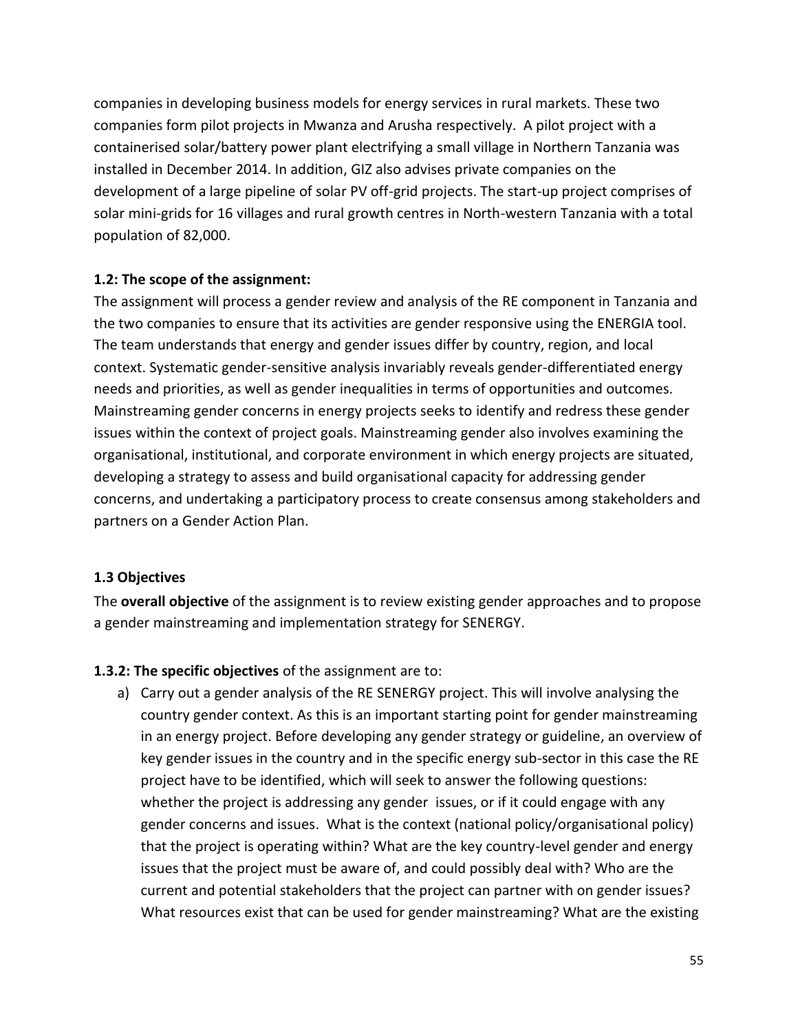companies in developing business models for energy services in rural markets. These two companies form pilot projects in Mwanza and Arusha respectively. A pilot project with a containerised solar/battery power plant electrifying a small village in Northern Tanzania was installed in December 2014. In addition, GIZ also advises private companies on the development of a large pipeline of solar PV off-grid projects. The start-up project comprises of solar mini-grids for 16 villages and rural growth centres in North-western Tanzania with a total population of 82,000.

**1.2: The scope of the assignment:**

The assignment will process a gender review and analysis of the RE component in Tanzania and the two companies to ensure that its activities are gender responsive using the ENERGIA tool. The team understands that energy and gender issues differ by country, region, and local context. Systematic gender-sensitive analysis invariably reveals gender-differentiated energy needs and priorities, as well as gender inequalities in terms of opportunities and outcomes. Mainstreaming gender concerns in energy projects seeks to identify and redress these gender issues within the context of project goals. Mainstreaming gender also involves examining the organisational, institutional, and corporate environment in which energy projects are situated, developing a strategy to assess and build organisational capacity for addressing gender concerns, and undertaking a participatory process to create consensus among stakeholders and partners on a Gender Action Plan.

**1.3 Objectives**

The **overall objective** of the assignment is to review existing gender approaches and to propose a gender mainstreaming and implementation strategy for SENERGY.

**1.3.2: The specific objectives** of the assignment are to:

a) Carry out a gender analysis of the RE SENERGY project. This will involve analysing the country gender context. As this is an important starting point for gender mainstreaming in an energy project. Before developing any gender strategy or guideline, an overview of key gender issues in the country and in the specific energy sub-sector in this case the RE project have to be identified, which will seek to answer the following questions: whether the project is addressing any gender issues, or if it could engage with any gender concerns and issues. What is the context (national policy/organisational policy) that the project is operating within? What are the key country-level gender and energy issues that the project must be aware of, and could possibly deal with? Who are the current and potential stakeholders that the project can partner with on gender issues? What resources exist that can be used for gender mainstreaming? What are the existing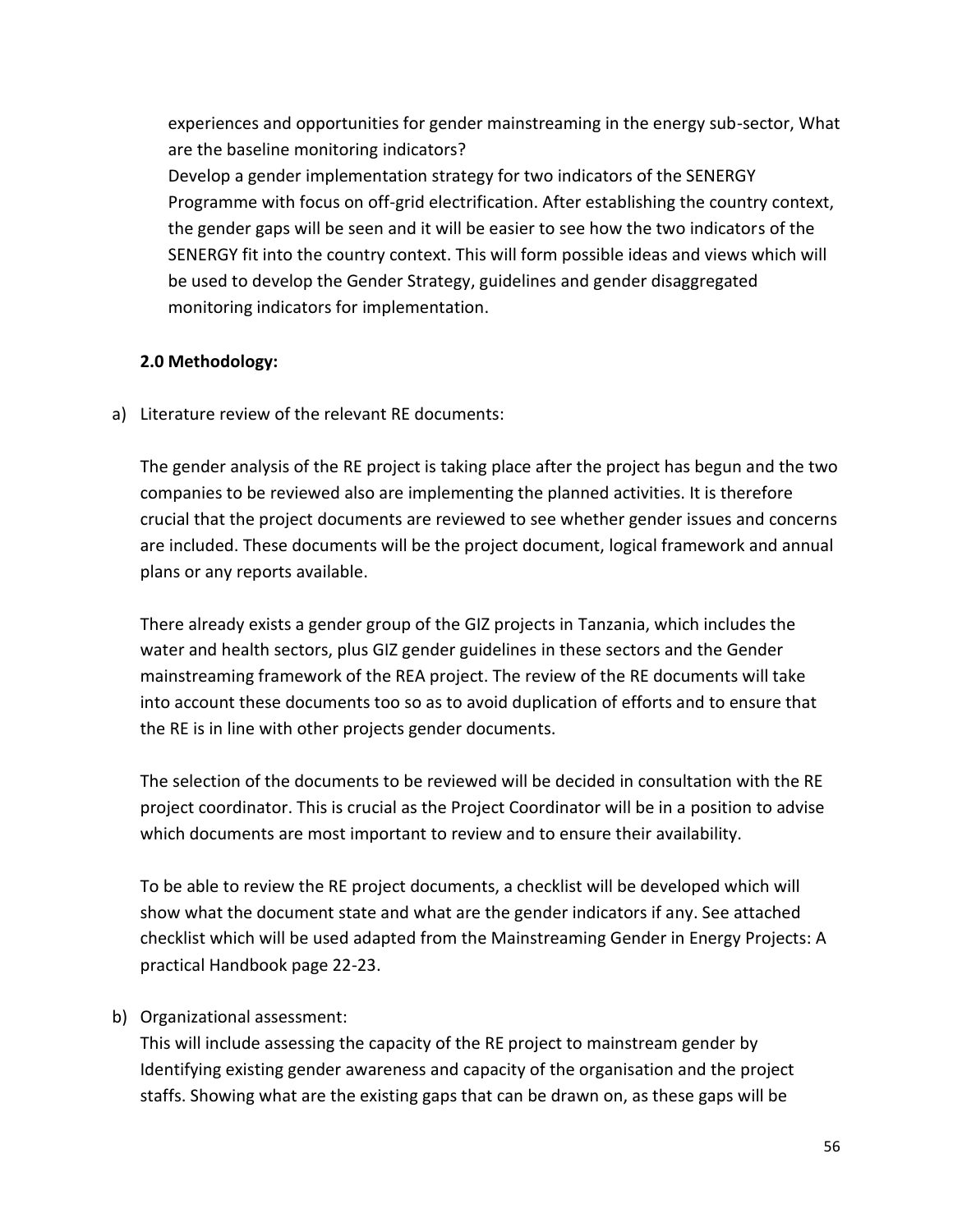experiences and opportunities for gender mainstreaming in the energy sub-sector, What are the baseline monitoring indicators?

Develop a gender implementation strategy for two indicators of the SENERGY Programme with focus on off-grid electrification. After establishing the country context, the gender gaps will be seen and it will be easier to see how the two indicators of the SENERGY fit into the country context. This will form possible ideas and views which will be used to develop the Gender Strategy, guidelines and gender disaggregated monitoring indicators for implementation.

**2.0 Methodology:**

a) Literature review of the relevant RE documents:

The gender analysis of the RE project is taking place after the project has begun and the two companies to be reviewed also are implementing the planned activities. It is therefore crucial that the project documents are reviewed to see whether gender issues and concerns are included. These documents will be the project document, logical framework and annual plans or any reports available.

There already exists a gender group of the GIZ projects in Tanzania, which includes the water and health sectors, plus GIZ gender guidelines in these sectors and the Gender mainstreaming framework of the REA project. The review of the RE documents will take into account these documents too so as to avoid duplication of efforts and to ensure that the RE is in line with other projects gender documents.

The selection of the documents to be reviewed will be decided in consultation with the RE project coordinator. This is crucial as the Project Coordinator will be in a position to advise which documents are most important to review and to ensure their availability.

To be able to review the RE project documents, a checklist will be developed which will show what the document state and what are the gender indicators if any. See attached checklist which will be used adapted from the Mainstreaming Gender in Energy Projects: A practical Handbook page 22-23.

b) Organizational assessment:

This will include assessing the capacity of the RE project to mainstream gender by Identifying existing gender awareness and capacity of the organisation and the project staffs. Showing what are the existing gaps that can be drawn on, as these gaps will be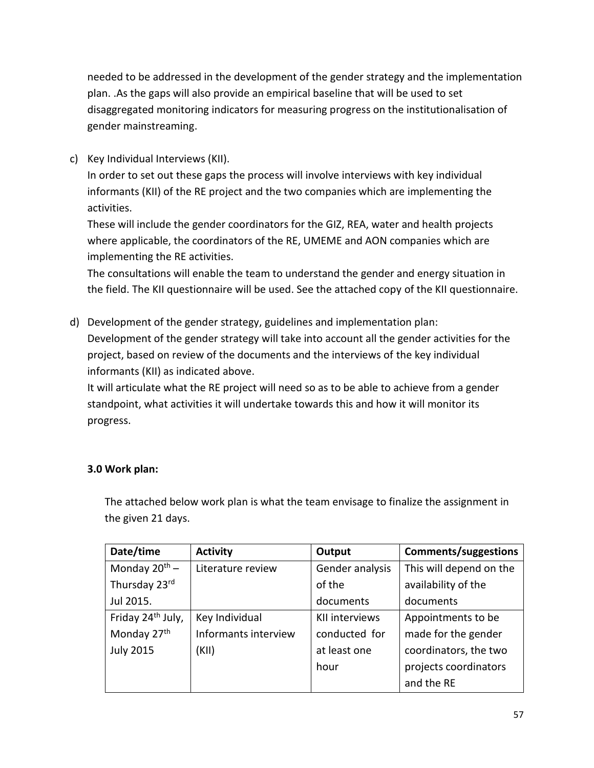needed to be addressed in the development of the gender strategy and the implementation plan. .As the gaps will also provide an empirical baseline that will be used to set disaggregated monitoring indicators for measuring progress on the institutionalisation of gender mainstreaming.

c) Key Individual Interviews (KII).
   In order to set out these gaps the process will involve interviews with key individual informants (KII) of the RE project and the two companies which are implementing the activities.
   These will include the gender coordinators for the GIZ, REA, water and health projects where applicable, the coordinators of the RE, UMEME and AON companies which are implementing the RE activities.
   The consultations will enable the team to understand the gender and energy situation in the field. The KII questionnaire will be used. See the attached copy of the KII questionnaire.

d) Development of the gender strategy, guidelines and implementation plan:
   Development of the gender strategy will take into account all the gender activities for the project, based on review of the documents and the interviews of the key individual informants (KII) as indicated above.
   It will articulate what the RE project will need so as to be able to achieve from a gender standpoint, what activities it will undertake towards this and how it will monitor its progress.

**3.0 Work plan:**

The attached below work plan is what the team envisage to finalize the assignment in the given 21 days.

| Date/time | Activity | Output | Comments/suggestions |
|---|---|---|---|
| Monday 20th – Thursday 23rd Jul 2015. | Literature review | Gender analysis of the documents | This will depend on the availability of the documents |
| Friday 24th July, Monday 27th July 2015 | Key Individual Informants interview (KII) | KII interviews conducted for at least one hour | Appointments to be made for the gender coordinators, the two projects coordinators and the RE |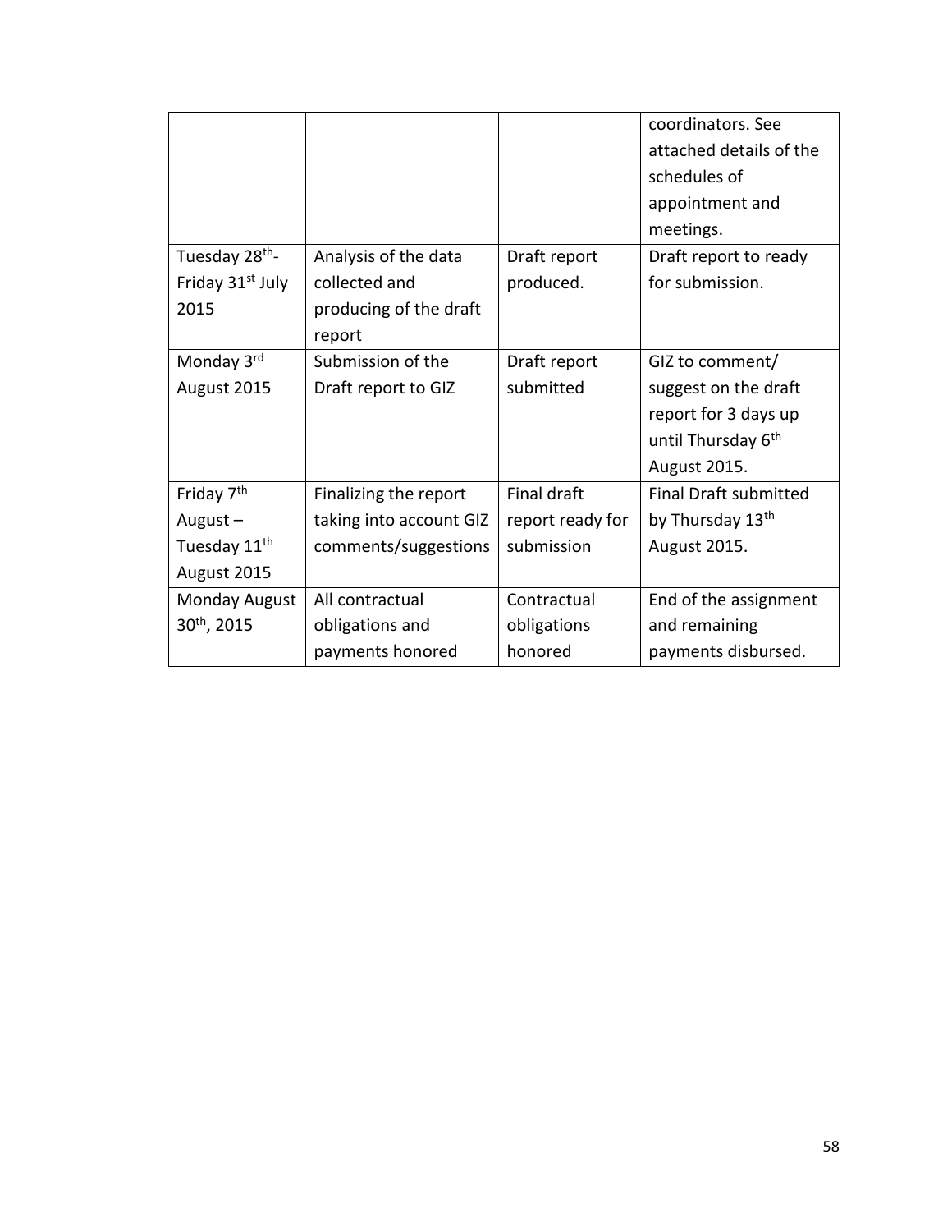| | | | coordinators. See attached details of the schedules of appointment and meetings. |
|---|---|---|---|
| Tuesday 28th- Friday 31st July 2015 | Analysis of the data collected and producing of the draft report | Draft report produced. | Draft report to ready for submission. |
| Monday 3rd August 2015 | Submission of the Draft report to GIZ | Draft report submitted | GIZ to comment/ suggest on the draft report for 3 days up until Thursday 6th August 2015. |
| Friday 7th August – Tuesday 11th August 2015 | Finalizing the report taking into account GIZ comments/suggestions | Final draft report ready for submission | Final Draft submitted by Thursday 13th August 2015. |
| Monday August 30th, 2015 | All contractual obligations and payments honored | Contractual obligations honored | End of the assignment and remaining payments disbursed. |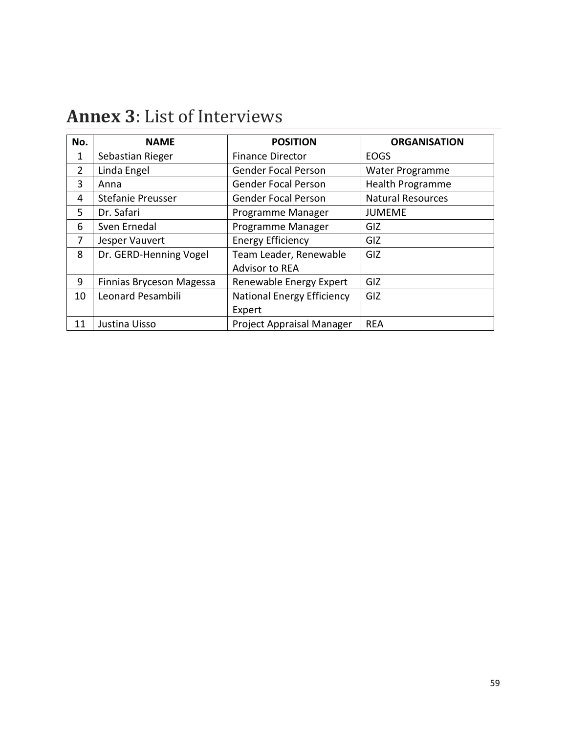# **Annex 3**: List of Interviews

| No. | NAME | POSITION | ORGANISATION |
|---|---|---|---|
| 1 | Sebastian Rieger | Finance Director | EOGS |
| 2 | Linda Engel | Gender Focal Person | Water Programme |
| 3 | Anna | Gender Focal Person | Health Programme |
| 4 | Stefanie Preusser | Gender Focal Person | Natural Resources |
| 5 | Dr. Safari | Programme Manager | JUMEME |
| 6 | Sven Ernedal | Programme Manager | GIZ |
| 7 | Jesper Vauvert | Energy Efficiency | GIZ |
| 8 | Dr. GERD-Henning Vogel | Team Leader, Renewable Advisor to REA | GIZ |
| 9 | Finnias Bryceson Magessa | Renewable Energy Expert | GIZ |
| 10 | Leonard Pesambili | National Energy Efficiency Expert | GIZ |
| 11 | Justina Uisso | Project Appraisal Manager | REA |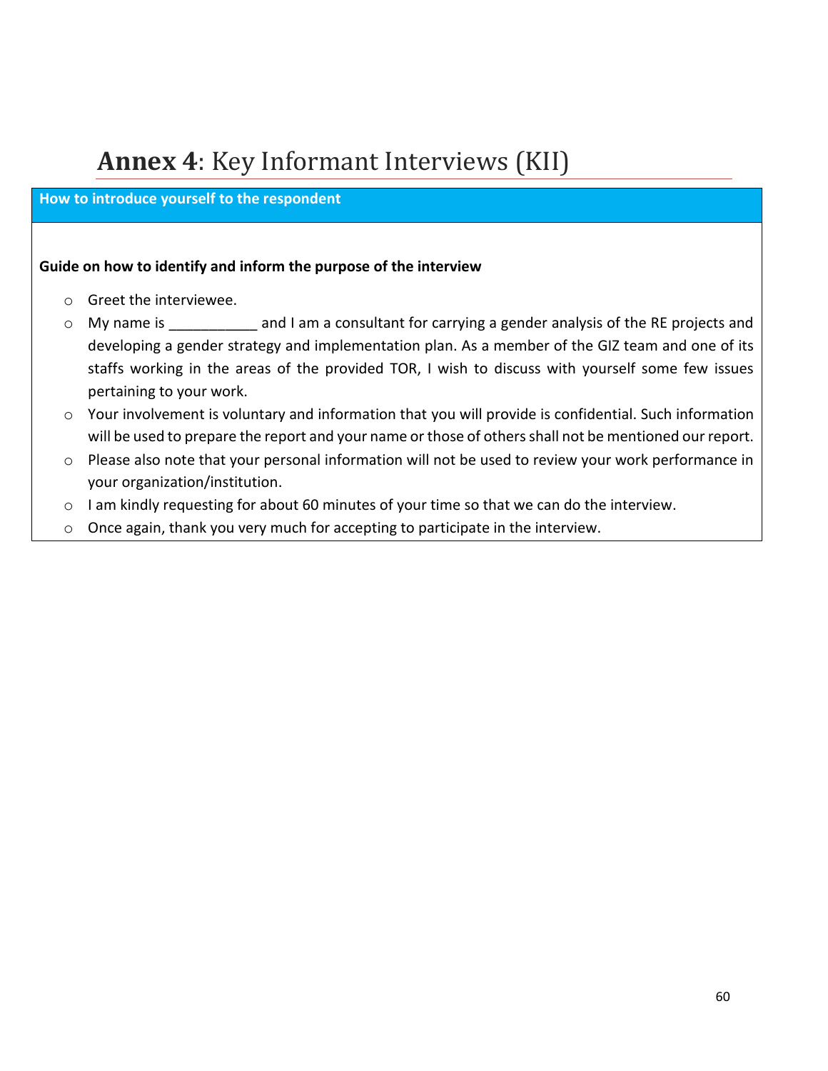# **Annex 4**: Key Informant Interviews (KII)

**How to introduce yourself to the respondent**

**Guide on how to identify and inform the purpose of the interview**

- Greet the interviewee.
- My name is ___________ and I am a consultant for carrying a gender analysis of the RE projects and developing a gender strategy and implementation plan. As a member of the GIZ team and one of its staffs working in the areas of the provided TOR, I wish to discuss with yourself some few issues pertaining to your work.
- Your involvement is voluntary and information that you will provide is confidential. Such information will be used to prepare the report and your name or those of others shall not be mentioned our report.
- Please also note that your personal information will not be used to review your work performance in your organization/institution.
- I am kindly requesting for about 60 minutes of your time so that we can do the interview.
- Once again, thank you very much for accepting to participate in the interview.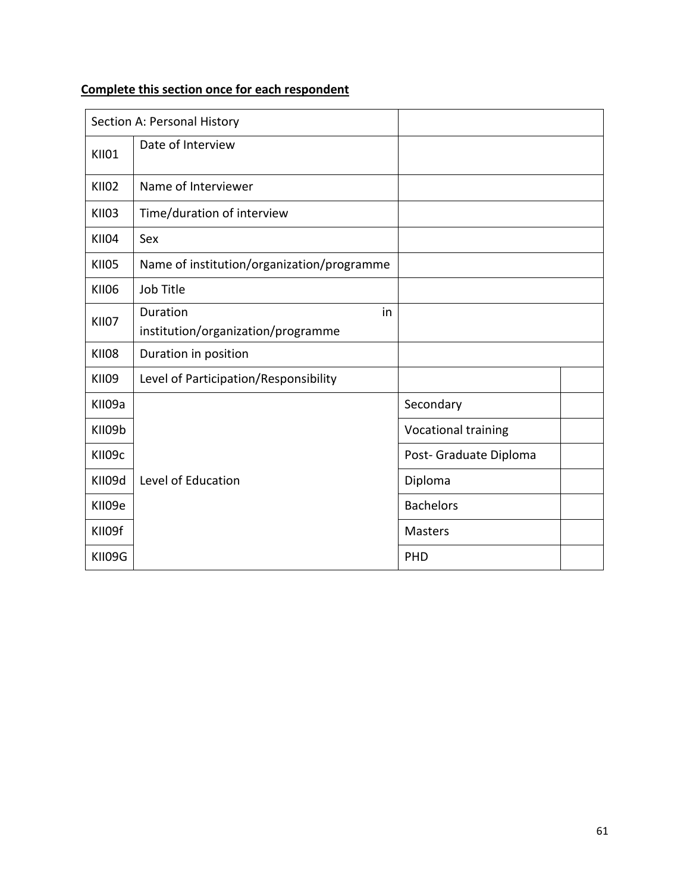**Complete this section once for each respondent**

| Section A: Personal History | | | |
|---|---|---|---|
| KII01 | Date of Interview | | |
| KII02 | Name of Interviewer | | |
| KII03 | Time/duration of interview | | |
| KII04 | Sex | | |
| KII05 | Name of institution/organization/programme | | |
| KII06 | Job Title | | |
| KII07 | Duration in institution/organization/programme | | |
| KII08 | Duration in position | | |
| KII09 | Level of Participation/Responsibility | | |
| KII09a | Level of Education | Secondary | |
| KII09b | | Vocational training | |
| KII09c | | Post- Graduate Diploma | |
| KII09d | | Diploma | |
| KII09e | | Bachelors | |
| KII09f | | Masters | |
| KII09G | | PHD | |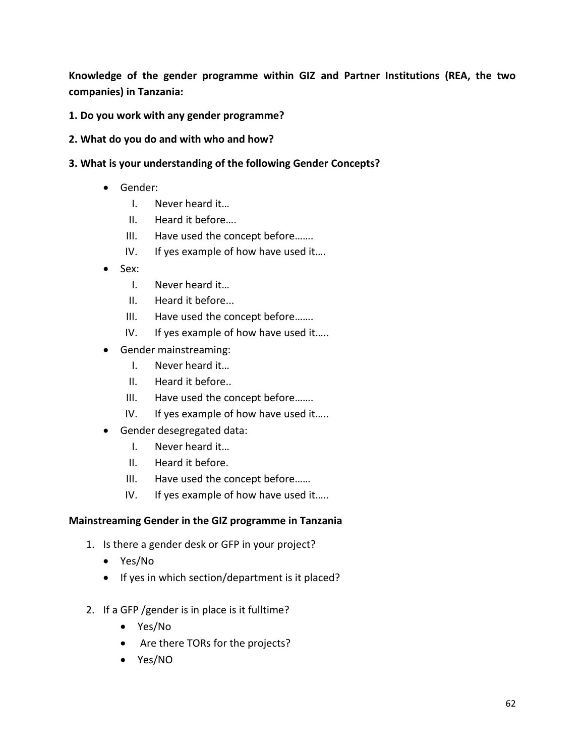**Knowledge of the gender programme within GIZ and Partner Institutions (REA, the two companies) in Tanzania:**

**1. Do you work with any gender programme?**

**2. What do you do and with who and how?**

**3. What is your understanding of the following Gender Concepts?**

- Gender:
  - I. Never heard it…
  - II. Heard it before….
  - III. Have used the concept before…….
  - IV. If yes example of how have used it….
- Sex:
  - I. Never heard it…
  - II. Heard it before...
  - III. Have used the concept before…….
  - IV. If yes example of how have used it…..
- Gender mainstreaming:
  - I. Never heard it…
  - II. Heard it before..
  - III. Have used the concept before…….
  - IV. If yes example of how have used it…..
- Gender desegregated data:
  - I. Never heard it…
  - II. Heard it before.
  - III. Have used the concept before……
  - IV. If yes example of how have used it…..

**Mainstreaming Gender in the GIZ programme in Tanzania**

1. Is there a gender desk or GFP in your project?
   - Yes/No
   - If yes in which section/department is it placed?

2. If a GFP /gender is in place is it fulltime?
   - Yes/No
   - Are there TORs for the projects?
   - Yes/NO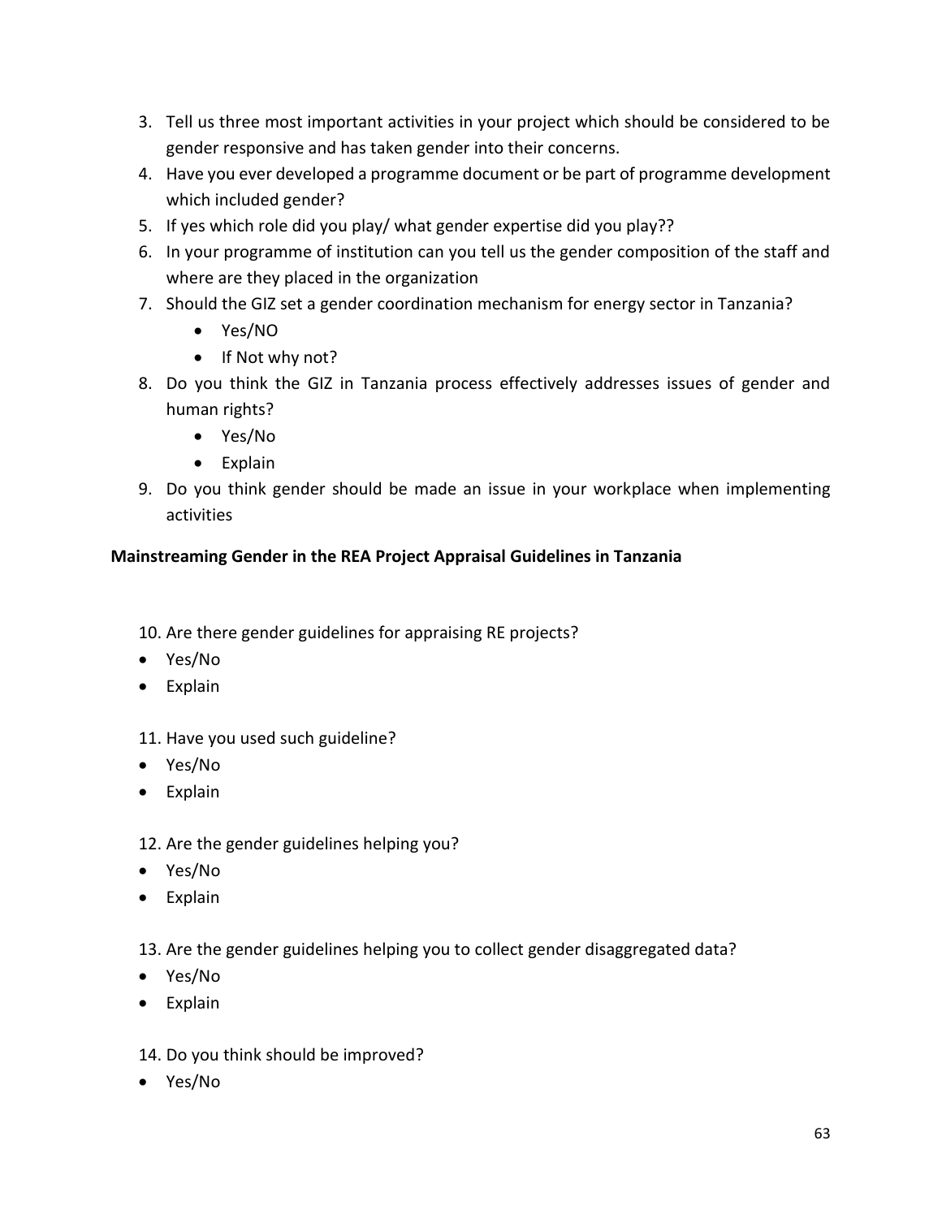3. Tell us three most important activities in your project which should be considered to be gender responsive and has taken gender into their concerns.
4. Have you ever developed a programme document or be part of programme development which included gender?
5. If yes which role did you play/ what gender expertise did you play??
6. In your programme of institution can you tell us the gender composition of the staff and where are they placed in the organization
7. Should the GIZ set a gender coordination mechanism for energy sector in Tanzania?
    - Yes/NO
    - If Not why not?
8. Do you think the GIZ in Tanzania process effectively addresses issues of gender and human rights?
    - Yes/No
    - Explain
9. Do you think gender should be made an issue in your workplace when implementing activities

**Mainstreaming Gender in the REA Project Appraisal Guidelines in Tanzania**

10. Are there gender guidelines for appraising RE projects?

- Yes/No
- Explain

11. Have you used such guideline?

- Yes/No
- Explain

12. Are the gender guidelines helping you?

- Yes/No
- Explain

13. Are the gender guidelines helping you to collect gender disaggregated data?

- Yes/No
- Explain

14. Do you think should be improved?

- Yes/No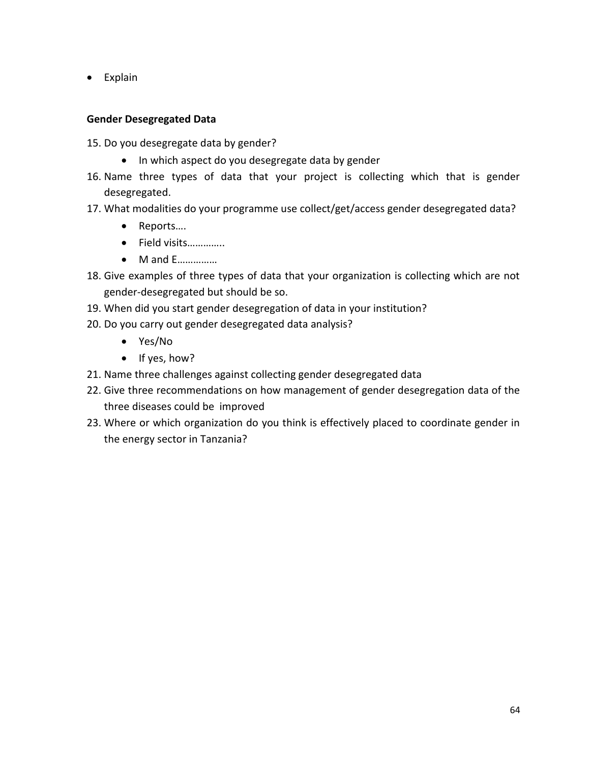- Explain

**Gender Desegregated Data**

15. Do you desegregate data by gender?
    - In which aspect do you desegregate data by gender
16. Name three types of data that your project is collecting which that is gender desegregated.
17. What modalities do your programme use collect/get/access gender desegregated data?
    - Reports….
    - Field visits…………..
    - M and E……………
18. Give examples of three types of data that your organization is collecting which are not gender-desegregated but should be so.
19. When did you start gender desegregation of data in your institution?
20. Do you carry out gender desegregated data analysis?
    - Yes/No
    - If yes, how?
21. Name three challenges against collecting gender desegregated data
22. Give three recommendations on how management of gender desegregation data of the three diseases could be improved
23. Where or which organization do you think is effectively placed to coordinate gender in the energy sector in Tanzania?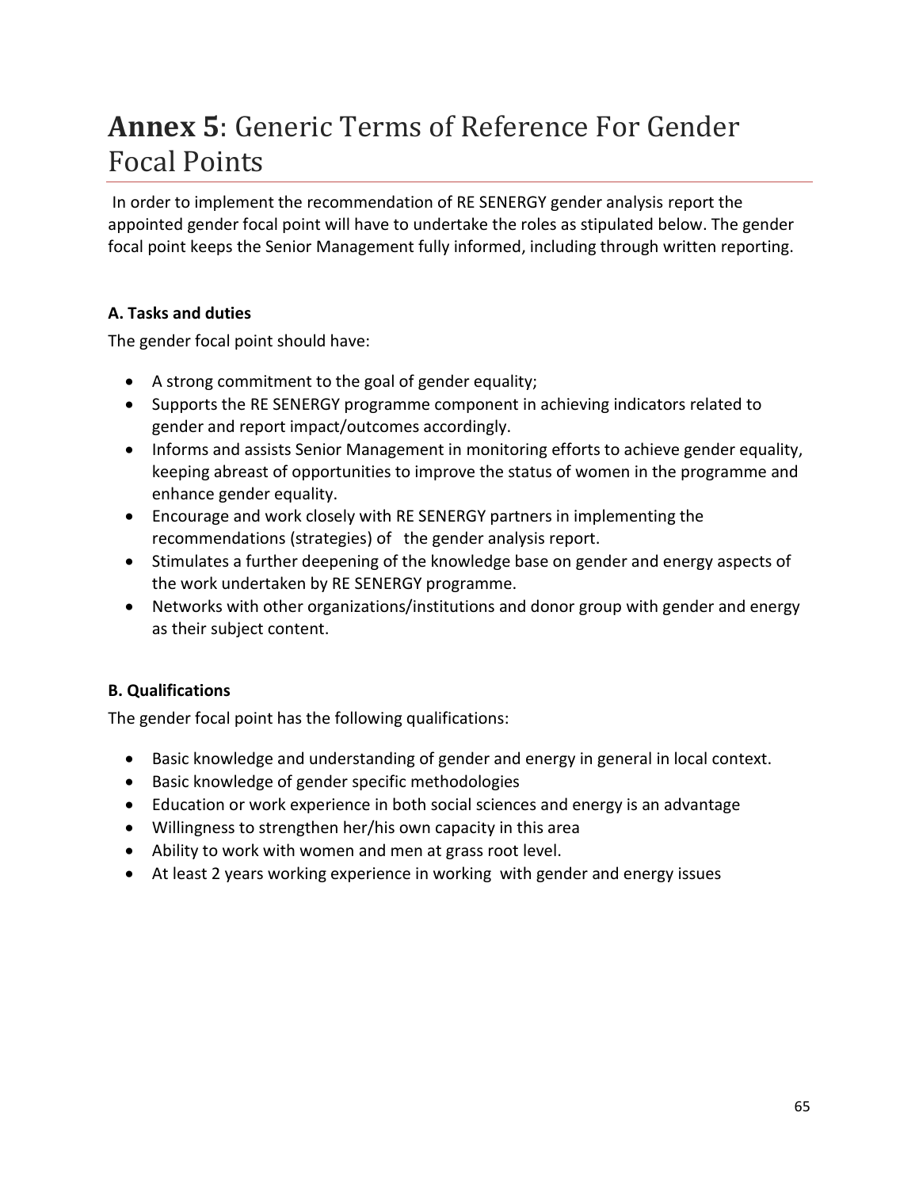# **Annex 5**: Generic Terms of Reference For Gender Focal Points

In order to implement the recommendation of RE SENERGY gender analysis report the appointed gender focal point will have to undertake the roles as stipulated below. The gender focal point keeps the Senior Management fully informed, including through written reporting.

**A. Tasks and duties**

The gender focal point should have:

- A strong commitment to the goal of gender equality;
- Supports the RE SENERGY programme component in achieving indicators related to gender and report impact/outcomes accordingly.
- Informs and assists Senior Management in monitoring efforts to achieve gender equality, keeping abreast of opportunities to improve the status of women in the programme and enhance gender equality.
- Encourage and work closely with RE SENERGY partners in implementing the recommendations (strategies) of the gender analysis report.
- Stimulates a further deepening of the knowledge base on gender and energy aspects of the work undertaken by RE SENERGY programme.
- Networks with other organizations/institutions and donor group with gender and energy as their subject content.

**B. Qualifications**

The gender focal point has the following qualifications:

- Basic knowledge and understanding of gender and energy in general in local context.
- Basic knowledge of gender specific methodologies
- Education or work experience in both social sciences and energy is an advantage
- Willingness to strengthen her/his own capacity in this area
- Ability to work with women and men at grass root level.
- At least 2 years working experience in working with gender and energy issues